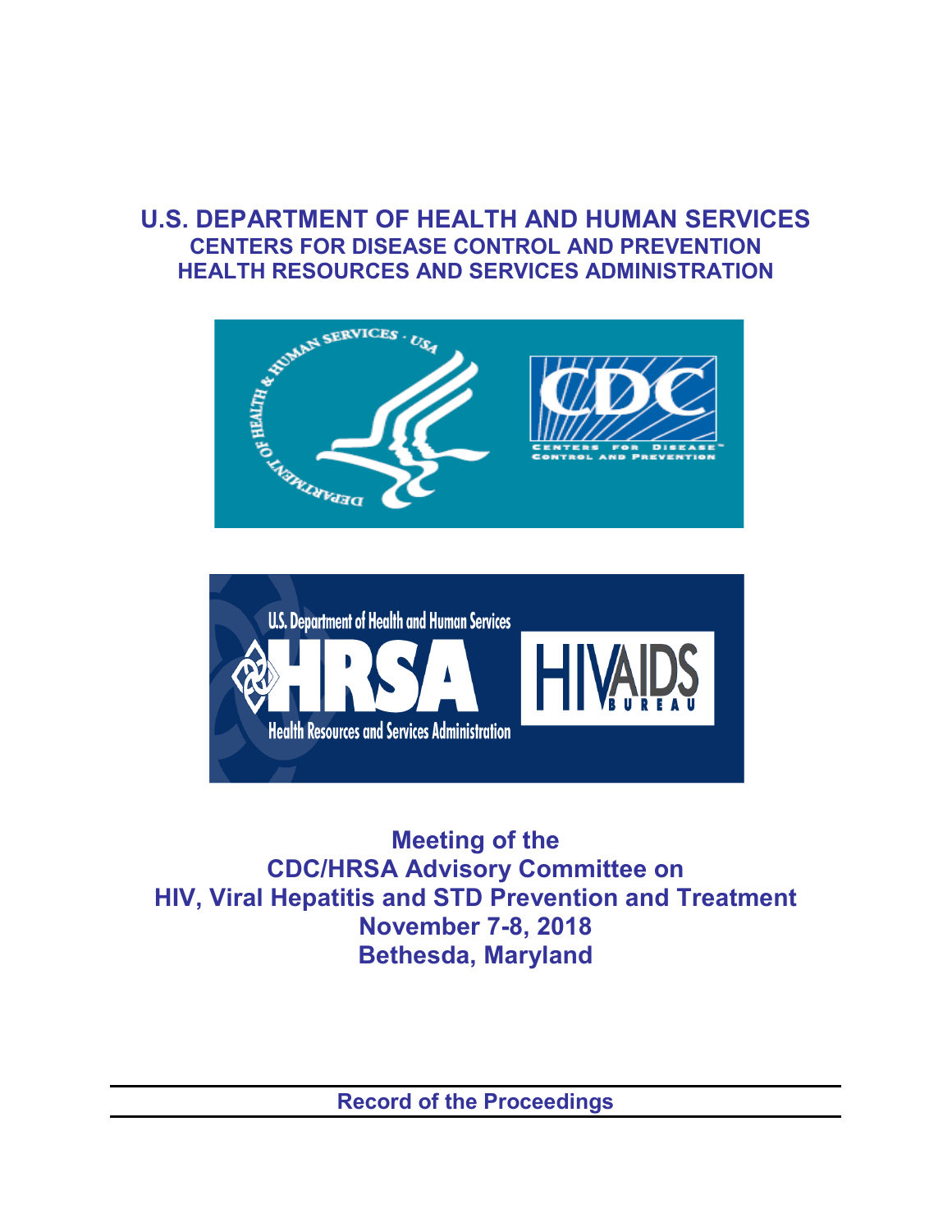# U.S. DEPARTMENT OF HEALTH AND HUMAN SERVICES
## CENTERS FOR DISEASE CONTROL AND PREVENTION
## HEALTH RESOURCES AND SERVICES ADMINISTRATION

# Meeting of the CDC/HRSA Advisory Committee on HIV, Viral Hepatitis and STD Prevention and Treatment
## November 7-8, 2018
## Bethesda, Maryland

---

**Record of the Proceedings**

---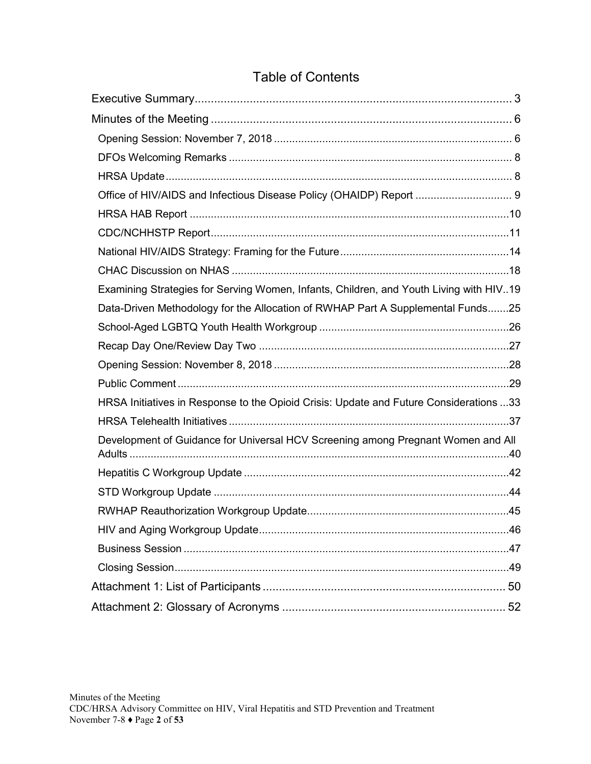# Table of Contents

Executive Summary ........................................................................................ 3

Minutes of the Meeting ................................................................................... 6

- Opening Session: November 7, 2018 ............................................................... 6
- DFOs Welcoming Remarks ............................................................................. 8
- HRSA Update .............................................................................................. 8
- Office of HIV/AIDS and Infectious Disease Policy (OHAIDP) Report ................................ 9
- HRSA HAB Report ....................................................................................... 10
- CDC/NCHHSTP Report .................................................................................. 11
- National HIV/AIDS Strategy: Framing for the Future ........................................................ 14
- CHAC Discussion on NHAS ........................................................................... 18
- Examining Strategies for Serving Women, Infants, Children, and Youth Living with HIV..19
- Data-Driven Methodology for the Allocation of RWHAP Part A Supplemental Funds.......25
- School-Aged LGBTQ Youth Health Workgroup ............................................................ 26
- Recap Day One/Review Day Two ...................................................................... 27
- Opening Session: November 8, 2018 ............................................................... 28
- Public Comment ......................................................................................... 29
- HRSA Initiatives in Response to the Opioid Crisis: Update and Future Considerations ...33
- HRSA Telehealth Initiatives ............................................................................ 37
- Development of Guidance for Universal HCV Screening among Pregnant Women and All Adults ...................................................................................................... 40
- Hepatitis C Workgroup Update ........................................................................ 42
- STD Workgroup Update ................................................................................. 44
- RWHAP Reauthorization Workgroup Update.................................................................. 45
- HIV and Aging Workgroup Update.................................................................................. 46
- Business Session ........................................................................................ 47
- Closing Session........................................................................................... 49

Attachment 1: List of Participants ........................................................................... 50

Attachment 2: Glossary of Acronyms ..................................................................... 52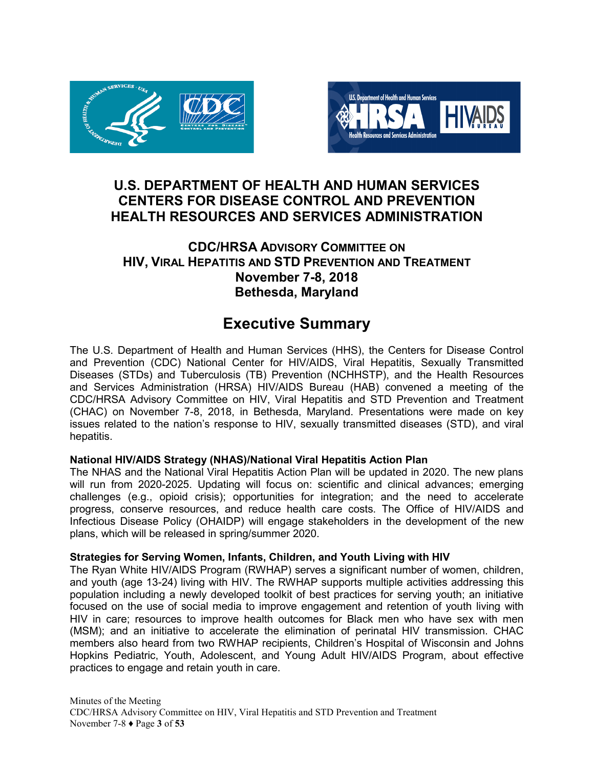# U.S. DEPARTMENT OF HEALTH AND HUMAN SERVICES
# CENTERS FOR DISEASE CONTROL AND PREVENTION
# HEALTH RESOURCES AND SERVICES ADMINISTRATION

## CDC/HRSA ADVISORY COMMITTEE ON HIV, VIRAL HEPATITIS AND STD PREVENTION AND TREATMENT
## November 7-8, 2018
## Bethesda, Maryland

# Executive Summary

The U.S. Department of Health and Human Services (HHS), the Centers for Disease Control and Prevention (CDC) National Center for HIV/AIDS, Viral Hepatitis, Sexually Transmitted Diseases (STDs) and Tuberculosis (TB) Prevention (NCHHSTP), and the Health Resources and Services Administration (HRSA) HIV/AIDS Bureau (HAB) convened a meeting of the CDC/HRSA Advisory Committee on HIV, Viral Hepatitis and STD Prevention and Treatment (CHAC) on November 7-8, 2018, in Bethesda, Maryland. Presentations were made on key issues related to the nation's response to HIV, sexually transmitted diseases (STD), and viral hepatitis.

**National HIV/AIDS Strategy (NHAS)/National Viral Hepatitis Action Plan**

The NHAS and the National Viral Hepatitis Action Plan will be updated in 2020. The new plans will run from 2020-2025. Updating will focus on: scientific and clinical advances; emerging challenges (e.g., opioid crisis); opportunities for integration; and the need to accelerate progress, conserve resources, and reduce health care costs. The Office of HIV/AIDS and Infectious Disease Policy (OHAIDP) will engage stakeholders in the development of the new plans, which will be released in spring/summer 2020.

**Strategies for Serving Women, Infants, Children, and Youth Living with HIV**

The Ryan White HIV/AIDS Program (RWHAP) serves a significant number of women, children, and youth (age 13-24) living with HIV. The RWHAP supports multiple activities addressing this population including a newly developed toolkit of best practices for serving youth; an initiative focused on the use of social media to improve engagement and retention of youth living with HIV in care; resources to improve health outcomes for Black men who have sex with men (MSM); and an initiative to accelerate the elimination of perinatal HIV transmission. CHAC members also heard from two RWHAP recipients, Children's Hospital of Wisconsin and Johns Hopkins Pediatric, Youth, Adolescent, and Young Adult HIV/AIDS Program, about effective practices to engage and retain youth in care.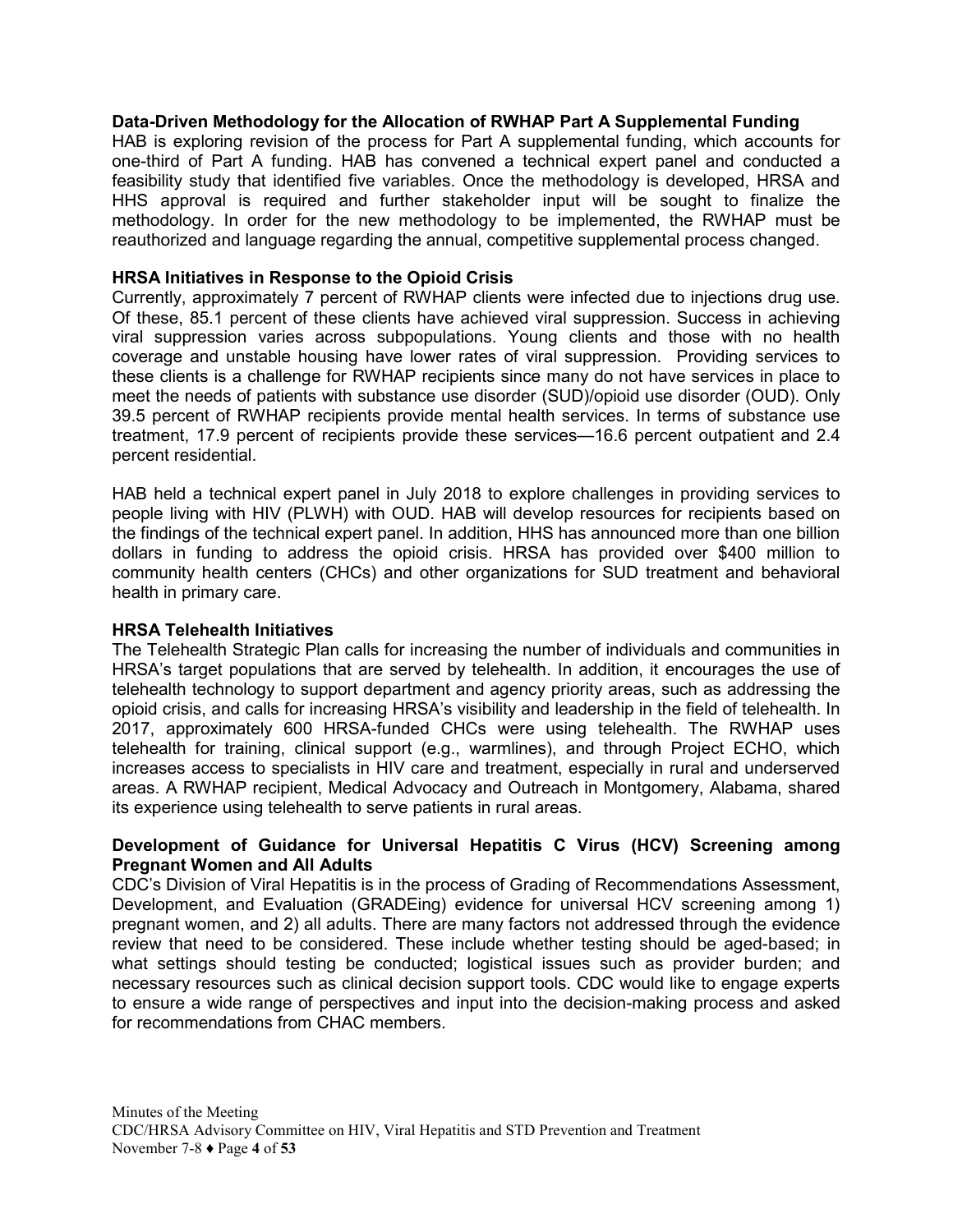**Data-Driven Methodology for the Allocation of RWHAP Part A Supplemental Funding**

HAB is exploring revision of the process for Part A supplemental funding, which accounts for one-third of Part A funding. HAB has convened a technical expert panel and conducted a feasibility study that identified five variables. Once the methodology is developed, HRSA and HHS approval is required and further stakeholder input will be sought to finalize the methodology. In order for the new methodology to be implemented, the RWHAP must be reauthorized and language regarding the annual, competitive supplemental process changed.

**HRSA Initiatives in Response to the Opioid Crisis**

Currently, approximately 7 percent of RWHAP clients were infected due to injections drug use. Of these, 85.1 percent of these clients have achieved viral suppression. Success in achieving viral suppression varies across subpopulations. Young clients and those with no health coverage and unstable housing have lower rates of viral suppression. Providing services to these clients is a challenge for RWHAP recipients since many do not have services in place to meet the needs of patients with substance use disorder (SUD)/opioid use disorder (OUD). Only 39.5 percent of RWHAP recipients provide mental health services. In terms of substance use treatment, 17.9 percent of recipients provide these services—16.6 percent outpatient and 2.4 percent residential.

HAB held a technical expert panel in July 2018 to explore challenges in providing services to people living with HIV (PLWH) with OUD. HAB will develop resources for recipients based on the findings of the technical expert panel. In addition, HHS has announced more than one billion dollars in funding to address the opioid crisis. HRSA has provided over $400 million to community health centers (CHCs) and other organizations for SUD treatment and behavioral health in primary care.

**HRSA Telehealth Initiatives**

The Telehealth Strategic Plan calls for increasing the number of individuals and communities in HRSA's target populations that are served by telehealth. In addition, it encourages the use of telehealth technology to support department and agency priority areas, such as addressing the opioid crisis, and calls for increasing HRSA's visibility and leadership in the field of telehealth. In 2017, approximately 600 HRSA-funded CHCs were using telehealth. The RWHAP uses telehealth for training, clinical support (e.g., warmlines), and through Project ECHO, which increases access to specialists in HIV care and treatment, especially in rural and underserved areas. A RWHAP recipient, Medical Advocacy and Outreach in Montgomery, Alabama, shared its experience using telehealth to serve patients in rural areas.

**Development of Guidance for Universal Hepatitis C Virus (HCV) Screening among Pregnant Women and All Adults**

CDC's Division of Viral Hepatitis is in the process of Grading of Recommendations Assessment, Development, and Evaluation (GRADEing) evidence for universal HCV screening among 1) pregnant women, and 2) all adults. There are many factors not addressed through the evidence review that need to be considered. These include whether testing should be aged-based; in what settings should testing be conducted; logistical issues such as provider burden; and necessary resources such as clinical decision support tools. CDC would like to engage experts to ensure a wide range of perspectives and input into the decision-making process and asked for recommendations from CHAC members.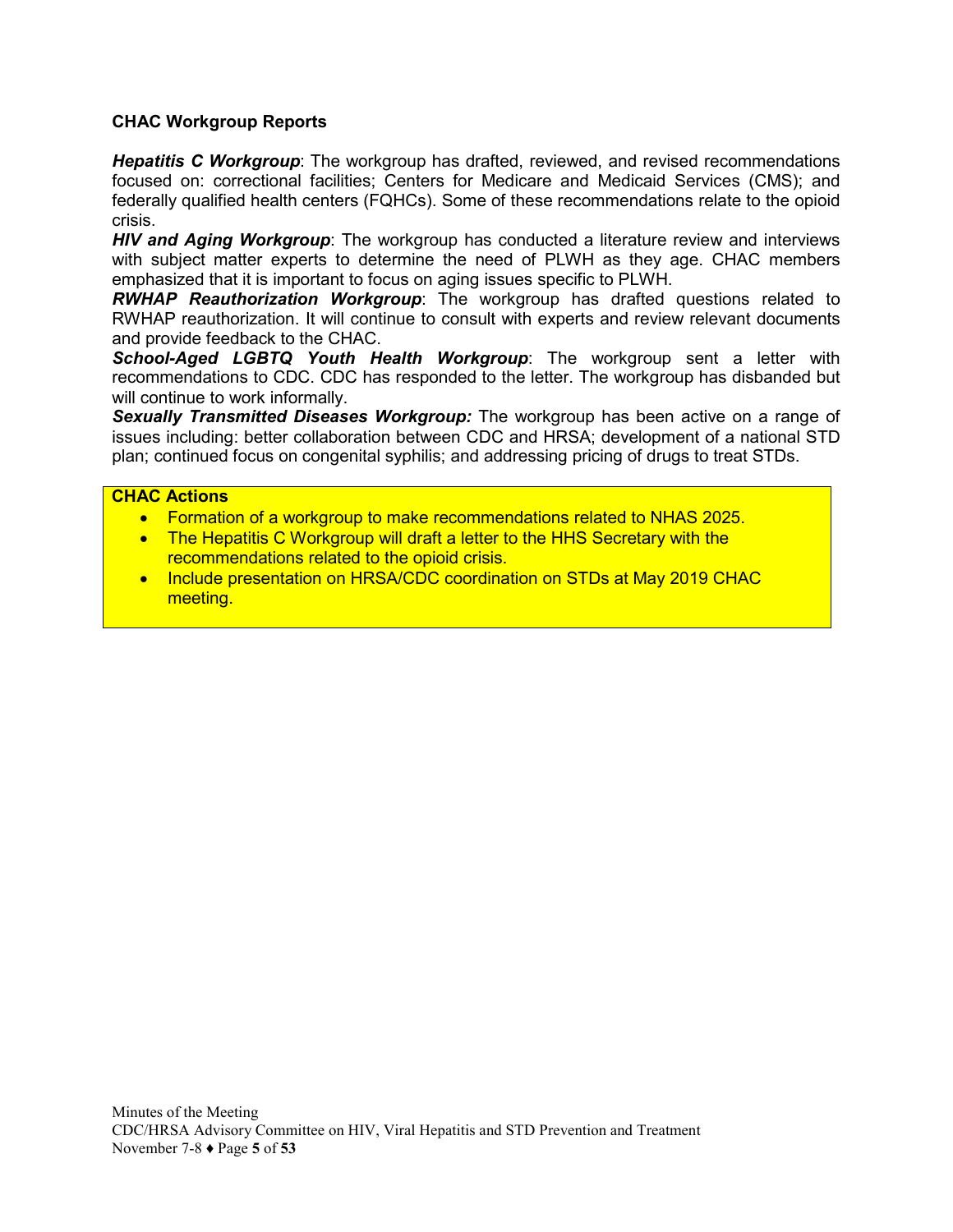**CHAC Workgroup Reports**

***Hepatitis C Workgroup***: The workgroup has drafted, reviewed, and revised recommendations focused on: correctional facilities; Centers for Medicare and Medicaid Services (CMS); and federally qualified health centers (FQHCs). Some of these recommendations relate to the opioid crisis.

***HIV and Aging Workgroup***: The workgroup has conducted a literature review and interviews with subject matter experts to determine the need of PLWH as they age. CHAC members emphasized that it is important to focus on aging issues specific to PLWH.

***RWHAP Reauthorization Workgroup***: The workgroup has drafted questions related to RWHAP reauthorization. It will continue to consult with experts and review relevant documents and provide feedback to the CHAC.

***School-Aged LGBTQ Youth Health Workgroup***: The workgroup sent a letter with recommendations to CDC. CDC has responded to the letter. The workgroup has disbanded but will continue to work informally.

***Sexually Transmitted Diseases Workgroup:*** The workgroup has been active on a range of issues including: better collaboration between CDC and HRSA; development of a national STD plan; continued focus on congenital syphilis; and addressing pricing of drugs to treat STDs.

**CHAC Actions**

- Formation of a workgroup to make recommendations related to NHAS 2025.
- The Hepatitis C Workgroup will draft a letter to the HHS Secretary with the recommendations related to the opioid crisis.
- Include presentation on HRSA/CDC coordination on STDs at May 2019 CHAC meeting.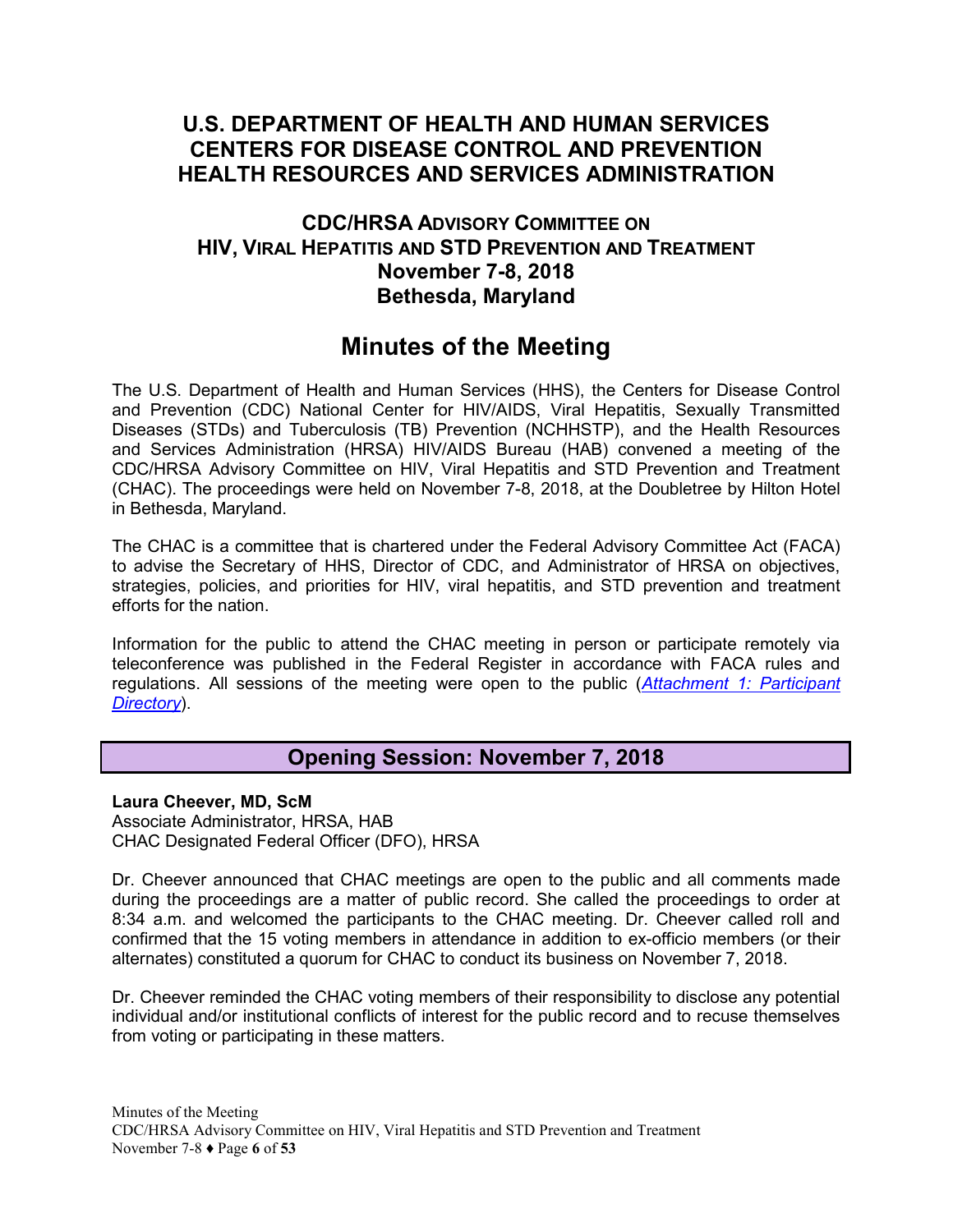# U.S. DEPARTMENT OF HEALTH AND HUMAN SERVICES
# CENTERS FOR DISEASE CONTROL AND PREVENTION
# HEALTH RESOURCES AND SERVICES ADMINISTRATION

## CDC/HRSA ADVISORY COMMITTEE ON HIV, VIRAL HEPATITIS AND STD PREVENTION AND TREATMENT
## November 7-8, 2018
## Bethesda, Maryland

# Minutes of the Meeting

The U.S. Department of Health and Human Services (HHS), the Centers for Disease Control and Prevention (CDC) National Center for HIV/AIDS, Viral Hepatitis, Sexually Transmitted Diseases (STDs) and Tuberculosis (TB) Prevention (NCHHSTP), and the Health Resources and Services Administration (HRSA) HIV/AIDS Bureau (HAB) convened a meeting of the CDC/HRSA Advisory Committee on HIV, Viral Hepatitis and STD Prevention and Treatment (CHAC). The proceedings were held on November 7-8, 2018, at the Doubletree by Hilton Hotel in Bethesda, Maryland.

The CHAC is a committee that is chartered under the Federal Advisory Committee Act (FACA) to advise the Secretary of HHS, Director of CDC, and Administrator of HRSA on objectives, strategies, policies, and priorities for HIV, viral hepatitis, and STD prevention and treatment efforts for the nation.

Information for the public to attend the CHAC meeting in person or participate remotely via teleconference was published in the Federal Register in accordance with FACA rules and regulations. All sessions of the meeting were open to the public (*Attachment 1: Participant Directory*).

## Opening Session: November 7, 2018

**Laura Cheever, MD, ScM**
Associate Administrator, HRSA, HAB
CHAC Designated Federal Officer (DFO), HRSA

Dr. Cheever announced that CHAC meetings are open to the public and all comments made during the proceedings are a matter of public record. She called the proceedings to order at 8:34 a.m. and welcomed the participants to the CHAC meeting. Dr. Cheever called roll and confirmed that the 15 voting members in attendance in addition to ex-officio members (or their alternates) constituted a quorum for CHAC to conduct its business on November 7, 2018.

Dr. Cheever reminded the CHAC voting members of their responsibility to disclose any potential individual and/or institutional conflicts of interest for the public record and to recuse themselves from voting or participating in these matters.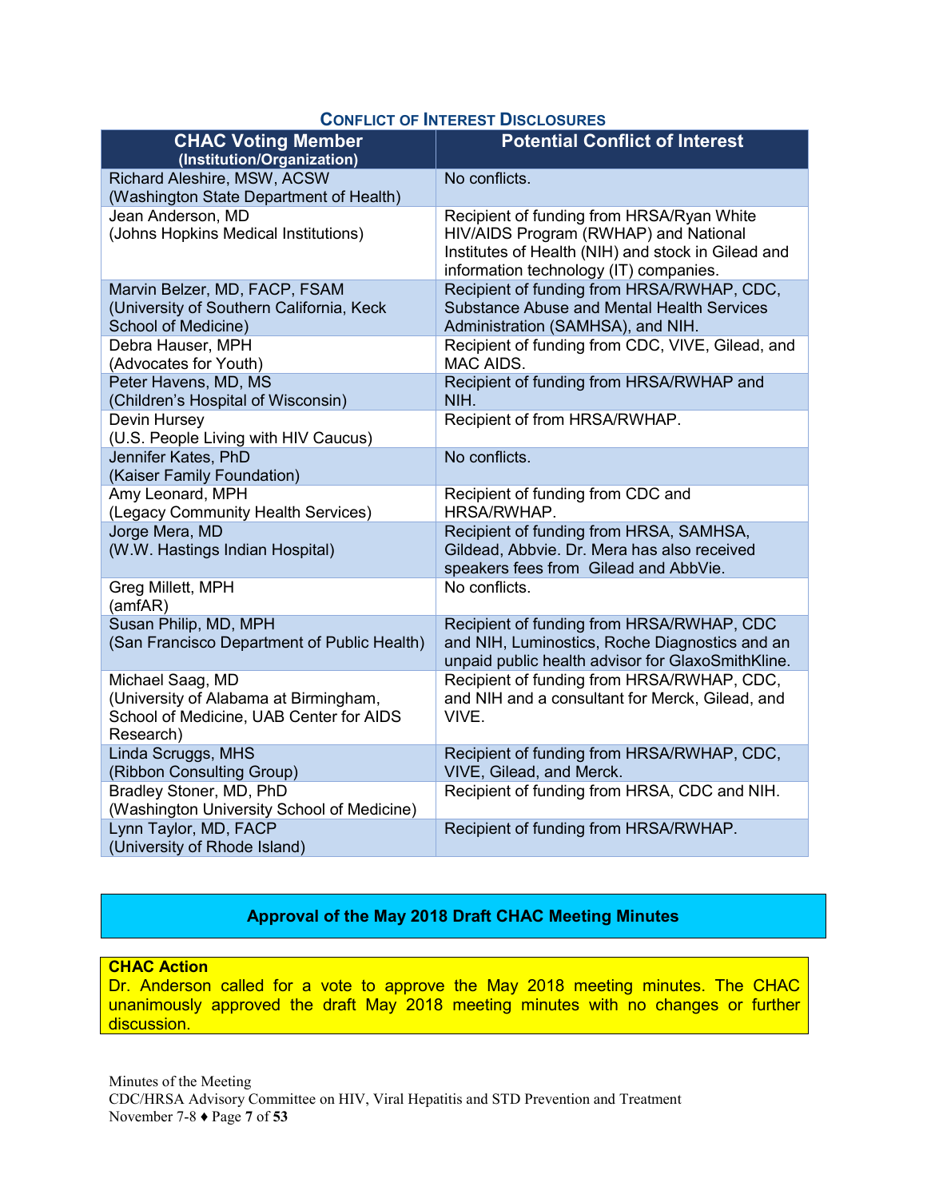### CONFLICT OF INTEREST DISCLOSURES

| CHAC Voting Member (Institution/Organization) | Potential Conflict of Interest |
|---|---|
| Richard Aleshire, MSW, ACSW (Washington State Department of Health) | No conflicts. |
| Jean Anderson, MD (Johns Hopkins Medical Institutions) | Recipient of funding from HRSA/Ryan White HIV/AIDS Program (RWHAP) and National Institutes of Health (NIH) and stock in Gilead and information technology (IT) companies. |
| Marvin Belzer, MD, FACP, FSAM (University of Southern California, Keck School of Medicine) | Recipient of funding from HRSA/RWHAP, CDC, Substance Abuse and Mental Health Services Administration (SAMHSA), and NIH. |
| Debra Hauser, MPH (Advocates for Youth) | Recipient of funding from CDC, VIVE, Gilead, and MAC AIDS. |
| Peter Havens, MD, MS (Children's Hospital of Wisconsin) | Recipient of funding from HRSA/RWHAP and NIH. |
| Devin Hursey (U.S. People Living with HIV Caucus) | Recipient of from HRSA/RWHAP. |
| Jennifer Kates, PhD (Kaiser Family Foundation) | No conflicts. |
| Amy Leonard, MPH (Legacy Community Health Services) | Recipient of funding from CDC and HRSA/RWHAP. |
| Jorge Mera, MD (W.W. Hastings Indian Hospital) | Recipient of funding from HRSA, SAMHSA, Gildead, Abbvie. Dr. Mera has also received speakers fees from Gilead and AbbVie. |
| Greg Millett, MPH (amfAR) | No conflicts. |
| Susan Philip, MD, MPH (San Francisco Department of Public Health) | Recipient of funding from HRSA/RWHAP, CDC and NIH, Luminostics, Roche Diagnostics and an unpaid public health advisor for GlaxoSmithKline. |
| Michael Saag, MD (University of Alabama at Birmingham, School of Medicine, UAB Center for AIDS Research) | Recipient of funding from HRSA/RWHAP, CDC, and NIH and a consultant for Merck, Gilead, and VIVE. |
| Linda Scruggs, MHS (Ribbon Consulting Group) | Recipient of funding from HRSA/RWHAP, CDC, VIVE, Gilead, and Merck. |
| Bradley Stoner, MD, PhD (Washington University School of Medicine) | Recipient of funding from HRSA, CDC and NIH. |
| Lynn Taylor, MD, FACP (University of Rhode Island) | Recipient of funding from HRSA/RWHAP. |

## Approval of the May 2018 Draft CHAC Meeting Minutes

**CHAC Action**

Dr. Anderson called for a vote to approve the May 2018 meeting minutes. The CHAC unanimously approved the draft May 2018 meeting minutes with no changes or further discussion.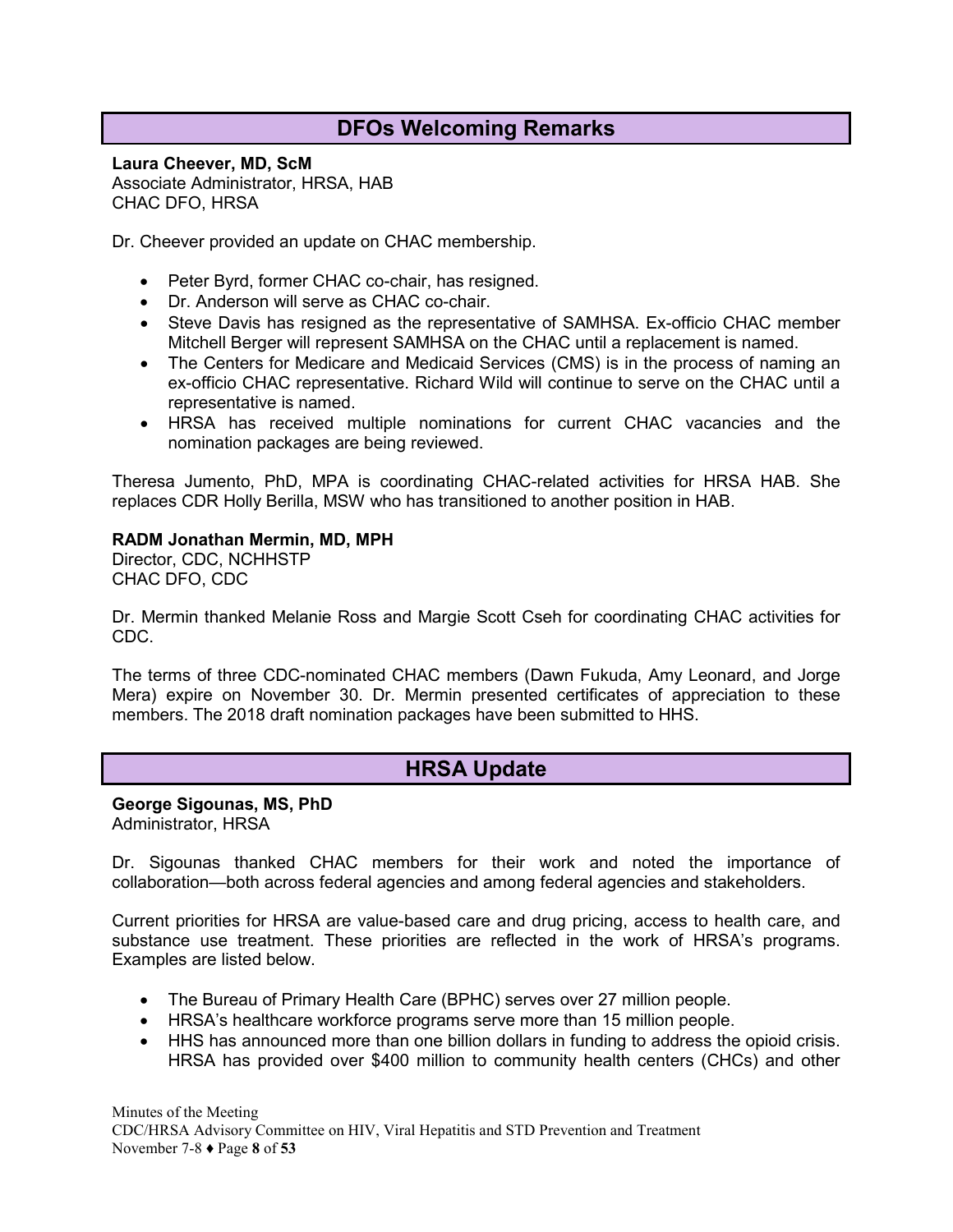## DFOs Welcoming Remarks

**Laura Cheever, MD, ScM**
Associate Administrator, HRSA, HAB
CHAC DFO, HRSA

Dr. Cheever provided an update on CHAC membership.

- Peter Byrd, former CHAC co-chair, has resigned.
- Dr. Anderson will serve as CHAC co-chair.
- Steve Davis has resigned as the representative of SAMHSA. Ex-officio CHAC member Mitchell Berger will represent SAMHSA on the CHAC until a replacement is named.
- The Centers for Medicare and Medicaid Services (CMS) is in the process of naming an ex-officio CHAC representative. Richard Wild will continue to serve on the CHAC until a representative is named.
- HRSA has received multiple nominations for current CHAC vacancies and the nomination packages are being reviewed.

Theresa Jumento, PhD, MPA is coordinating CHAC-related activities for HRSA HAB. She replaces CDR Holly Berilla, MSW who has transitioned to another position in HAB.

**RADM Jonathan Mermin, MD, MPH**
Director, CDC, NCHHSTP
CHAC DFO, CDC

Dr. Mermin thanked Melanie Ross and Margie Scott Cseh for coordinating CHAC activities for CDC.

The terms of three CDC-nominated CHAC members (Dawn Fukuda, Amy Leonard, and Jorge Mera) expire on November 30. Dr. Mermin presented certificates of appreciation to these members. The 2018 draft nomination packages have been submitted to HHS.

## HRSA Update

**George Sigounas, MS, PhD**
Administrator, HRSA

Dr. Sigounas thanked CHAC members for their work and noted the importance of collaboration—both across federal agencies and among federal agencies and stakeholders.

Current priorities for HRSA are value-based care and drug pricing, access to health care, and substance use treatment. These priorities are reflected in the work of HRSA's programs. Examples are listed below.

- The Bureau of Primary Health Care (BPHC) serves over 27 million people.
- HRSA's healthcare workforce programs serve more than 15 million people.
- HHS has announced more than one billion dollars in funding to address the opioid crisis. HRSA has provided over $400 million to community health centers (CHCs) and other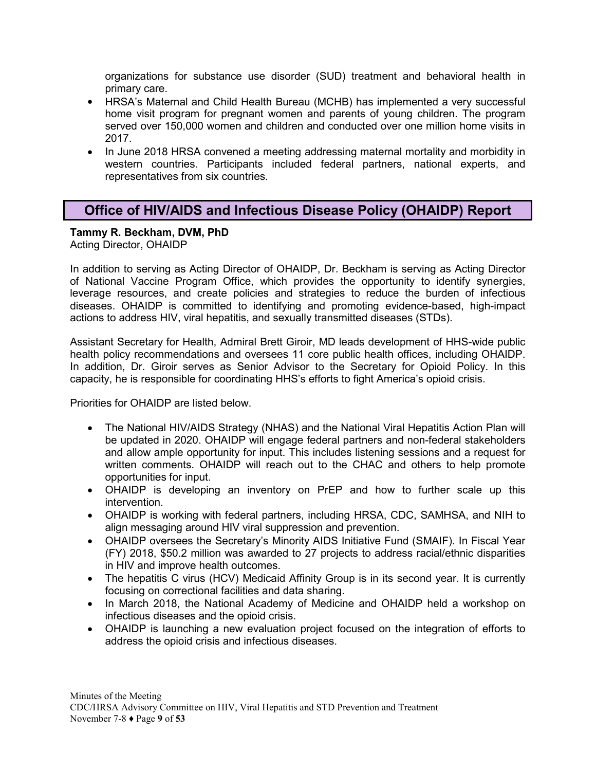organizations for substance use disorder (SUD) treatment and behavioral health in primary care.

- HRSA's Maternal and Child Health Bureau (MCHB) has implemented a very successful home visit program for pregnant women and parents of young children. The program served over 150,000 women and children and conducted over one million home visits in 2017.
- In June 2018 HRSA convened a meeting addressing maternal mortality and morbidity in western countries. Participants included federal partners, national experts, and representatives from six countries.

## Office of HIV/AIDS and Infectious Disease Policy (OHAIDP) Report

**Tammy R. Beckham, DVM, PhD**
Acting Director, OHAIDP

In addition to serving as Acting Director of OHAIDP, Dr. Beckham is serving as Acting Director of National Vaccine Program Office, which provides the opportunity to identify synergies, leverage resources, and create policies and strategies to reduce the burden of infectious diseases. OHAIDP is committed to identifying and promoting evidence-based, high-impact actions to address HIV, viral hepatitis, and sexually transmitted diseases (STDs).

Assistant Secretary for Health, Admiral Brett Giroir, MD leads development of HHS-wide public health policy recommendations and oversees 11 core public health offices, including OHAIDP. In addition, Dr. Giroir serves as Senior Advisor to the Secretary for Opioid Policy. In this capacity, he is responsible for coordinating HHS's efforts to fight America's opioid crisis.

Priorities for OHAIDP are listed below.

- The National HIV/AIDS Strategy (NHAS) and the National Viral Hepatitis Action Plan will be updated in 2020. OHAIDP will engage federal partners and non-federal stakeholders and allow ample opportunity for input. This includes listening sessions and a request for written comments. OHAIDP will reach out to the CHAC and others to help promote opportunities for input.
- OHAIDP is developing an inventory on PrEP and how to further scale up this intervention.
- OHAIDP is working with federal partners, including HRSA, CDC, SAMHSA, and NIH to align messaging around HIV viral suppression and prevention.
- OHAIDP oversees the Secretary's Minority AIDS Initiative Fund (SMAIF). In Fiscal Year (FY) 2018, $50.2 million was awarded to 27 projects to address racial/ethnic disparities in HIV and improve health outcomes.
- The hepatitis C virus (HCV) Medicaid Affinity Group is in its second year. It is currently focusing on correctional facilities and data sharing.
- In March 2018, the National Academy of Medicine and OHAIDP held a workshop on infectious diseases and the opioid crisis.
- OHAIDP is launching a new evaluation project focused on the integration of efforts to address the opioid crisis and infectious diseases.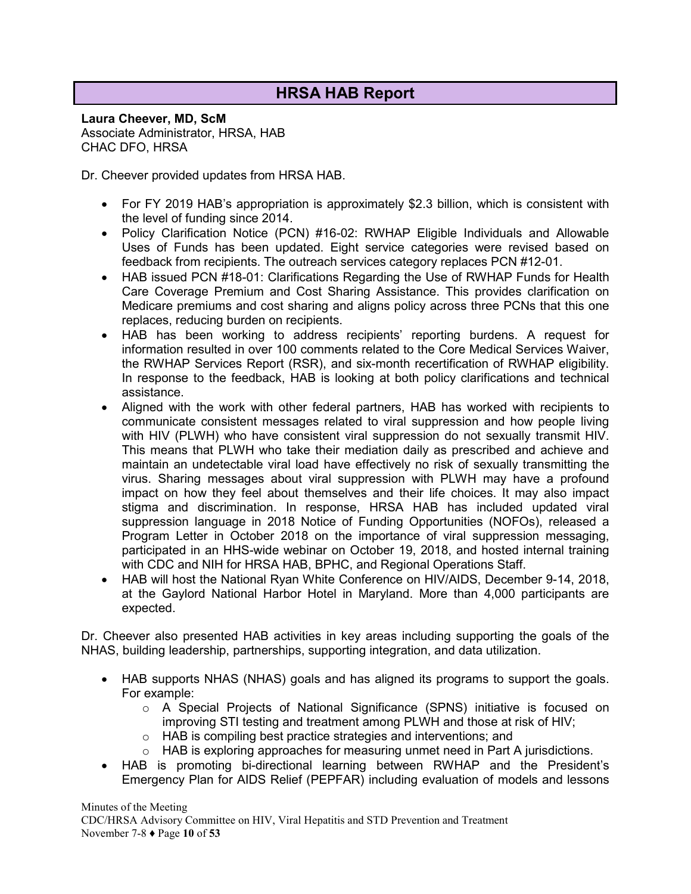# HRSA HAB Report

**Laura Cheever, MD, ScM**
Associate Administrator, HRSA, HAB
CHAC DFO, HRSA

Dr. Cheever provided updates from HRSA HAB.

- For FY 2019 HAB's appropriation is approximately $2.3 billion, which is consistent with the level of funding since 2014.
- Policy Clarification Notice (PCN) #16-02: RWHAP Eligible Individuals and Allowable Uses of Funds has been updated. Eight service categories were revised based on feedback from recipients. The outreach services category replaces PCN #12-01.
- HAB issued PCN #18-01: Clarifications Regarding the Use of RWHAP Funds for Health Care Coverage Premium and Cost Sharing Assistance. This provides clarification on Medicare premiums and cost sharing and aligns policy across three PCNs that this one replaces, reducing burden on recipients.
- HAB has been working to address recipients' reporting burdens. A request for information resulted in over 100 comments related to the Core Medical Services Waiver, the RWHAP Services Report (RSR), and six-month recertification of RWHAP eligibility. In response to the feedback, HAB is looking at both policy clarifications and technical assistance.
- Aligned with the work with other federal partners, HAB has worked with recipients to communicate consistent messages related to viral suppression and how people living with HIV (PLWH) who have consistent viral suppression do not sexually transmit HIV. This means that PLWH who take their mediation daily as prescribed and achieve and maintain an undetectable viral load have effectively no risk of sexually transmitting the virus. Sharing messages about viral suppression with PLWH may have a profound impact on how they feel about themselves and their life choices. It may also impact stigma and discrimination. In response, HRSA HAB has included updated viral suppression language in 2018 Notice of Funding Opportunities (NOFOs), released a Program Letter in October 2018 on the importance of viral suppression messaging, participated in an HHS-wide webinar on October 19, 2018, and hosted internal training with CDC and NIH for HRSA HAB, BPHC, and Regional Operations Staff.
- HAB will host the National Ryan White Conference on HIV/AIDS, December 9-14, 2018, at the Gaylord National Harbor Hotel in Maryland. More than 4,000 participants are expected.

Dr. Cheever also presented HAB activities in key areas including supporting the goals of the NHAS, building leadership, partnerships, supporting integration, and data utilization.

- HAB supports NHAS (NHAS) goals and has aligned its programs to support the goals. For example:
  - A Special Projects of National Significance (SPNS) initiative is focused on improving STI testing and treatment among PLWH and those at risk of HIV;
  - HAB is compiling best practice strategies and interventions; and
  - HAB is exploring approaches for measuring unmet need in Part A jurisdictions.
- HAB is promoting bi-directional learning between RWHAP and the President's Emergency Plan for AIDS Relief (PEPFAR) including evaluation of models and lessons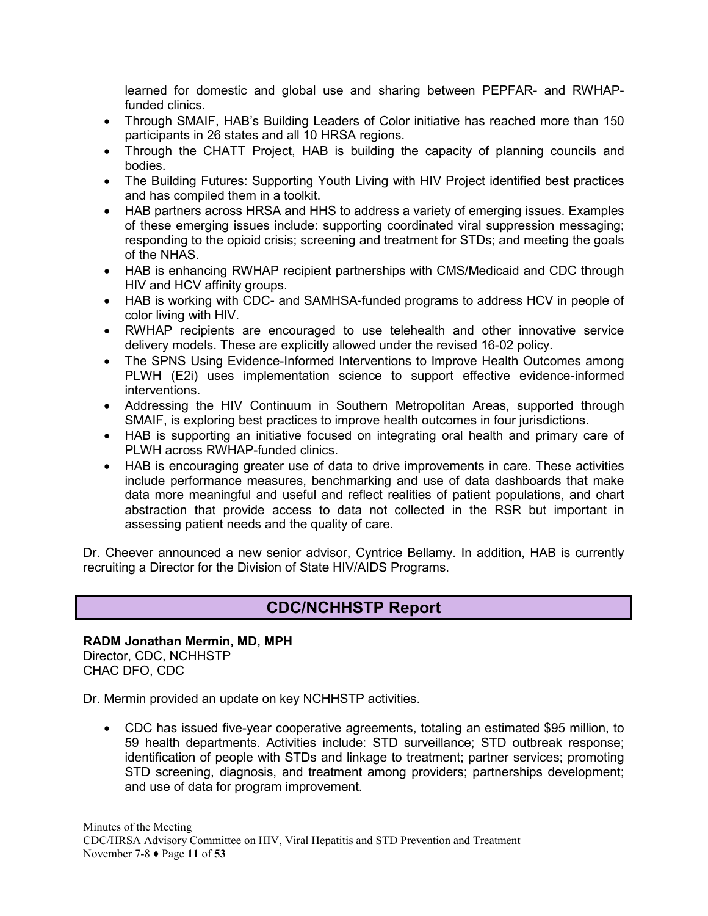learned for domestic and global use and sharing between PEPFAR- and RWHAP-funded clinics.

- Through SMAIF, HAB's Building Leaders of Color initiative has reached more than 150 participants in 26 states and all 10 HRSA regions.
- Through the CHATT Project, HAB is building the capacity of planning councils and bodies.
- The Building Futures: Supporting Youth Living with HIV Project identified best practices and has compiled them in a toolkit.
- HAB partners across HRSA and HHS to address a variety of emerging issues. Examples of these emerging issues include: supporting coordinated viral suppression messaging; responding to the opioid crisis; screening and treatment for STDs; and meeting the goals of the NHAS.
- HAB is enhancing RWHAP recipient partnerships with CMS/Medicaid and CDC through HIV and HCV affinity groups.
- HAB is working with CDC- and SAMHSA-funded programs to address HCV in people of color living with HIV.
- RWHAP recipients are encouraged to use telehealth and other innovative service delivery models. These are explicitly allowed under the revised 16-02 policy.
- The SPNS Using Evidence-Informed Interventions to Improve Health Outcomes among PLWH (E2i) uses implementation science to support effective evidence-informed interventions.
- Addressing the HIV Continuum in Southern Metropolitan Areas, supported through SMAIF, is exploring best practices to improve health outcomes in four jurisdictions.
- HAB is supporting an initiative focused on integrating oral health and primary care of PLWH across RWHAP-funded clinics.
- HAB is encouraging greater use of data to drive improvements in care. These activities include performance measures, benchmarking and use of data dashboards that make data more meaningful and useful and reflect realities of patient populations, and chart abstraction that provide access to data not collected in the RSR but important in assessing patient needs and the quality of care.

Dr. Cheever announced a new senior advisor, Cyntrice Bellamy. In addition, HAB is currently recruiting a Director for the Division of State HIV/AIDS Programs.

## CDC/NCHHSTP Report

**RADM Jonathan Mermin, MD, MPH**
Director, CDC, NCHHSTP
CHAC DFO, CDC

Dr. Mermin provided an update on key NCHHSTP activities.

- CDC has issued five-year cooperative agreements, totaling an estimated $95 million, to 59 health departments. Activities include: STD surveillance; STD outbreak response; identification of people with STDs and linkage to treatment; partner services; promoting STD screening, diagnosis, and treatment among providers; partnerships development; and use of data for program improvement.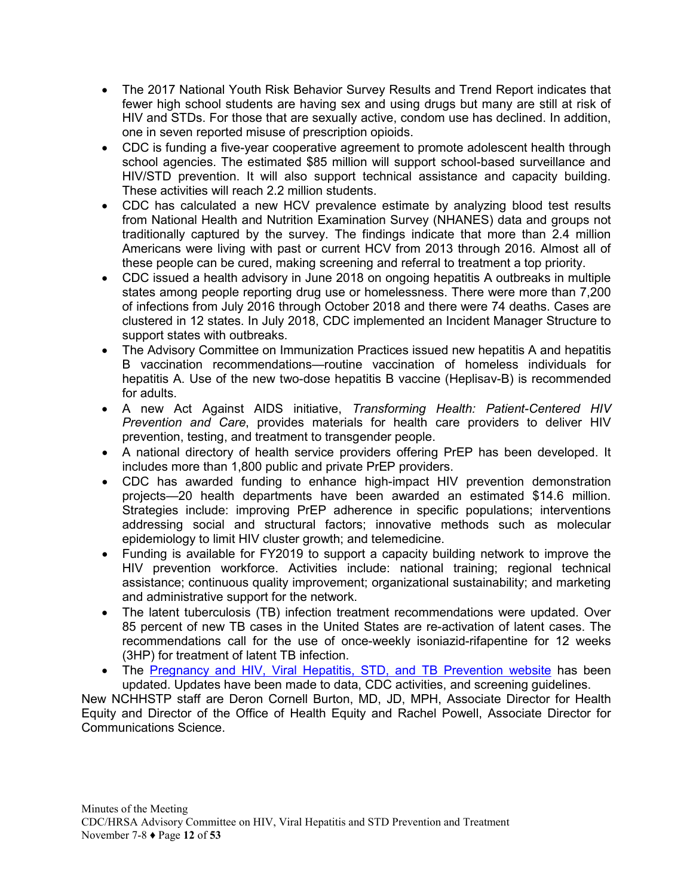- The 2017 National Youth Risk Behavior Survey Results and Trend Report indicates that fewer high school students are having sex and using drugs but many are still at risk of HIV and STDs. For those that are sexually active, condom use has declined. In addition, one in seven reported misuse of prescription opioids.
- CDC is funding a five-year cooperative agreement to promote adolescent health through school agencies. The estimated $85 million will support school-based surveillance and HIV/STD prevention. It will also support technical assistance and capacity building. These activities will reach 2.2 million students.
- CDC has calculated a new HCV prevalence estimate by analyzing blood test results from National Health and Nutrition Examination Survey (NHANES) data and groups not traditionally captured by the survey. The findings indicate that more than 2.4 million Americans were living with past or current HCV from 2013 through 2016. Almost all of these people can be cured, making screening and referral to treatment a top priority.
- CDC issued a health advisory in June 2018 on ongoing hepatitis A outbreaks in multiple states among people reporting drug use or homelessness. There were more than 7,200 of infections from July 2016 through October 2018 and there were 74 deaths. Cases are clustered in 12 states. In July 2018, CDC implemented an Incident Manager Structure to support states with outbreaks.
- The Advisory Committee on Immunization Practices issued new hepatitis A and hepatitis B vaccination recommendations—routine vaccination of homeless individuals for hepatitis A. Use of the new two-dose hepatitis B vaccine (Heplisav-B) is recommended for adults.
- A new Act Against AIDS initiative, *Transforming Health: Patient-Centered HIV Prevention and Care*, provides materials for health care providers to deliver HIV prevention, testing, and treatment to transgender people.
- A national directory of health service providers offering PrEP has been developed. It includes more than 1,800 public and private PrEP providers.
- CDC has awarded funding to enhance high-impact HIV prevention demonstration projects—20 health departments have been awarded an estimated $14.6 million. Strategies include: improving PrEP adherence in specific populations; interventions addressing social and structural factors; innovative methods such as molecular epidemiology to limit HIV cluster growth; and telemedicine.
- Funding is available for FY2019 to support a capacity building network to improve the HIV prevention workforce. Activities include: national training; regional technical assistance; continuous quality improvement; organizational sustainability; and marketing and administrative support for the network.
- The latent tuberculosis (TB) infection treatment recommendations were updated. Over 85 percent of new TB cases in the United States are re-activation of latent cases. The recommendations call for the use of once-weekly isoniazid-rifapentine for 12 weeks (3HP) for treatment of latent TB infection.
- The Pregnancy and HIV, Viral Hepatitis, STD, and TB Prevention website has been updated. Updates have been made to data, CDC activities, and screening guidelines.

New NCHHSTP staff are Deron Cornell Burton, MD, JD, MPH, Associate Director for Health Equity and Director of the Office of Health Equity and Rachel Powell, Associate Director for Communications Science.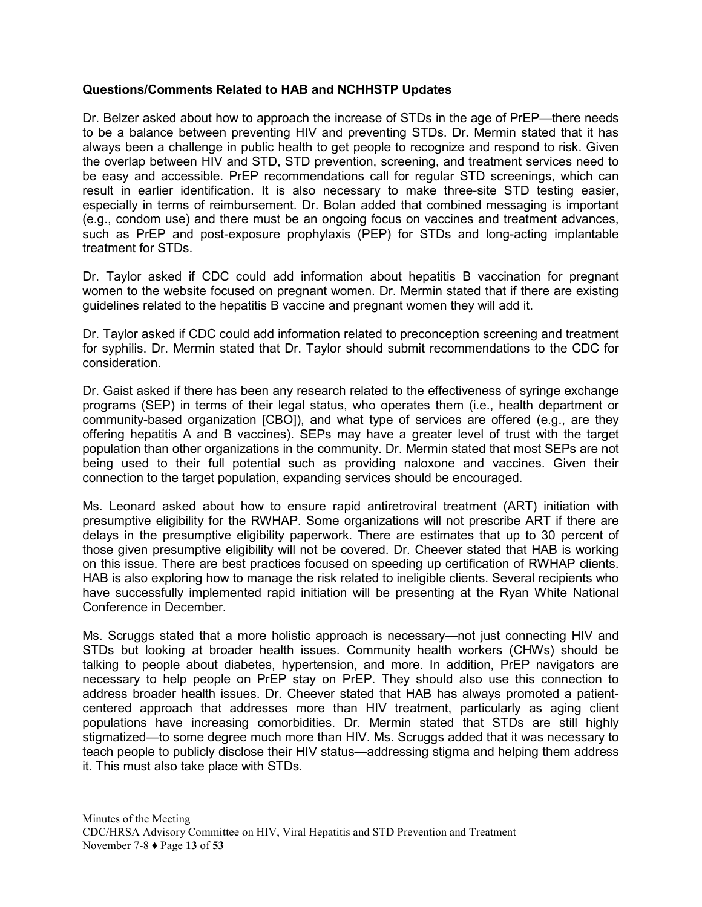**Questions/Comments Related to HAB and NCHHSTP Updates**

Dr. Belzer asked about how to approach the increase of STDs in the age of PrEP—there needs to be a balance between preventing HIV and preventing STDs. Dr. Mermin stated that it has always been a challenge in public health to get people to recognize and respond to risk. Given the overlap between HIV and STD, STD prevention, screening, and treatment services need to be easy and accessible. PrEP recommendations call for regular STD screenings, which can result in earlier identification. It is also necessary to make three-site STD testing easier, especially in terms of reimbursement. Dr. Bolan added that combined messaging is important (e.g., condom use) and there must be an ongoing focus on vaccines and treatment advances, such as PrEP and post-exposure prophylaxis (PEP) for STDs and long-acting implantable treatment for STDs.

Dr. Taylor asked if CDC could add information about hepatitis B vaccination for pregnant women to the website focused on pregnant women. Dr. Mermin stated that if there are existing guidelines related to the hepatitis B vaccine and pregnant women they will add it.

Dr. Taylor asked if CDC could add information related to preconception screening and treatment for syphilis. Dr. Mermin stated that Dr. Taylor should submit recommendations to the CDC for consideration.

Dr. Gaist asked if there has been any research related to the effectiveness of syringe exchange programs (SEP) in terms of their legal status, who operates them (i.e., health department or community-based organization [CBO]), and what type of services are offered (e.g., are they offering hepatitis A and B vaccines). SEPs may have a greater level of trust with the target population than other organizations in the community. Dr. Mermin stated that most SEPs are not being used to their full potential such as providing naloxone and vaccines. Given their connection to the target population, expanding services should be encouraged.

Ms. Leonard asked about how to ensure rapid antiretroviral treatment (ART) initiation with presumptive eligibility for the RWHAP. Some organizations will not prescribe ART if there are delays in the presumptive eligibility paperwork. There are estimates that up to 30 percent of those given presumptive eligibility will not be covered. Dr. Cheever stated that HAB is working on this issue. There are best practices focused on speeding up certification of RWHAP clients. HAB is also exploring how to manage the risk related to ineligible clients. Several recipients who have successfully implemented rapid initiation will be presenting at the Ryan White National Conference in December.

Ms. Scruggs stated that a more holistic approach is necessary—not just connecting HIV and STDs but looking at broader health issues. Community health workers (CHWs) should be talking to people about diabetes, hypertension, and more. In addition, PrEP navigators are necessary to help people on PrEP stay on PrEP. They should also use this connection to address broader health issues. Dr. Cheever stated that HAB has always promoted a patient-centered approach that addresses more than HIV treatment, particularly as aging client populations have increasing comorbidities. Dr. Mermin stated that STDs are still highly stigmatized—to some degree much more than HIV. Ms. Scruggs added that it was necessary to teach people to publicly disclose their HIV status—addressing stigma and helping them address it. This must also take place with STDs.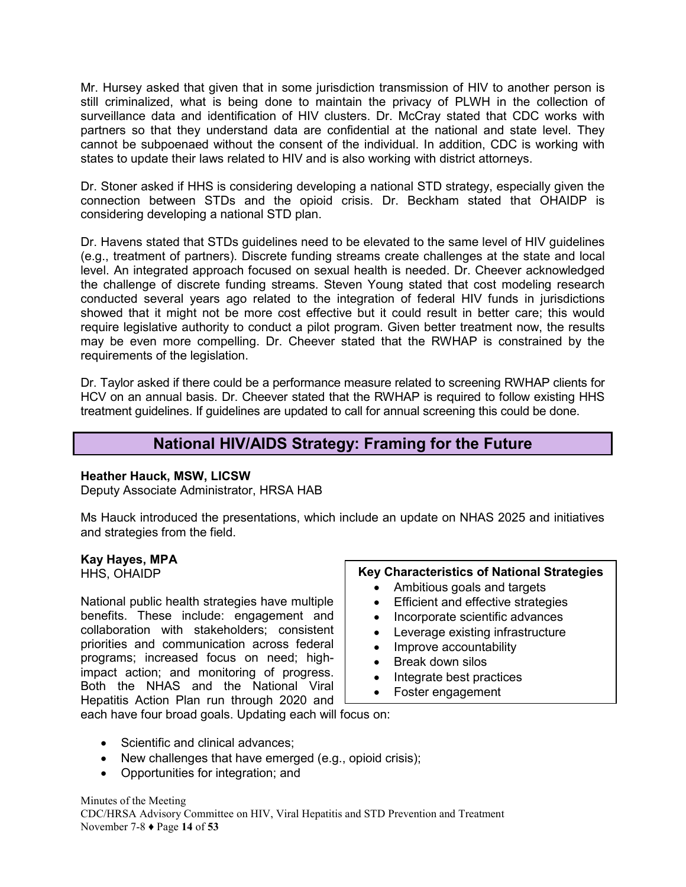Mr. Hursey asked that given that in some jurisdiction transmission of HIV to another person is still criminalized, what is being done to maintain the privacy of PLWH in the collection of surveillance data and identification of HIV clusters. Dr. McCray stated that CDC works with partners so that they understand data are confidential at the national and state level. They cannot be subpoenaed without the consent of the individual. In addition, CDC is working with states to update their laws related to HIV and is also working with district attorneys.

Dr. Stoner asked if HHS is considering developing a national STD strategy, especially given the connection between STDs and the opioid crisis. Dr. Beckham stated that OHAIDP is considering developing a national STD plan.

Dr. Havens stated that STDs guidelines need to be elevated to the same level of HIV guidelines (e.g., treatment of partners). Discrete funding streams create challenges at the state and local level. An integrated approach focused on sexual health is needed. Dr. Cheever acknowledged the challenge of discrete funding streams. Steven Young stated that cost modeling research conducted several years ago related to the integration of federal HIV funds in jurisdictions showed that it might not be more cost effective but it could result in better care; this would require legislative authority to conduct a pilot program. Given better treatment now, the results may be even more compelling. Dr. Cheever stated that the RWHAP is constrained by the requirements of the legislation.

Dr. Taylor asked if there could be a performance measure related to screening RWHAP clients for HCV on an annual basis. Dr. Cheever stated that the RWHAP is required to follow existing HHS treatment guidelines. If guidelines are updated to call for annual screening this could be done.

## National HIV/AIDS Strategy: Framing for the Future

**Heather Hauck, MSW, LICSW**
Deputy Associate Administrator, HRSA HAB

Ms Hauck introduced the presentations, which include an update on NHAS 2025 and initiatives and strategies from the field.

**Kay Hayes, MPA**
HHS, OHAIDP

**Key Characteristics of National Strategies**

- Ambitious goals and targets
- Efficient and effective strategies
- Incorporate scientific advances
- Leverage existing infrastructure
- Improve accountability
- Break down silos
- Integrate best practices
- Foster engagement

National public health strategies have multiple benefits. These include: engagement and collaboration with stakeholders; consistent priorities and communication across federal programs; increased focus on need; high-impact action; and monitoring of progress. Both the NHAS and the National Viral Hepatitis Action Plan run through 2020 and each have four broad goals. Updating each will focus on:

- Scientific and clinical advances;
- New challenges that have emerged (e.g., opioid crisis);
- Opportunities for integration; and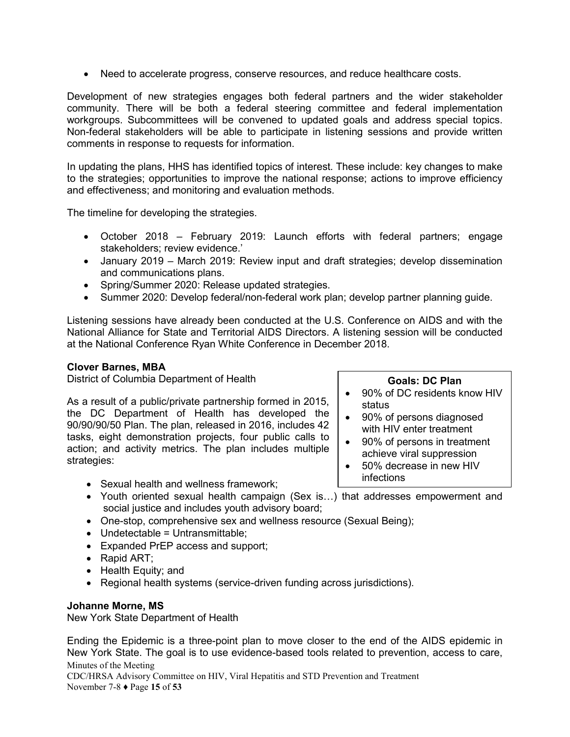- Need to accelerate progress, conserve resources, and reduce healthcare costs.

Development of new strategies engages both federal partners and the wider stakeholder community. There will be both a federal steering committee and federal implementation workgroups. Subcommittees will be convened to updated goals and address special topics. Non-federal stakeholders will be able to participate in listening sessions and provide written comments in response to requests for information.

In updating the plans, HHS has identified topics of interest. These include: key changes to make to the strategies; opportunities to improve the national response; actions to improve efficiency and effectiveness; and monitoring and evaluation methods.

The timeline for developing the strategies.

- October 2018 – February 2019: Launch efforts with federal partners; engage stakeholders; review evidence.'
- January 2019 – March 2019: Review input and draft strategies; develop dissemination and communications plans.
- Spring/Summer 2020: Release updated strategies.
- Summer 2020: Develop federal/non-federal work plan; develop partner planning guide.

Listening sessions have already been conducted at the U.S. Conference on AIDS and with the National Alliance for State and Territorial AIDS Directors. A listening session will be conducted at the National Conference Ryan White Conference in December 2018.

**Clover Barnes, MBA**
District of Columbia Department of Health

As a result of a public/private partnership formed in 2015, the DC Department of Health has developed the 90/90/90/50 Plan. The plan, released in 2016, includes 42 tasks, eight demonstration projects, four public calls to action; and activity metrics. The plan includes multiple strategies:

**Goals: DC Plan**

- 90% of DC residents know HIV status
- 90% of persons diagnosed with HIV enter treatment
- 90% of persons in treatment achieve viral suppression
- 50% decrease in new HIV infections

- Sexual health and wellness framework;
- Youth oriented sexual health campaign (Sex is…) that addresses empowerment and social justice and includes youth advisory board;
- One-stop, comprehensive sex and wellness resource (Sexual Being);
- Undetectable = Untransmittable;
- Expanded PrEP access and support;
- Rapid ART;
- Health Equity; and
- Regional health systems (service-driven funding across jurisdictions).

**Johanne Morne, MS**
New York State Department of Health

Ending the Epidemic is a three-point plan to move closer to the end of the AIDS epidemic in New York State. The goal is to use evidence-based tools related to prevention, access to care,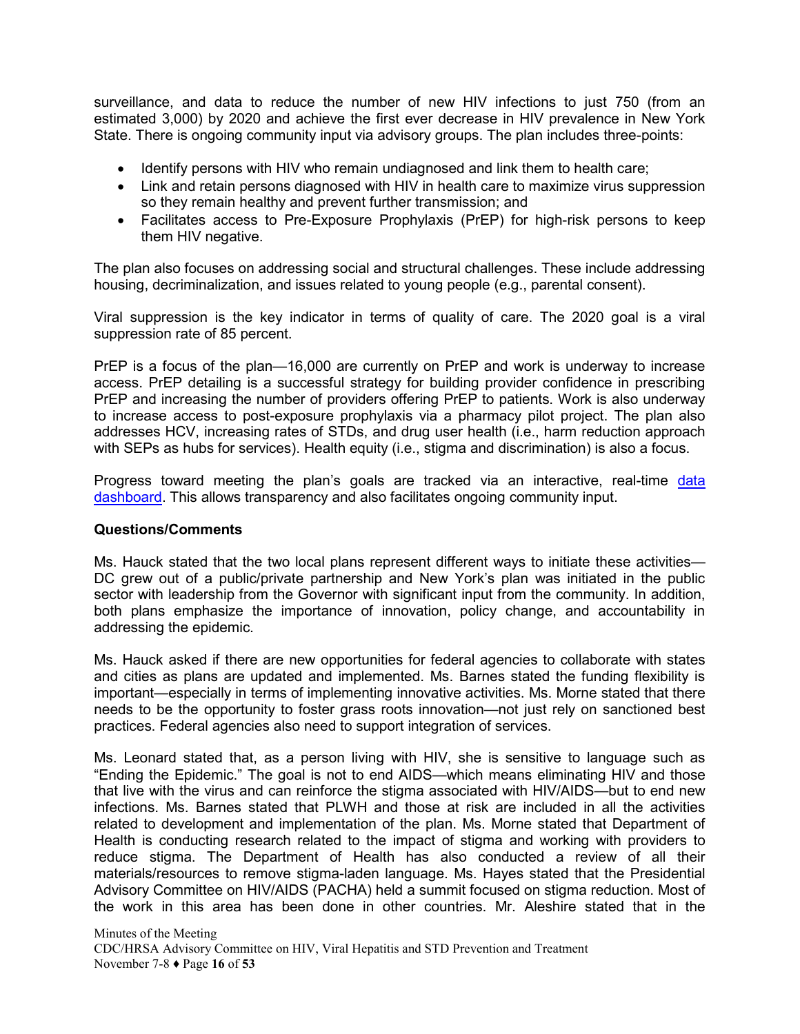surveillance, and data to reduce the number of new HIV infections to just 750 (from an estimated 3,000) by 2020 and achieve the first ever decrease in HIV prevalence in New York State. There is ongoing community input via advisory groups. The plan includes three-points:

- Identify persons with HIV who remain undiagnosed and link them to health care;
- Link and retain persons diagnosed with HIV in health care to maximize virus suppression so they remain healthy and prevent further transmission; and
- Facilitates access to Pre-Exposure Prophylaxis (PrEP) for high-risk persons to keep them HIV negative.

The plan also focuses on addressing social and structural challenges. These include addressing housing, decriminalization, and issues related to young people (e.g., parental consent).

Viral suppression is the key indicator in terms of quality of care. The 2020 goal is a viral suppression rate of 85 percent.

PrEP is a focus of the plan—16,000 are currently on PrEP and work is underway to increase access. PrEP detailing is a successful strategy for building provider confidence in prescribing PrEP and increasing the number of providers offering PrEP to patients. Work is also underway to increase access to post-exposure prophylaxis via a pharmacy pilot project. The plan also addresses HCV, increasing rates of STDs, and drug user health (i.e., harm reduction approach with SEPs as hubs for services). Health equity (i.e., stigma and discrimination) is also a focus.

Progress toward meeting the plan's goals are tracked via an interactive, real-time data dashboard. This allows transparency and also facilitates ongoing community input.

**Questions/Comments**

Ms. Hauck stated that the two local plans represent different ways to initiate these activities—DC grew out of a public/private partnership and New York's plan was initiated in the public sector with leadership from the Governor with significant input from the community. In addition, both plans emphasize the importance of innovation, policy change, and accountability in addressing the epidemic.

Ms. Hauck asked if there are new opportunities for federal agencies to collaborate with states and cities as plans are updated and implemented. Ms. Barnes stated the funding flexibility is important—especially in terms of implementing innovative activities. Ms. Morne stated that there needs to be the opportunity to foster grass roots innovation—not just rely on sanctioned best practices. Federal agencies also need to support integration of services.

Ms. Leonard stated that, as a person living with HIV, she is sensitive to language such as "Ending the Epidemic." The goal is not to end AIDS—which means eliminating HIV and those that live with the virus and can reinforce the stigma associated with HIV/AIDS—but to end new infections. Ms. Barnes stated that PLWH and those at risk are included in all the activities related to development and implementation of the plan. Ms. Morne stated that Department of Health is conducting research related to the impact of stigma and working with providers to reduce stigma. The Department of Health has also conducted a review of all their materials/resources to remove stigma-laden language. Ms. Hayes stated that the Presidential Advisory Committee on HIV/AIDS (PACHA) held a summit focused on stigma reduction. Most of the work in this area has been done in other countries. Mr. Aleshire stated that in the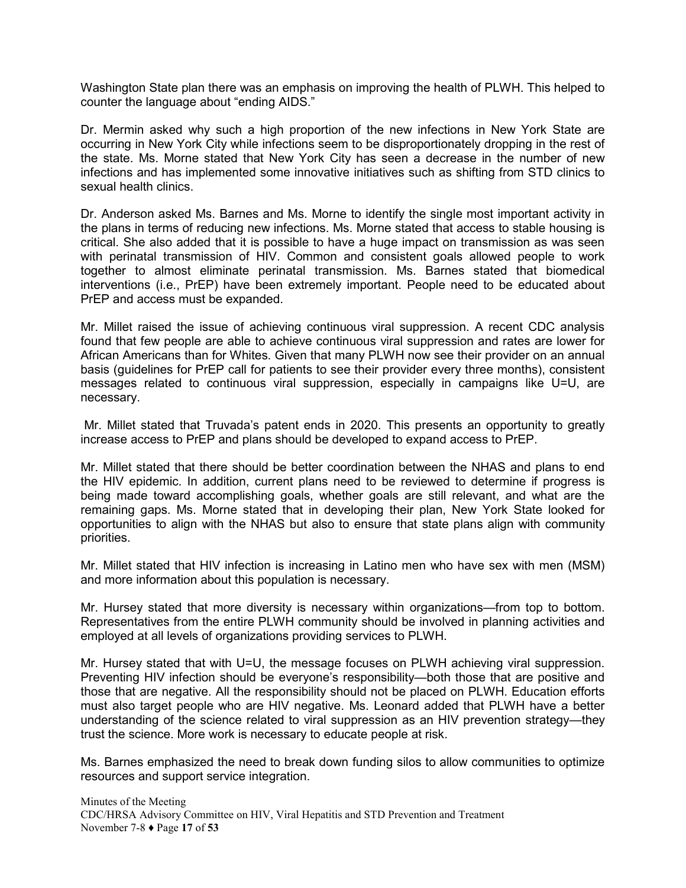Washington State plan there was an emphasis on improving the health of PLWH. This helped to counter the language about "ending AIDS."

Dr. Mermin asked why such a high proportion of the new infections in New York State are occurring in New York City while infections seem to be disproportionately dropping in the rest of the state. Ms. Morne stated that New York City has seen a decrease in the number of new infections and has implemented some innovative initiatives such as shifting from STD clinics to sexual health clinics.

Dr. Anderson asked Ms. Barnes and Ms. Morne to identify the single most important activity in the plans in terms of reducing new infections. Ms. Morne stated that access to stable housing is critical. She also added that it is possible to have a huge impact on transmission as was seen with perinatal transmission of HIV. Common and consistent goals allowed people to work together to almost eliminate perinatal transmission. Ms. Barnes stated that biomedical interventions (i.e., PrEP) have been extremely important. People need to be educated about PrEP and access must be expanded.

Mr. Millet raised the issue of achieving continuous viral suppression. A recent CDC analysis found that few people are able to achieve continuous viral suppression and rates are lower for African Americans than for Whites. Given that many PLWH now see their provider on an annual basis (guidelines for PrEP call for patients to see their provider every three months), consistent messages related to continuous viral suppression, especially in campaigns like U=U, are necessary.

Mr. Millet stated that Truvada's patent ends in 2020. This presents an opportunity to greatly increase access to PrEP and plans should be developed to expand access to PrEP.

Mr. Millet stated that there should be better coordination between the NHAS and plans to end the HIV epidemic. In addition, current plans need to be reviewed to determine if progress is being made toward accomplishing goals, whether goals are still relevant, and what are the remaining gaps. Ms. Morne stated that in developing their plan, New York State looked for opportunities to align with the NHAS but also to ensure that state plans align with community priorities.

Mr. Millet stated that HIV infection is increasing in Latino men who have sex with men (MSM) and more information about this population is necessary.

Mr. Hursey stated that more diversity is necessary within organizations—from top to bottom. Representatives from the entire PLWH community should be involved in planning activities and employed at all levels of organizations providing services to PLWH.

Mr. Hursey stated that with U=U, the message focuses on PLWH achieving viral suppression. Preventing HIV infection should be everyone's responsibility—both those that are positive and those that are negative. All the responsibility should not be placed on PLWH. Education efforts must also target people who are HIV negative. Ms. Leonard added that PLWH have a better understanding of the science related to viral suppression as an HIV prevention strategy—they trust the science. More work is necessary to educate people at risk.

Ms. Barnes emphasized the need to break down funding silos to allow communities to optimize resources and support service integration.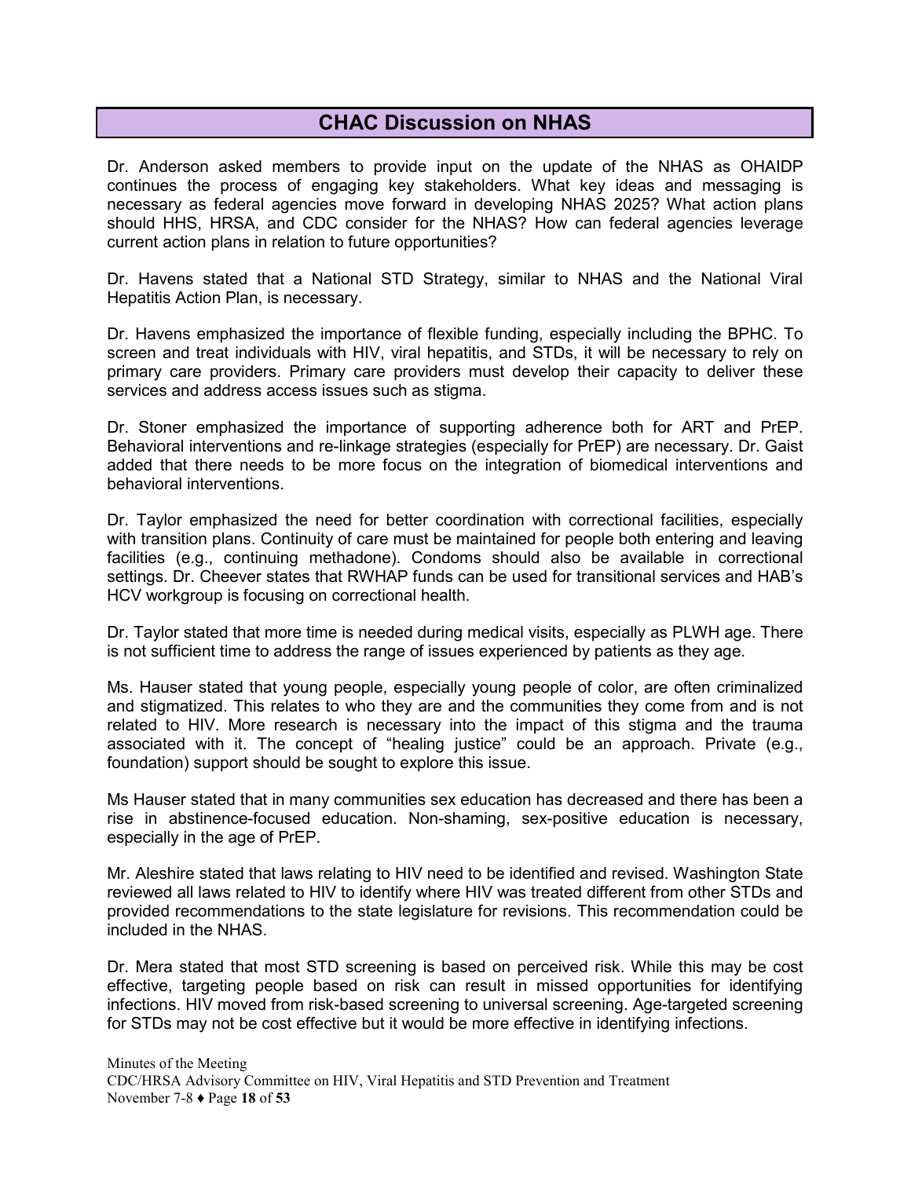## CHAC Discussion on NHAS

Dr. Anderson asked members to provide input on the update of the NHAS as OHAIDP continues the process of engaging key stakeholders. What key ideas and messaging is necessary as federal agencies move forward in developing NHAS 2025? What action plans should HHS, HRSA, and CDC consider for the NHAS? How can federal agencies leverage current action plans in relation to future opportunities?

Dr. Havens stated that a National STD Strategy, similar to NHAS and the National Viral Hepatitis Action Plan, is necessary.

Dr. Havens emphasized the importance of flexible funding, especially including the BPHC. To screen and treat individuals with HIV, viral hepatitis, and STDs, it will be necessary to rely on primary care providers. Primary care providers must develop their capacity to deliver these services and address access issues such as stigma.

Dr. Stoner emphasized the importance of supporting adherence both for ART and PrEP. Behavioral interventions and re-linkage strategies (especially for PrEP) are necessary. Dr. Gaist added that there needs to be more focus on the integration of biomedical interventions and behavioral interventions.

Dr. Taylor emphasized the need for better coordination with correctional facilities, especially with transition plans. Continuity of care must be maintained for people both entering and leaving facilities (e.g., continuing methadone). Condoms should also be available in correctional settings. Dr. Cheever states that RWHAP funds can be used for transitional services and HAB's HCV workgroup is focusing on correctional health.

Dr. Taylor stated that more time is needed during medical visits, especially as PLWH age. There is not sufficient time to address the range of issues experienced by patients as they age.

Ms. Hauser stated that young people, especially young people of color, are often criminalized and stigmatized. This relates to who they are and the communities they come from and is not related to HIV. More research is necessary into the impact of this stigma and the trauma associated with it. The concept of "healing justice" could be an approach. Private (e.g., foundation) support should be sought to explore this issue.

Ms Hauser stated that in many communities sex education has decreased and there has been a rise in abstinence-focused education. Non-shaming, sex-positive education is necessary, especially in the age of PrEP.

Mr. Aleshire stated that laws relating to HIV need to be identified and revised. Washington State reviewed all laws related to HIV to identify where HIV was treated different from other STDs and provided recommendations to the state legislature for revisions. This recommendation could be included in the NHAS.

Dr. Mera stated that most STD screening is based on perceived risk. While this may be cost effective, targeting people based on risk can result in missed opportunities for identifying infections. HIV moved from risk-based screening to universal screening. Age-targeted screening for STDs may not be cost effective but it would be more effective in identifying infections.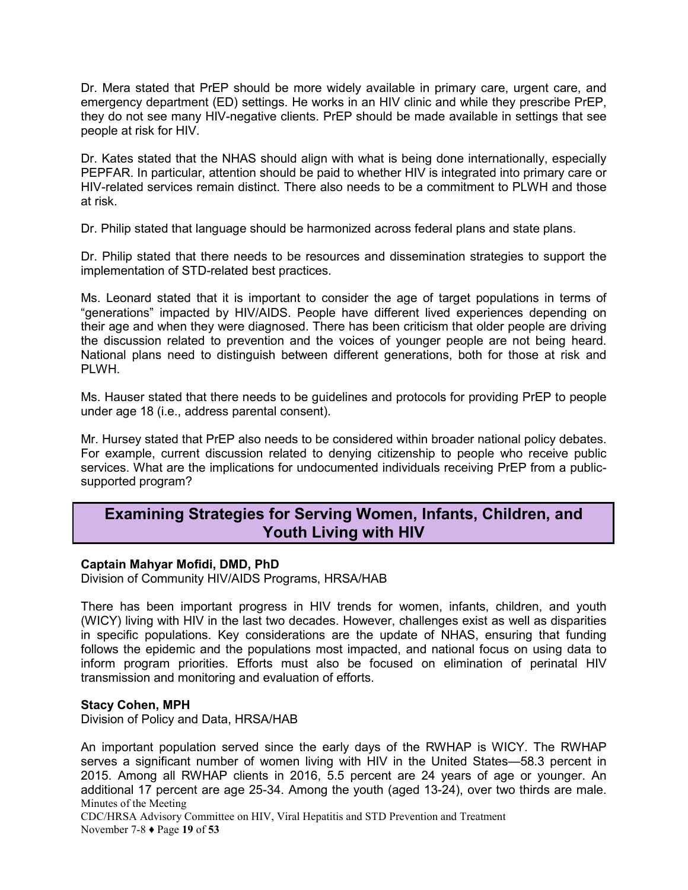Dr. Mera stated that PrEP should be more widely available in primary care, urgent care, and emergency department (ED) settings. He works in an HIV clinic and while they prescribe PrEP, they do not see many HIV-negative clients. PrEP should be made available in settings that see people at risk for HIV.

Dr. Kates stated that the NHAS should align with what is being done internationally, especially PEPFAR. In particular, attention should be paid to whether HIV is integrated into primary care or HIV-related services remain distinct. There also needs to be a commitment to PLWH and those at risk.

Dr. Philip stated that language should be harmonized across federal plans and state plans.

Dr. Philip stated that there needs to be resources and dissemination strategies to support the implementation of STD-related best practices.

Ms. Leonard stated that it is important to consider the age of target populations in terms of "generations" impacted by HIV/AIDS. People have different lived experiences depending on their age and when they were diagnosed. There has been criticism that older people are driving the discussion related to prevention and the voices of younger people are not being heard. National plans need to distinguish between different generations, both for those at risk and PLWH.

Ms. Hauser stated that there needs to be guidelines and protocols for providing PrEP to people under age 18 (i.e., address parental consent).

Mr. Hursey stated that PrEP also needs to be considered within broader national policy debates. For example, current discussion related to denying citizenship to people who receive public services. What are the implications for undocumented individuals receiving PrEP from a public-supported program?

## Examining Strategies for Serving Women, Infants, Children, and Youth Living with HIV

**Captain Mahyar Mofidi, DMD, PhD**
Division of Community HIV/AIDS Programs, HRSA/HAB

There has been important progress in HIV trends for women, infants, children, and youth (WICY) living with HIV in the last two decades. However, challenges exist as well as disparities in specific populations. Key considerations are the update of NHAS, ensuring that funding follows the epidemic and the populations most impacted, and national focus on using data to inform program priorities. Efforts must also be focused on elimination of perinatal HIV transmission and monitoring and evaluation of efforts.

**Stacy Cohen, MPH**
Division of Policy and Data, HRSA/HAB

An important population served since the early days of the RWHAP is WICY. The RWHAP serves a significant number of women living with HIV in the United States—58.3 percent in 2015. Among all RWHAP clients in 2016, 5.5 percent are 24 years of age or younger. An additional 17 percent are age 25-34. Among the youth (aged 13-24), over two thirds are male.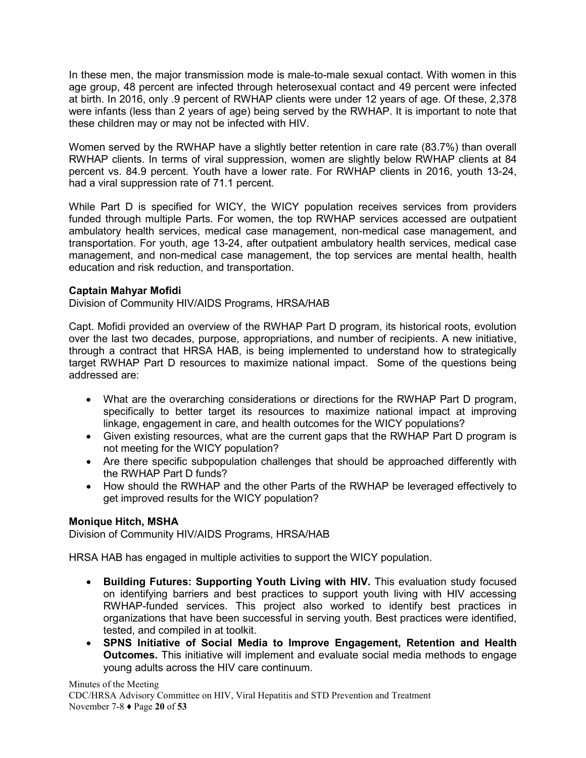In these men, the major transmission mode is male-to-male sexual contact. With women in this age group, 48 percent are infected through heterosexual contact and 49 percent were infected at birth. In 2016, only .9 percent of RWHAP clients were under 12 years of age. Of these, 2,378 were infants (less than 2 years of age) being served by the RWHAP. It is important to note that these children may or may not be infected with HIV.

Women served by the RWHAP have a slightly better retention in care rate (83.7%) than overall RWHAP clients. In terms of viral suppression, women are slightly below RWHAP clients at 84 percent vs. 84.9 percent. Youth have a lower rate. For RWHAP clients in 2016, youth 13-24, had a viral suppression rate of 71.1 percent.

While Part D is specified for WICY, the WICY population receives services from providers funded through multiple Parts. For women, the top RWHAP services accessed are outpatient ambulatory health services, medical case management, non-medical case management, and transportation. For youth, age 13-24, after outpatient ambulatory health services, medical case management, and non-medical case management, the top services are mental health, health education and risk reduction, and transportation.

**Captain Mahyar Mofidi**
Division of Community HIV/AIDS Programs, HRSA/HAB

Capt. Mofidi provided an overview of the RWHAP Part D program, its historical roots, evolution over the last two decades, purpose, appropriations, and number of recipients. A new initiative, through a contract that HRSA HAB, is being implemented to understand how to strategically target RWHAP Part D resources to maximize national impact. Some of the questions being addressed are:

- What are the overarching considerations or directions for the RWHAP Part D program, specifically to better target its resources to maximize national impact at improving linkage, engagement in care, and health outcomes for the WICY populations?
- Given existing resources, what are the current gaps that the RWHAP Part D program is not meeting for the WICY population?
- Are there specific subpopulation challenges that should be approached differently with the RWHAP Part D funds?
- How should the RWHAP and the other Parts of the RWHAP be leveraged effectively to get improved results for the WICY population?

**Monique Hitch, MSHA**
Division of Community HIV/AIDS Programs, HRSA/HAB

HRSA HAB has engaged in multiple activities to support the WICY population.

- **Building Futures: Supporting Youth Living with HIV.** This evaluation study focused on identifying barriers and best practices to support youth living with HIV accessing RWHAP-funded services. This project also worked to identify best practices in organizations that have been successful in serving youth. Best practices were identified, tested, and compiled in at toolkit.
- **SPNS Initiative of Social Media to Improve Engagement, Retention and Health Outcomes.** This initiative will implement and evaluate social media methods to engage young adults across the HIV care continuum.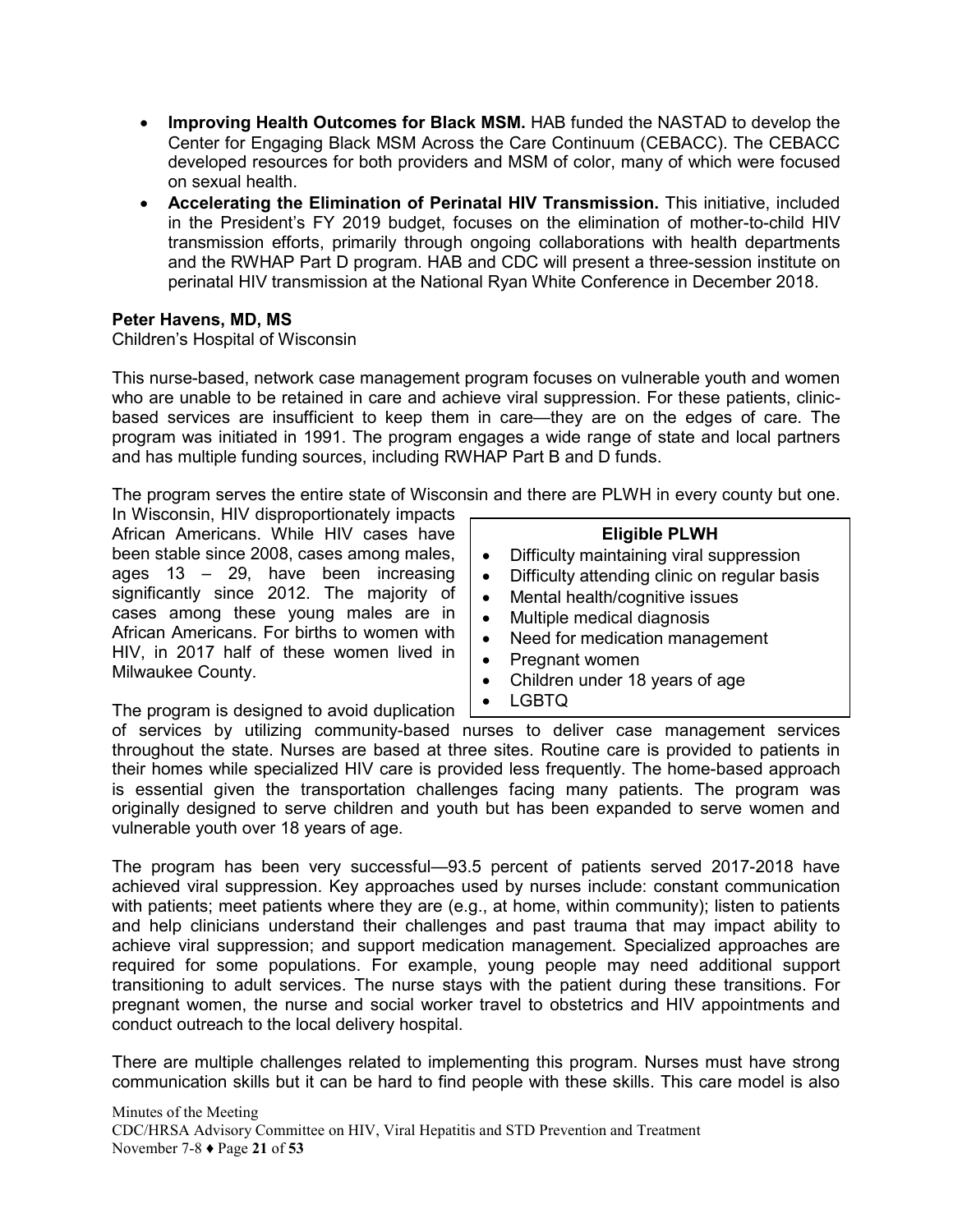- **Improving Health Outcomes for Black MSM.** HAB funded the NASTAD to develop the Center for Engaging Black MSM Across the Care Continuum (CEBACC). The CEBACC developed resources for both providers and MSM of color, many of which were focused on sexual health.
- **Accelerating the Elimination of Perinatal HIV Transmission.** This initiative, included in the President's FY 2019 budget, focuses on the elimination of mother-to-child HIV transmission efforts, primarily through ongoing collaborations with health departments and the RWHAP Part D program. HAB and CDC will present a three-session institute on perinatal HIV transmission at the National Ryan White Conference in December 2018.

**Peter Havens, MD, MS**
Children's Hospital of Wisconsin

This nurse-based, network case management program focuses on vulnerable youth and women who are unable to be retained in care and achieve viral suppression. For these patients, clinic-based services are insufficient to keep them in care—they are on the edges of care. The program was initiated in 1991. The program engages a wide range of state and local partners and has multiple funding sources, including RWHAP Part B and D funds.

The program serves the entire state of Wisconsin and there are PLWH in every county but one. In Wisconsin, HIV disproportionately impacts African Americans. While HIV cases have been stable since 2008, cases among males, ages 13 – 29, have been increasing significantly since 2012. The majority of cases among these young males are in African Americans. For births to women with HIV, in 2017 half of these women lived in Milwaukee County.

**Eligible PLWH**

- Difficulty maintaining viral suppression
- Difficulty attending clinic on regular basis
- Mental health/cognitive issues
- Multiple medical diagnosis
- Need for medication management
- Pregnant women
- Children under 18 years of age
- LGBTQ

The program is designed to avoid duplication of services by utilizing community-based nurses to deliver case management services throughout the state. Nurses are based at three sites. Routine care is provided to patients in their homes while specialized HIV care is provided less frequently. The home-based approach is essential given the transportation challenges facing many patients. The program was originally designed to serve children and youth but has been expanded to serve women and vulnerable youth over 18 years of age.

The program has been very successful—93.5 percent of patients served 2017-2018 have achieved viral suppression. Key approaches used by nurses include: constant communication with patients; meet patients where they are (e.g., at home, within community); listen to patients and help clinicians understand their challenges and past trauma that may impact ability to achieve viral suppression; and support medication management. Specialized approaches are required for some populations. For example, young people may need additional support transitioning to adult services. The nurse stays with the patient during these transitions. For pregnant women, the nurse and social worker travel to obstetrics and HIV appointments and conduct outreach to the local delivery hospital.

There are multiple challenges related to implementing this program. Nurses must have strong communication skills but it can be hard to find people with these skills. This care model is also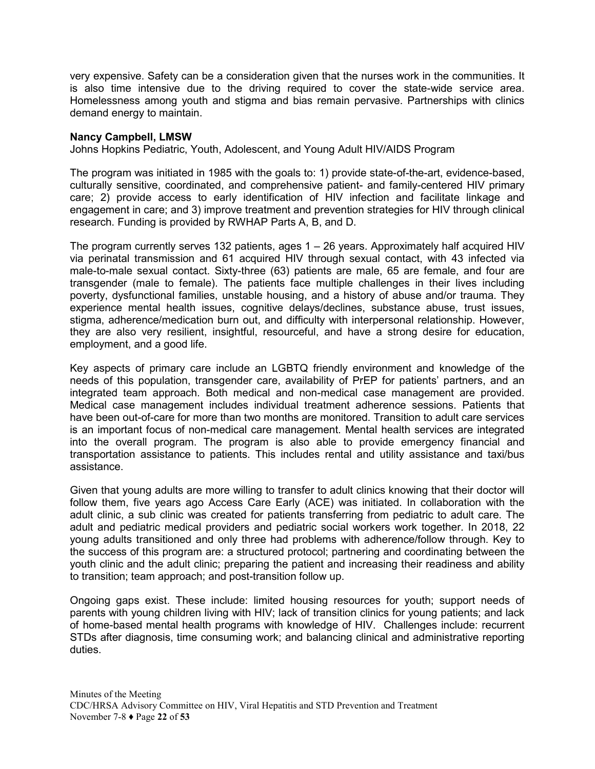very expensive. Safety can be a consideration given that the nurses work in the communities. It is also time intensive due to the driving required to cover the state-wide service area. Homelessness among youth and stigma and bias remain pervasive. Partnerships with clinics demand energy to maintain.

**Nancy Campbell, LMSW**

Johns Hopkins Pediatric, Youth, Adolescent, and Young Adult HIV/AIDS Program

The program was initiated in 1985 with the goals to: 1) provide state-of-the-art, evidence-based, culturally sensitive, coordinated, and comprehensive patient- and family-centered HIV primary care; 2) provide access to early identification of HIV infection and facilitate linkage and engagement in care; and 3) improve treatment and prevention strategies for HIV through clinical research. Funding is provided by RWHAP Parts A, B, and D.

The program currently serves 132 patients, ages 1 – 26 years. Approximately half acquired HIV via perinatal transmission and 61 acquired HIV through sexual contact, with 43 infected via male-to-male sexual contact. Sixty-three (63) patients are male, 65 are female, and four are transgender (male to female). The patients face multiple challenges in their lives including poverty, dysfunctional families, unstable housing, and a history of abuse and/or trauma. They experience mental health issues, cognitive delays/declines, substance abuse, trust issues, stigma, adherence/medication burn out, and difficulty with interpersonal relationship. However, they are also very resilient, insightful, resourceful, and have a strong desire for education, employment, and a good life.

Key aspects of primary care include an LGBTQ friendly environment and knowledge of the needs of this population, transgender care, availability of PrEP for patients' partners, and an integrated team approach. Both medical and non-medical case management are provided. Medical case management includes individual treatment adherence sessions. Patients that have been out-of-care for more than two months are monitored. Transition to adult care services is an important focus of non-medical care management. Mental health services are integrated into the overall program. The program is also able to provide emergency financial and transportation assistance to patients. This includes rental and utility assistance and taxi/bus assistance.

Given that young adults are more willing to transfer to adult clinics knowing that their doctor will follow them, five years ago Access Care Early (ACE) was initiated. In collaboration with the adult clinic, a sub clinic was created for patients transferring from pediatric to adult care. The adult and pediatric medical providers and pediatric social workers work together. In 2018, 22 young adults transitioned and only three had problems with adherence/follow through. Key to the success of this program are: a structured protocol; partnering and coordinating between the youth clinic and the adult clinic; preparing the patient and increasing their readiness and ability to transition; team approach; and post-transition follow up.

Ongoing gaps exist. These include: limited housing resources for youth; support needs of parents with young children living with HIV; lack of transition clinics for young patients; and lack of home-based mental health programs with knowledge of HIV. Challenges include: recurrent STDs after diagnosis, time consuming work; and balancing clinical and administrative reporting duties.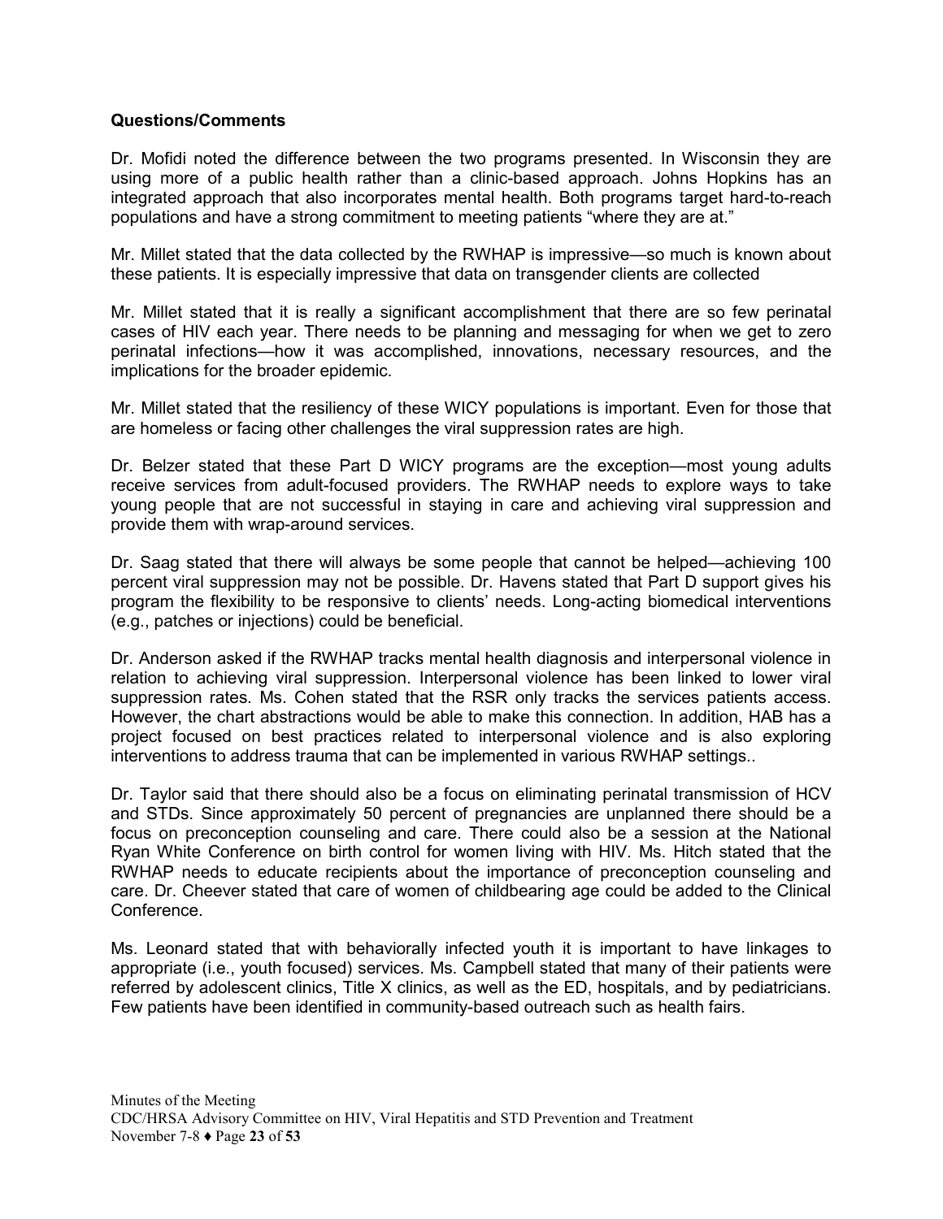**Questions/Comments**

Dr. Mofidi noted the difference between the two programs presented. In Wisconsin they are using more of a public health rather than a clinic-based approach. Johns Hopkins has an integrated approach that also incorporates mental health. Both programs target hard-to-reach populations and have a strong commitment to meeting patients "where they are at."

Mr. Millet stated that the data collected by the RWHAP is impressive—so much is known about these patients. It is especially impressive that data on transgender clients are collected

Mr. Millet stated that it is really a significant accomplishment that there are so few perinatal cases of HIV each year. There needs to be planning and messaging for when we get to zero perinatal infections—how it was accomplished, innovations, necessary resources, and the implications for the broader epidemic.

Mr. Millet stated that the resiliency of these WICY populations is important. Even for those that are homeless or facing other challenges the viral suppression rates are high.

Dr. Belzer stated that these Part D WICY programs are the exception—most young adults receive services from adult-focused providers. The RWHAP needs to explore ways to take young people that are not successful in staying in care and achieving viral suppression and provide them with wrap-around services.

Dr. Saag stated that there will always be some people that cannot be helped—achieving 100 percent viral suppression may not be possible. Dr. Havens stated that Part D support gives his program the flexibility to be responsive to clients' needs. Long-acting biomedical interventions (e.g., patches or injections) could be beneficial.

Dr. Anderson asked if the RWHAP tracks mental health diagnosis and interpersonal violence in relation to achieving viral suppression. Interpersonal violence has been linked to lower viral suppression rates. Ms. Cohen stated that the RSR only tracks the services patients access. However, the chart abstractions would be able to make this connection. In addition, HAB has a project focused on best practices related to interpersonal violence and is also exploring interventions to address trauma that can be implemented in various RWHAP settings..

Dr. Taylor said that there should also be a focus on eliminating perinatal transmission of HCV and STDs. Since approximately 50 percent of pregnancies are unplanned there should be a focus on preconception counseling and care. There could also be a session at the National Ryan White Conference on birth control for women living with HIV. Ms. Hitch stated that the RWHAP needs to educate recipients about the importance of preconception counseling and care. Dr. Cheever stated that care of women of childbearing age could be added to the Clinical Conference.

Ms. Leonard stated that with behaviorally infected youth it is important to have linkages to appropriate (i.e., youth focused) services. Ms. Campbell stated that many of their patients were referred by adolescent clinics, Title X clinics, as well as the ED, hospitals, and by pediatricians. Few patients have been identified in community-based outreach such as health fairs.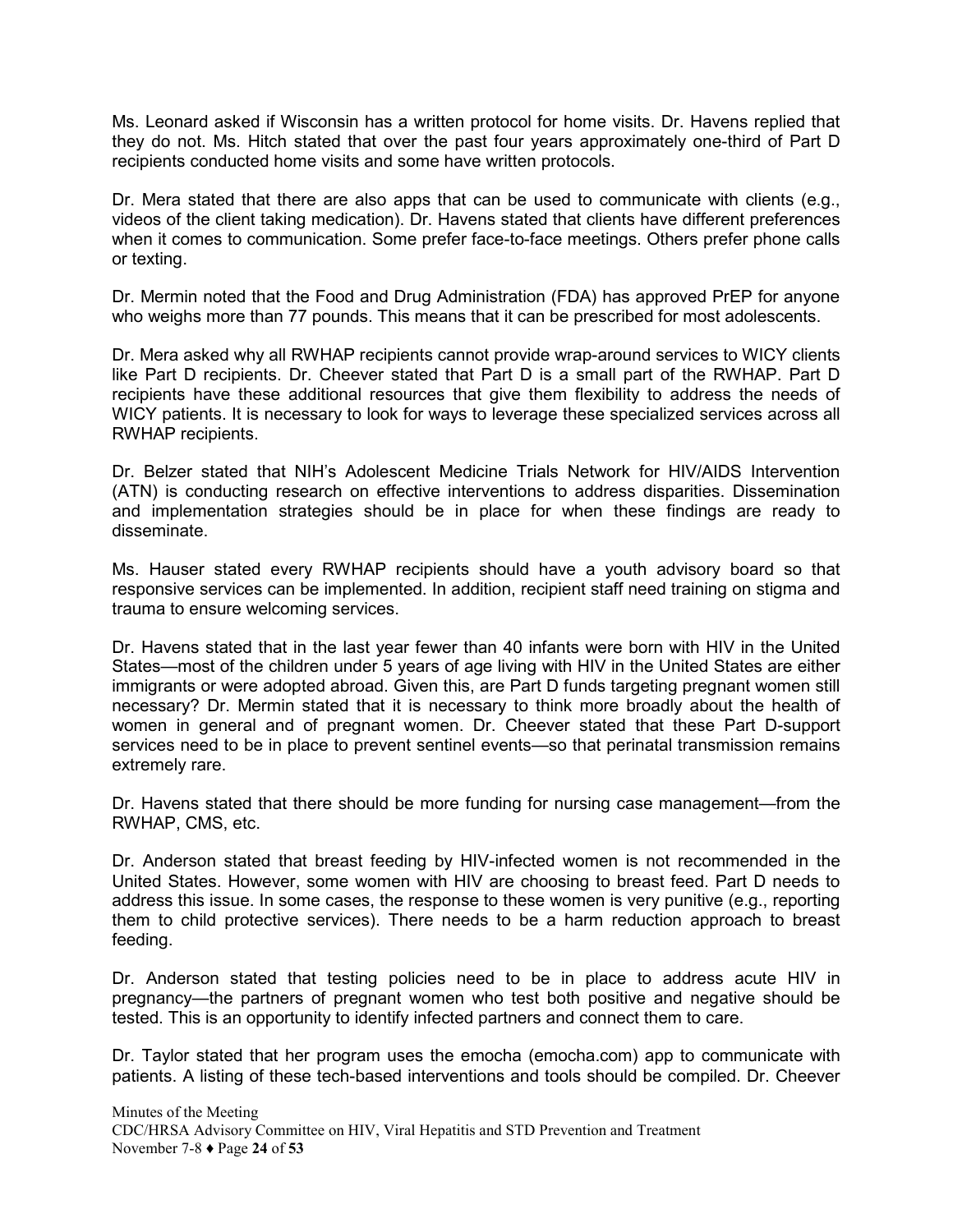Ms. Leonard asked if Wisconsin has a written protocol for home visits. Dr. Havens replied that they do not. Ms. Hitch stated that over the past four years approximately one-third of Part D recipients conducted home visits and some have written protocols.

Dr. Mera stated that there are also apps that can be used to communicate with clients (e.g., videos of the client taking medication). Dr. Havens stated that clients have different preferences when it comes to communication. Some prefer face-to-face meetings. Others prefer phone calls or texting.

Dr. Mermin noted that the Food and Drug Administration (FDA) has approved PrEP for anyone who weighs more than 77 pounds. This means that it can be prescribed for most adolescents.

Dr. Mera asked why all RWHAP recipients cannot provide wrap-around services to WICY clients like Part D recipients. Dr. Cheever stated that Part D is a small part of the RWHAP. Part D recipients have these additional resources that give them flexibility to address the needs of WICY patients. It is necessary to look for ways to leverage these specialized services across all RWHAP recipients.

Dr. Belzer stated that NIH's Adolescent Medicine Trials Network for HIV/AIDS Intervention (ATN) is conducting research on effective interventions to address disparities. Dissemination and implementation strategies should be in place for when these findings are ready to disseminate.

Ms. Hauser stated every RWHAP recipients should have a youth advisory board so that responsive services can be implemented. In addition, recipient staff need training on stigma and trauma to ensure welcoming services.

Dr. Havens stated that in the last year fewer than 40 infants were born with HIV in the United States—most of the children under 5 years of age living with HIV in the United States are either immigrants or were adopted abroad. Given this, are Part D funds targeting pregnant women still necessary? Dr. Mermin stated that it is necessary to think more broadly about the health of women in general and of pregnant women. Dr. Cheever stated that these Part D-support services need to be in place to prevent sentinel events—so that perinatal transmission remains extremely rare.

Dr. Havens stated that there should be more funding for nursing case management—from the RWHAP, CMS, etc.

Dr. Anderson stated that breast feeding by HIV-infected women is not recommended in the United States. However, some women with HIV are choosing to breast feed. Part D needs to address this issue. In some cases, the response to these women is very punitive (e.g., reporting them to child protective services). There needs to be a harm reduction approach to breast feeding.

Dr. Anderson stated that testing policies need to be in place to address acute HIV in pregnancy—the partners of pregnant women who test both positive and negative should be tested. This is an opportunity to identify infected partners and connect them to care.

Dr. Taylor stated that her program uses the emocha (emocha.com) app to communicate with patients. A listing of these tech-based interventions and tools should be compiled. Dr. Cheever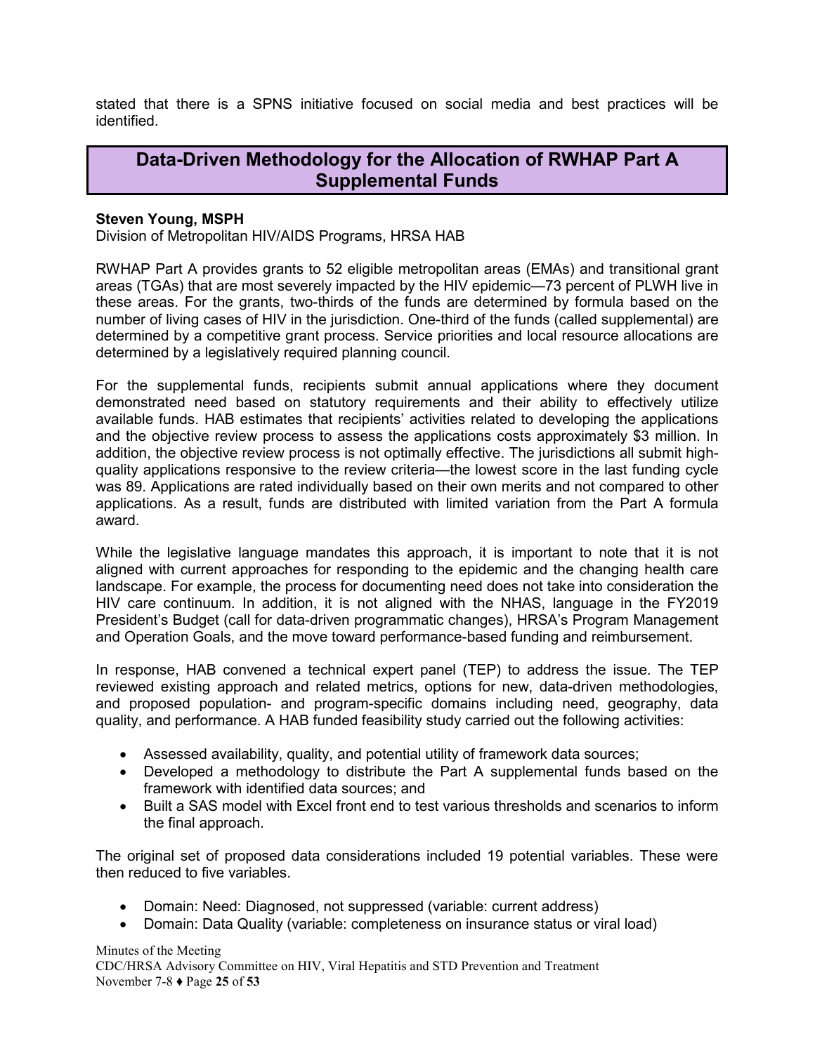stated that there is a SPNS initiative focused on social media and best practices will be identified.

## Data-Driven Methodology for the Allocation of RWHAP Part A Supplemental Funds

**Steven Young, MSPH**
Division of Metropolitan HIV/AIDS Programs, HRSA HAB

RWHAP Part A provides grants to 52 eligible metropolitan areas (EMAs) and transitional grant areas (TGAs) that are most severely impacted by the HIV epidemic—73 percent of PLWH live in these areas. For the grants, two-thirds of the funds are determined by formula based on the number of living cases of HIV in the jurisdiction. One-third of the funds (called supplemental) are determined by a competitive grant process. Service priorities and local resource allocations are determined by a legislatively required planning council.

For the supplemental funds, recipients submit annual applications where they document demonstrated need based on statutory requirements and their ability to effectively utilize available funds. HAB estimates that recipients' activities related to developing the applications and the objective review process to assess the applications costs approximately $3 million. In addition, the objective review process is not optimally effective. The jurisdictions all submit high-quality applications responsive to the review criteria—the lowest score in the last funding cycle was 89. Applications are rated individually based on their own merits and not compared to other applications. As a result, funds are distributed with limited variation from the Part A formula award.

While the legislative language mandates this approach, it is important to note that it is not aligned with current approaches for responding to the epidemic and the changing health care landscape. For example, the process for documenting need does not take into consideration the HIV care continuum. In addition, it is not aligned with the NHAS, language in the FY2019 President's Budget (call for data-driven programmatic changes), HRSA's Program Management and Operation Goals, and the move toward performance-based funding and reimbursement.

In response, HAB convened a technical expert panel (TEP) to address the issue. The TEP reviewed existing approach and related metrics, options for new, data-driven methodologies, and proposed population- and program-specific domains including need, geography, data quality, and performance. A HAB funded feasibility study carried out the following activities:

- Assessed availability, quality, and potential utility of framework data sources;
- Developed a methodology to distribute the Part A supplemental funds based on the framework with identified data sources; and
- Built a SAS model with Excel front end to test various thresholds and scenarios to inform the final approach.

The original set of proposed data considerations included 19 potential variables. These were then reduced to five variables.

- Domain: Need: Diagnosed, not suppressed (variable: current address)
- Domain: Data Quality (variable: completeness on insurance status or viral load)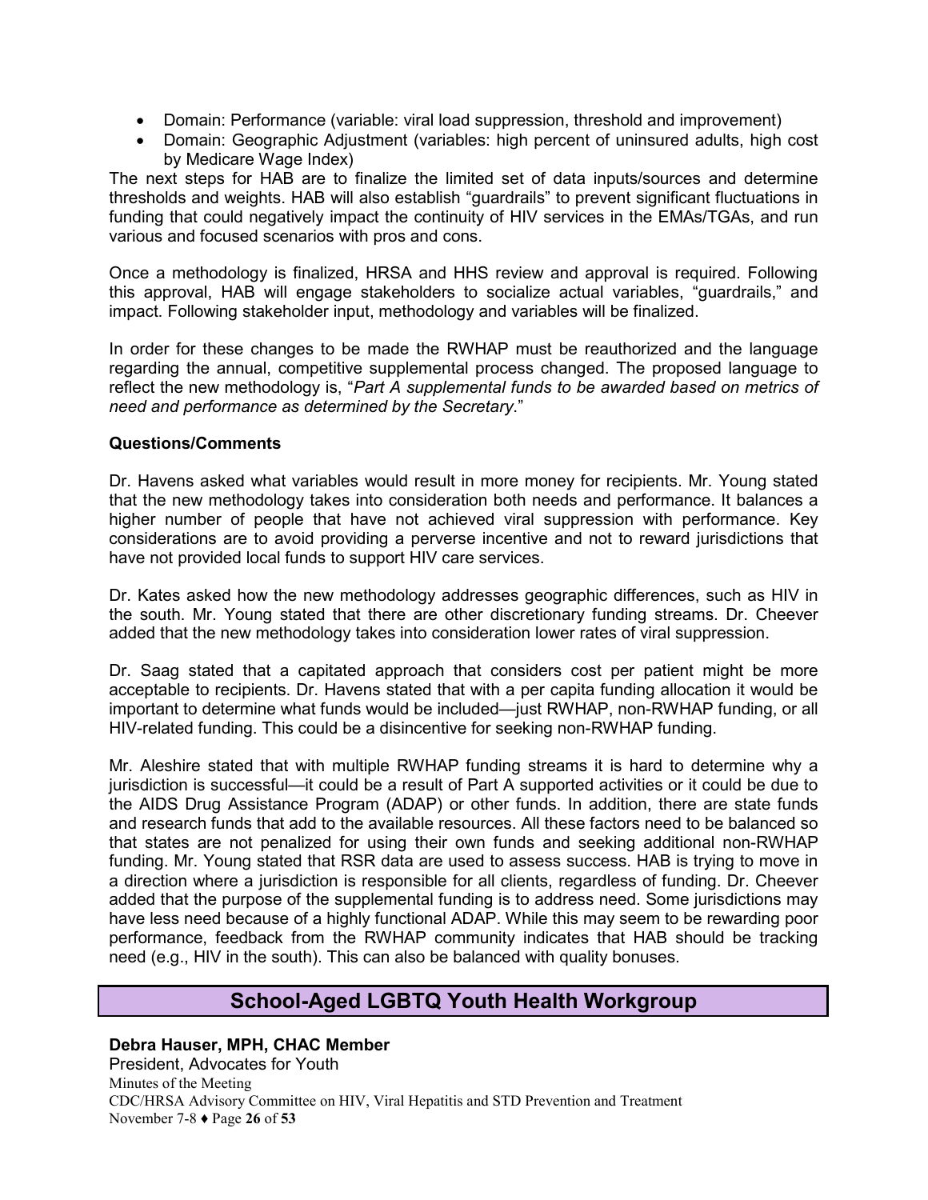- Domain: Performance (variable: viral load suppression, threshold and improvement)
- Domain: Geographic Adjustment (variables: high percent of uninsured adults, high cost by Medicare Wage Index)

The next steps for HAB are to finalize the limited set of data inputs/sources and determine thresholds and weights. HAB will also establish "guardrails" to prevent significant fluctuations in funding that could negatively impact the continuity of HIV services in the EMAs/TGAs, and run various and focused scenarios with pros and cons.

Once a methodology is finalized, HRSA and HHS review and approval is required. Following this approval, HAB will engage stakeholders to socialize actual variables, "guardrails," and impact. Following stakeholder input, methodology and variables will be finalized.

In order for these changes to be made the RWHAP must be reauthorized and the language regarding the annual, competitive supplemental process changed. The proposed language to reflect the new methodology is, "*Part A supplemental funds to be awarded based on metrics of need and performance as determined by the Secretary*."

**Questions/Comments**

Dr. Havens asked what variables would result in more money for recipients. Mr. Young stated that the new methodology takes into consideration both needs and performance. It balances a higher number of people that have not achieved viral suppression with performance. Key considerations are to avoid providing a perverse incentive and not to reward jurisdictions that have not provided local funds to support HIV care services.

Dr. Kates asked how the new methodology addresses geographic differences, such as HIV in the south. Mr. Young stated that there are other discretionary funding streams. Dr. Cheever added that the new methodology takes into consideration lower rates of viral suppression.

Dr. Saag stated that a capitated approach that considers cost per patient might be more acceptable to recipients. Dr. Havens stated that with a per capita funding allocation it would be important to determine what funds would be included—just RWHAP, non-RWHAP funding, or all HIV-related funding. This could be a disincentive for seeking non-RWHAP funding.

Mr. Aleshire stated that with multiple RWHAP funding streams it is hard to determine why a jurisdiction is successful—it could be a result of Part A supported activities or it could be due to the AIDS Drug Assistance Program (ADAP) or other funds. In addition, there are state funds and research funds that add to the available resources. All these factors need to be balanced so that states are not penalized for using their own funds and seeking additional non-RWHAP funding. Mr. Young stated that RSR data are used to assess success. HAB is trying to move in a direction where a jurisdiction is responsible for all clients, regardless of funding. Dr. Cheever added that the purpose of the supplemental funding is to address need. Some jurisdictions may have less need because of a highly functional ADAP. While this may seem to be rewarding poor performance, feedback from the RWHAP community indicates that HAB should be tracking need (e.g., HIV in the south). This can also be balanced with quality bonuses.

## School-Aged LGBTQ Youth Health Workgroup

**Debra Hauser, MPH, CHAC Member**
President, Advocates for Youth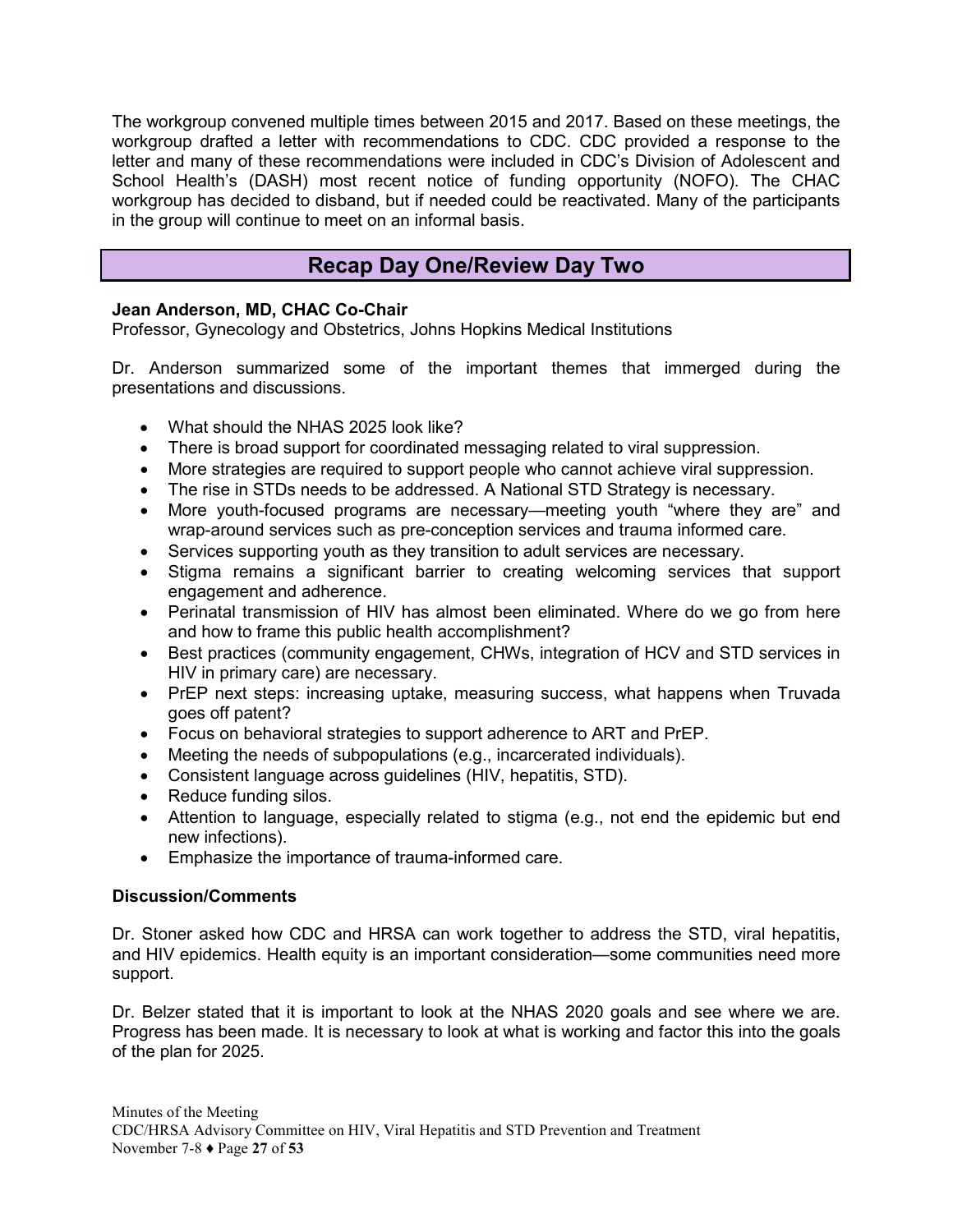The workgroup convened multiple times between 2015 and 2017. Based on these meetings, the workgroup drafted a letter with recommendations to CDC. CDC provided a response to the letter and many of these recommendations were included in CDC's Division of Adolescent and School Health's (DASH) most recent notice of funding opportunity (NOFO). The CHAC workgroup has decided to disband, but if needed could be reactivated. Many of the participants in the group will continue to meet on an informal basis.

## Recap Day One/Review Day Two

**Jean Anderson, MD, CHAC Co-Chair**
Professor, Gynecology and Obstetrics, Johns Hopkins Medical Institutions

Dr. Anderson summarized some of the important themes that immerged during the presentations and discussions.

- What should the NHAS 2025 look like?
- There is broad support for coordinated messaging related to viral suppression.
- More strategies are required to support people who cannot achieve viral suppression.
- The rise in STDs needs to be addressed. A National STD Strategy is necessary.
- More youth-focused programs are necessary—meeting youth "where they are" and wrap-around services such as pre-conception services and trauma informed care.
- Services supporting youth as they transition to adult services are necessary.
- Stigma remains a significant barrier to creating welcoming services that support engagement and adherence.
- Perinatal transmission of HIV has almost been eliminated. Where do we go from here and how to frame this public health accomplishment?
- Best practices (community engagement, CHWs, integration of HCV and STD services in HIV in primary care) are necessary.
- PrEP next steps: increasing uptake, measuring success, what happens when Truvada goes off patent?
- Focus on behavioral strategies to support adherence to ART and PrEP.
- Meeting the needs of subpopulations (e.g., incarcerated individuals).
- Consistent language across guidelines (HIV, hepatitis, STD).
- Reduce funding silos.
- Attention to language, especially related to stigma (e.g., not end the epidemic but end new infections).
- Emphasize the importance of trauma-informed care.

**Discussion/Comments**

Dr. Stoner asked how CDC and HRSA can work together to address the STD, viral hepatitis, and HIV epidemics. Health equity is an important consideration—some communities need more support.

Dr. Belzer stated that it is important to look at the NHAS 2020 goals and see where we are. Progress has been made. It is necessary to look at what is working and factor this into the goals of the plan for 2025.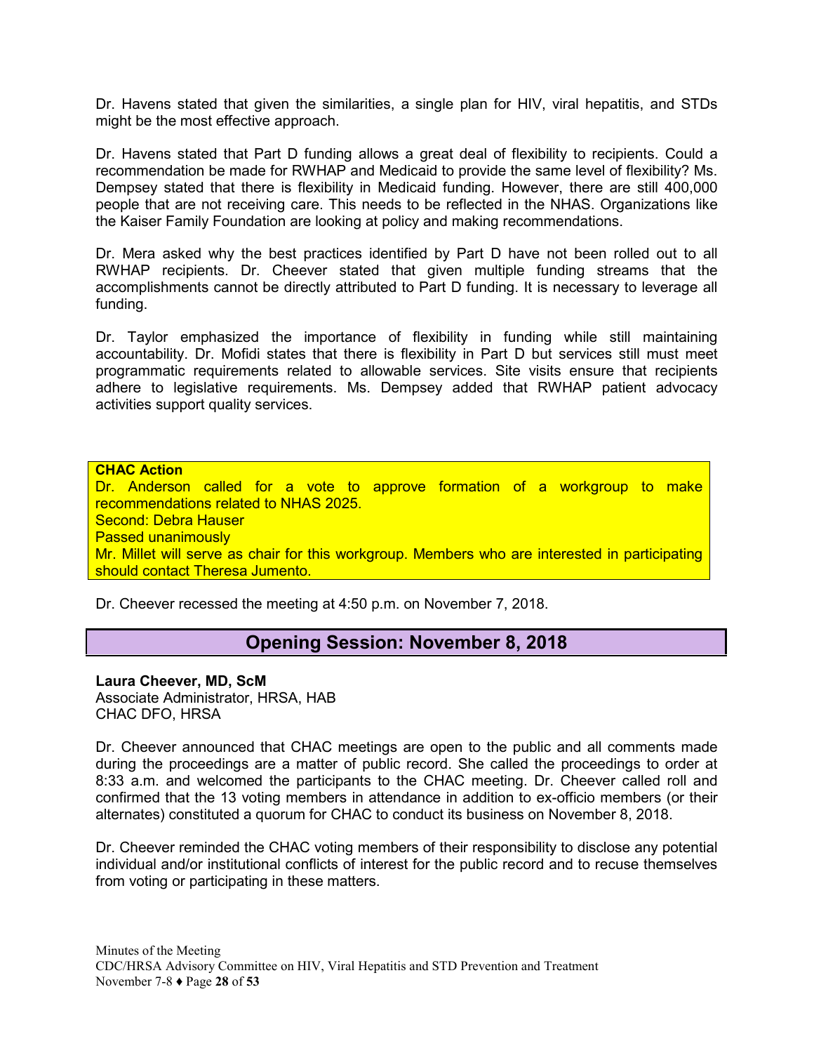Dr. Havens stated that given the similarities, a single plan for HIV, viral hepatitis, and STDs might be the most effective approach.

Dr. Havens stated that Part D funding allows a great deal of flexibility to recipients. Could a recommendation be made for RWHAP and Medicaid to provide the same level of flexibility? Ms. Dempsey stated that there is flexibility in Medicaid funding. However, there are still 400,000 people that are not receiving care. This needs to be reflected in the NHAS. Organizations like the Kaiser Family Foundation are looking at policy and making recommendations.

Dr. Mera asked why the best practices identified by Part D have not been rolled out to all RWHAP recipients. Dr. Cheever stated that given multiple funding streams that the accomplishments cannot be directly attributed to Part D funding. It is necessary to leverage all funding.

Dr. Taylor emphasized the importance of flexibility in funding while still maintaining accountability. Dr. Mofidi states that there is flexibility in Part D but services still must meet programmatic requirements related to allowable services. Site visits ensure that recipients adhere to legislative requirements. Ms. Dempsey added that RWHAP patient advocacy activities support quality services.

**CHAC Action**
Dr. Anderson called for a vote to approve formation of a workgroup to make recommendations related to NHAS 2025.
Second: Debra Hauser
Passed unanimously
Mr. Millet will serve as chair for this workgroup. Members who are interested in participating should contact Theresa Jumento.

Dr. Cheever recessed the meeting at 4:50 p.m. on November 7, 2018.

## Opening Session: November 8, 2018

**Laura Cheever, MD, ScM**
Associate Administrator, HRSA, HAB
CHAC DFO, HRSA

Dr. Cheever announced that CHAC meetings are open to the public and all comments made during the proceedings are a matter of public record. She called the proceedings to order at 8:33 a.m. and welcomed the participants to the CHAC meeting. Dr. Cheever called roll and confirmed that the 13 voting members in attendance in addition to ex-officio members (or their alternates) constituted a quorum for CHAC to conduct its business on November 8, 2018.

Dr. Cheever reminded the CHAC voting members of their responsibility to disclose any potential individual and/or institutional conflicts of interest for the public record and to recuse themselves from voting or participating in these matters.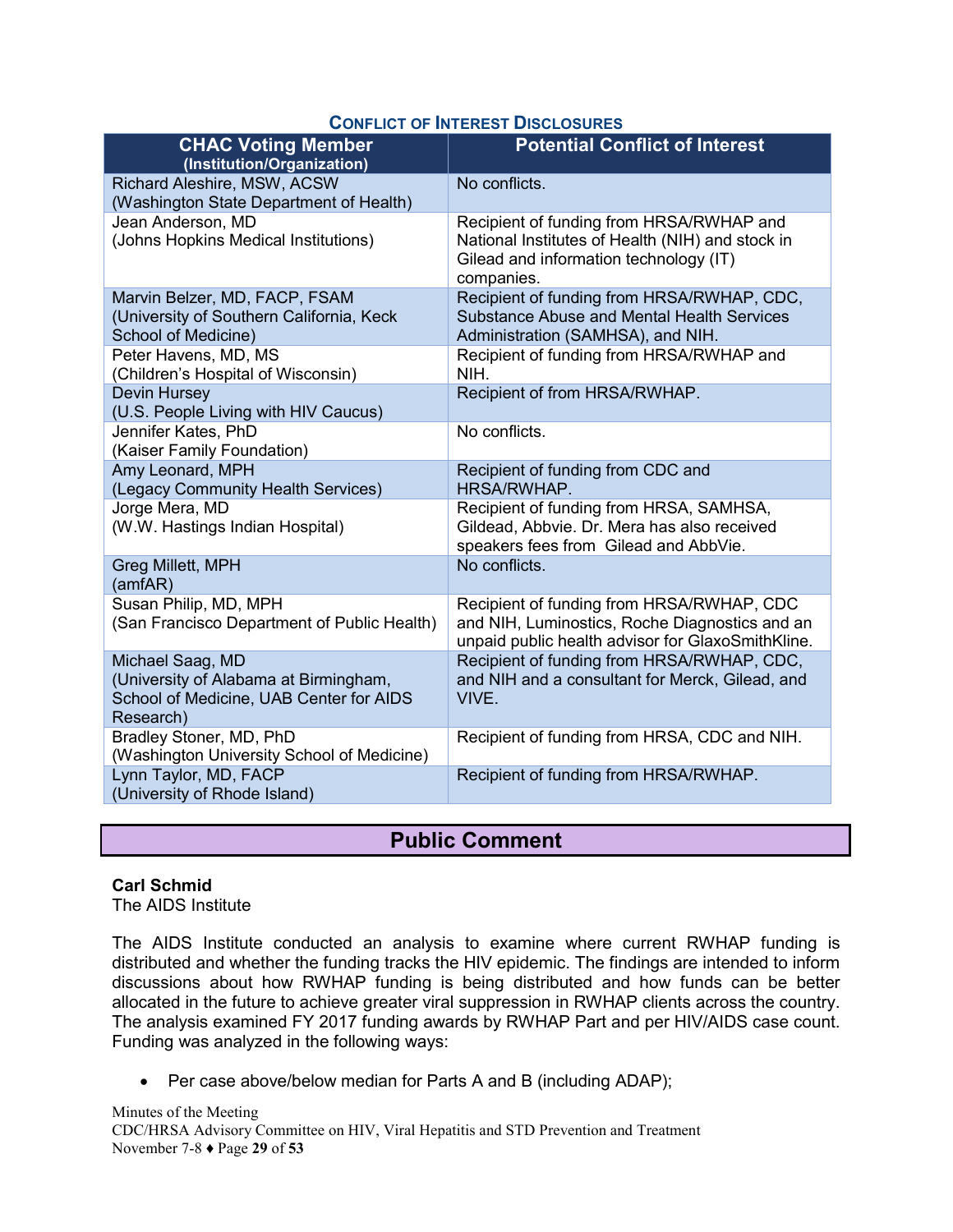**CONFLICT OF INTEREST DISCLOSURES**

| CHAC Voting Member (Institution/Organization) | Potential Conflict of Interest |
|---|---|
| Richard Aleshire, MSW, ACSW (Washington State Department of Health) | No conflicts. |
| Jean Anderson, MD (Johns Hopkins Medical Institutions) | Recipient of funding from HRSA/RWHAP and National Institutes of Health (NIH) and stock in Gilead and information technology (IT) companies. |
| Marvin Belzer, MD, FACP, FSAM (University of Southern California, Keck School of Medicine) | Recipient of funding from HRSA/RWHAP, CDC, Substance Abuse and Mental Health Services Administration (SAMHSA), and NIH. |
| Peter Havens, MD, MS (Children's Hospital of Wisconsin) | Recipient of funding from HRSA/RWHAP and NIH. |
| Devin Hursey (U.S. People Living with HIV Caucus) | Recipient of from HRSA/RWHAP. |
| Jennifer Kates, PhD (Kaiser Family Foundation) | No conflicts. |
| Amy Leonard, MPH (Legacy Community Health Services) | Recipient of funding from CDC and HRSA/RWHAP. |
| Jorge Mera, MD (W.W. Hastings Indian Hospital) | Recipient of funding from HRSA, SAMHSA, Gildead, Abbvie. Dr. Mera has also received speakers fees from Gilead and AbbVie. |
| Greg Millett, MPH (amfAR) | No conflicts. |
| Susan Philip, MD, MPH (San Francisco Department of Public Health) | Recipient of funding from HRSA/RWHAP, CDC and NIH, Luminostics, Roche Diagnostics and an unpaid public health advisor for GlaxoSmithKline. |
| Michael Saag, MD (University of Alabama at Birmingham, School of Medicine, UAB Center for AIDS Research) | Recipient of funding from HRSA/RWHAP, CDC, and NIH and a consultant for Merck, Gilead, and VIVE. |
| Bradley Stoner, MD, PhD (Washington University School of Medicine) | Recipient of funding from HRSA, CDC and NIH. |
| Lynn Taylor, MD, FACP (University of Rhode Island) | Recipient of funding from HRSA/RWHAP. |

## Public Comment

**Carl Schmid**
The AIDS Institute

The AIDS Institute conducted an analysis to examine where current RWHAP funding is distributed and whether the funding tracks the HIV epidemic. The findings are intended to inform discussions about how RWHAP funding is being distributed and how funds can be better allocated in the future to achieve greater viral suppression in RWHAP clients across the country. The analysis examined FY 2017 funding awards by RWHAP Part and per HIV/AIDS case count. Funding was analyzed in the following ways:

- Per case above/below median for Parts A and B (including ADAP);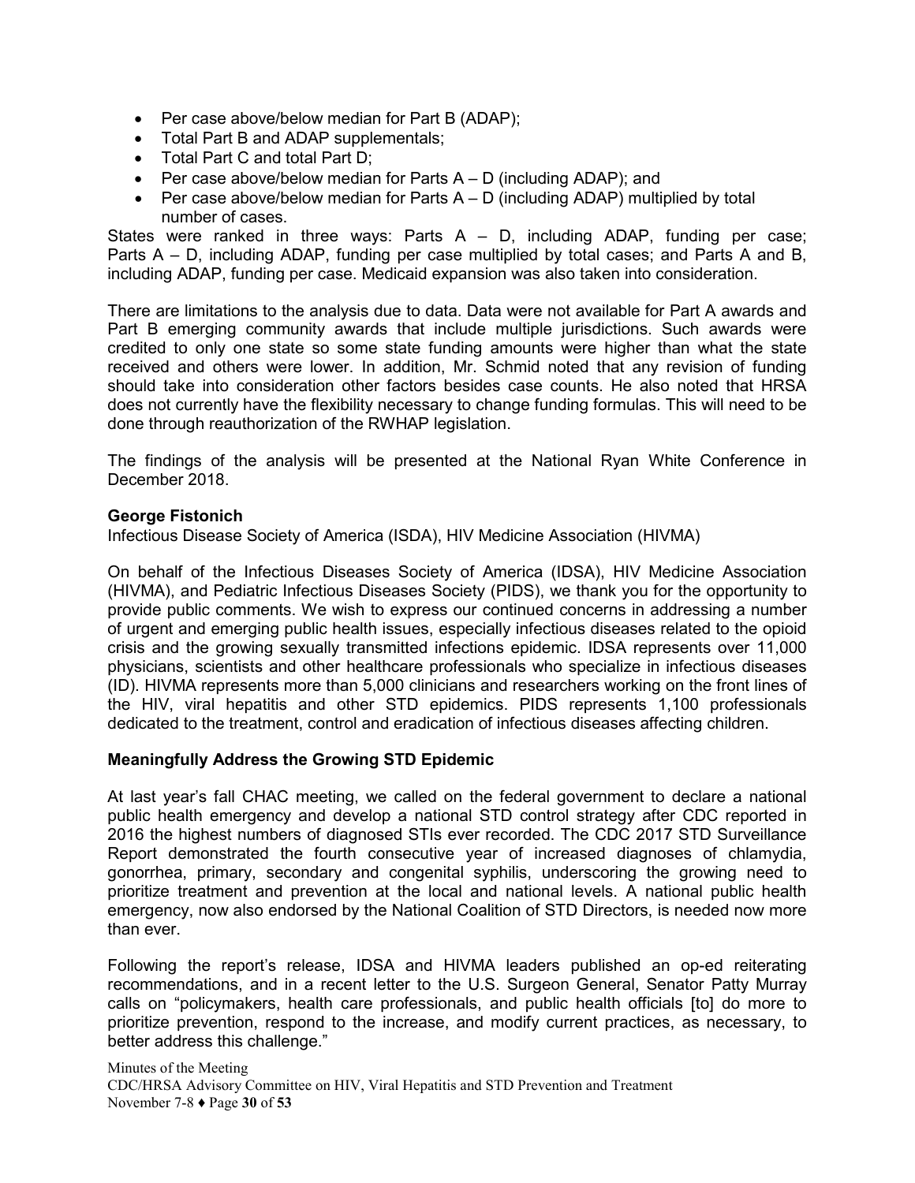- Per case above/below median for Part B (ADAP);
- Total Part B and ADAP supplementals;
- Total Part C and total Part D;
- Per case above/below median for Parts A – D (including ADAP); and
- Per case above/below median for Parts A – D (including ADAP) multiplied by total number of cases.

States were ranked in three ways: Parts A – D, including ADAP, funding per case; Parts A – D, including ADAP, funding per case multiplied by total cases; and Parts A and B, including ADAP, funding per case. Medicaid expansion was also taken into consideration.

There are limitations to the analysis due to data. Data were not available for Part A awards and Part B emerging community awards that include multiple jurisdictions. Such awards were credited to only one state so some state funding amounts were higher than what the state received and others were lower. In addition, Mr. Schmid noted that any revision of funding should take into consideration other factors besides case counts. He also noted that HRSA does not currently have the flexibility necessary to change funding formulas. This will need to be done through reauthorization of the RWHAP legislation.

The findings of the analysis will be presented at the National Ryan White Conference in December 2018.

**George Fistonich**

Infectious Disease Society of America (ISDA), HIV Medicine Association (HIVMA)

On behalf of the Infectious Diseases Society of America (IDSA), HIV Medicine Association (HIVMA), and Pediatric Infectious Diseases Society (PIDS), we thank you for the opportunity to provide public comments. We wish to express our continued concerns in addressing a number of urgent and emerging public health issues, especially infectious diseases related to the opioid crisis and the growing sexually transmitted infections epidemic. IDSA represents over 11,000 physicians, scientists and other healthcare professionals who specialize in infectious diseases (ID). HIVMA represents more than 5,000 clinicians and researchers working on the front lines of the HIV, viral hepatitis and other STD epidemics. PIDS represents 1,100 professionals dedicated to the treatment, control and eradication of infectious diseases affecting children.

**Meaningfully Address the Growing STD Epidemic**

At last year's fall CHAC meeting, we called on the federal government to declare a national public health emergency and develop a national STD control strategy after CDC reported in 2016 the highest numbers of diagnosed STIs ever recorded. The CDC 2017 STD Surveillance Report demonstrated the fourth consecutive year of increased diagnoses of chlamydia, gonorrhea, primary, secondary and congenital syphilis, underscoring the growing need to prioritize treatment and prevention at the local and national levels. A national public health emergency, now also endorsed by the National Coalition of STD Directors, is needed now more than ever.

Following the report's release, IDSA and HIVMA leaders published an op-ed reiterating recommendations, and in a recent letter to the U.S. Surgeon General, Senator Patty Murray calls on "policymakers, health care professionals, and public health officials [to] do more to prioritize prevention, respond to the increase, and modify current practices, as necessary, to better address this challenge."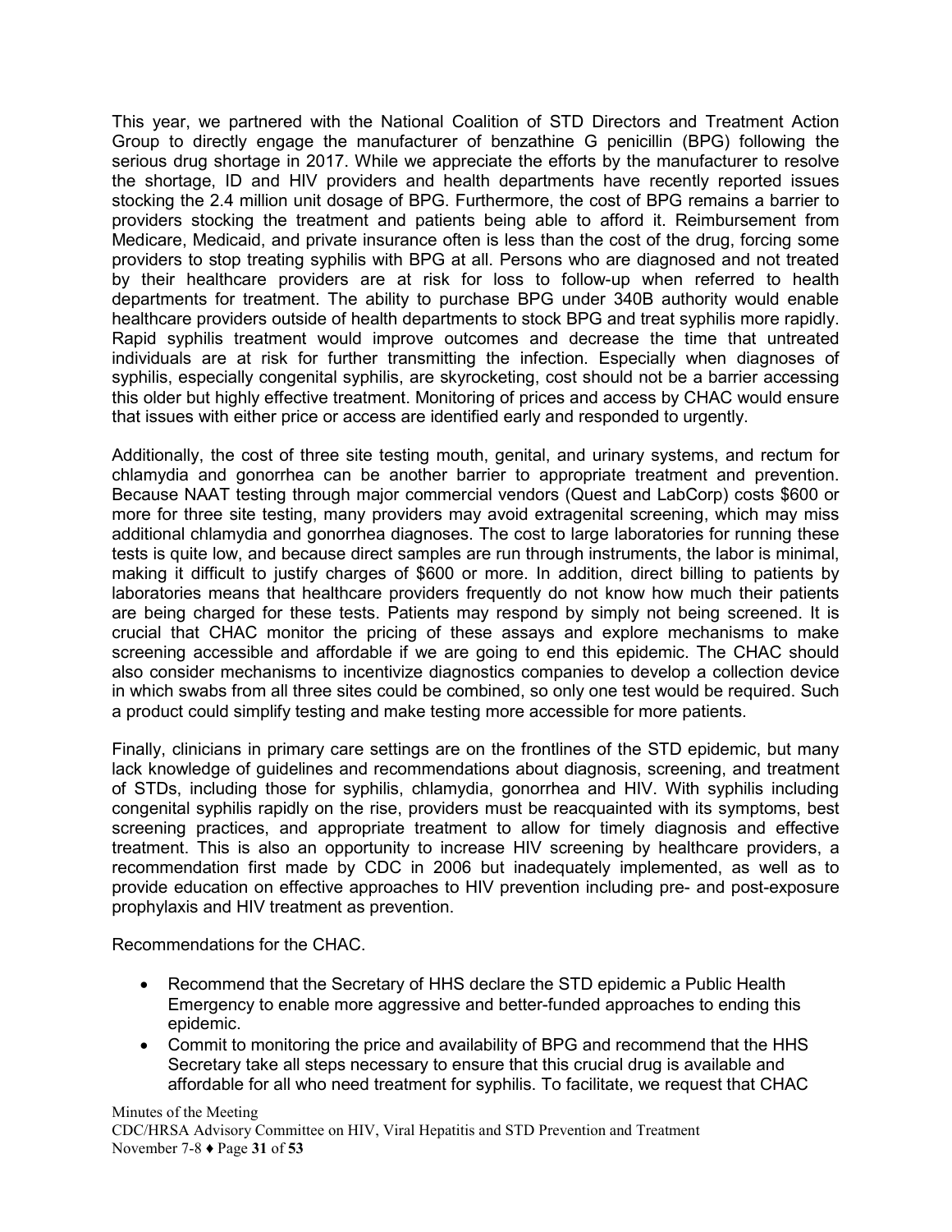This year, we partnered with the National Coalition of STD Directors and Treatment Action Group to directly engage the manufacturer of benzathine G penicillin (BPG) following the serious drug shortage in 2017. While we appreciate the efforts by the manufacturer to resolve the shortage, ID and HIV providers and health departments have recently reported issues stocking the 2.4 million unit dosage of BPG. Furthermore, the cost of BPG remains a barrier to providers stocking the treatment and patients being able to afford it. Reimbursement from Medicare, Medicaid, and private insurance often is less than the cost of the drug, forcing some providers to stop treating syphilis with BPG at all. Persons who are diagnosed and not treated by their healthcare providers are at risk for loss to follow-up when referred to health departments for treatment. The ability to purchase BPG under 340B authority would enable healthcare providers outside of health departments to stock BPG and treat syphilis more rapidly. Rapid syphilis treatment would improve outcomes and decrease the time that untreated individuals are at risk for further transmitting the infection. Especially when diagnoses of syphilis, especially congenital syphilis, are skyrocketing, cost should not be a barrier accessing this older but highly effective treatment. Monitoring of prices and access by CHAC would ensure that issues with either price or access are identified early and responded to urgently.

Additionally, the cost of three site testing mouth, genital, and urinary systems, and rectum for chlamydia and gonorrhea can be another barrier to appropriate treatment and prevention. Because NAAT testing through major commercial vendors (Quest and LabCorp) costs $600 or more for three site testing, many providers may avoid extragenital screening, which may miss additional chlamydia and gonorrhea diagnoses. The cost to large laboratories for running these tests is quite low, and because direct samples are run through instruments, the labor is minimal, making it difficult to justify charges of $600 or more. In addition, direct billing to patients by laboratories means that healthcare providers frequently do not know how much their patients are being charged for these tests. Patients may respond by simply not being screened. It is crucial that CHAC monitor the pricing of these assays and explore mechanisms to make screening accessible and affordable if we are going to end this epidemic. The CHAC should also consider mechanisms to incentivize diagnostics companies to develop a collection device in which swabs from all three sites could be combined, so only one test would be required. Such a product could simplify testing and make testing more accessible for more patients.

Finally, clinicians in primary care settings are on the frontlines of the STD epidemic, but many lack knowledge of guidelines and recommendations about diagnosis, screening, and treatment of STDs, including those for syphilis, chlamydia, gonorrhea and HIV. With syphilis including congenital syphilis rapidly on the rise, providers must be reacquainted with its symptoms, best screening practices, and appropriate treatment to allow for timely diagnosis and effective treatment. This is also an opportunity to increase HIV screening by healthcare providers, a recommendation first made by CDC in 2006 but inadequately implemented, as well as to provide education on effective approaches to HIV prevention including pre- and post-exposure prophylaxis and HIV treatment as prevention.

Recommendations for the CHAC.

- Recommend that the Secretary of HHS declare the STD epidemic a Public Health Emergency to enable more aggressive and better-funded approaches to ending this epidemic.
- Commit to monitoring the price and availability of BPG and recommend that the HHS Secretary take all steps necessary to ensure that this crucial drug is available and affordable for all who need treatment for syphilis. To facilitate, we request that CHAC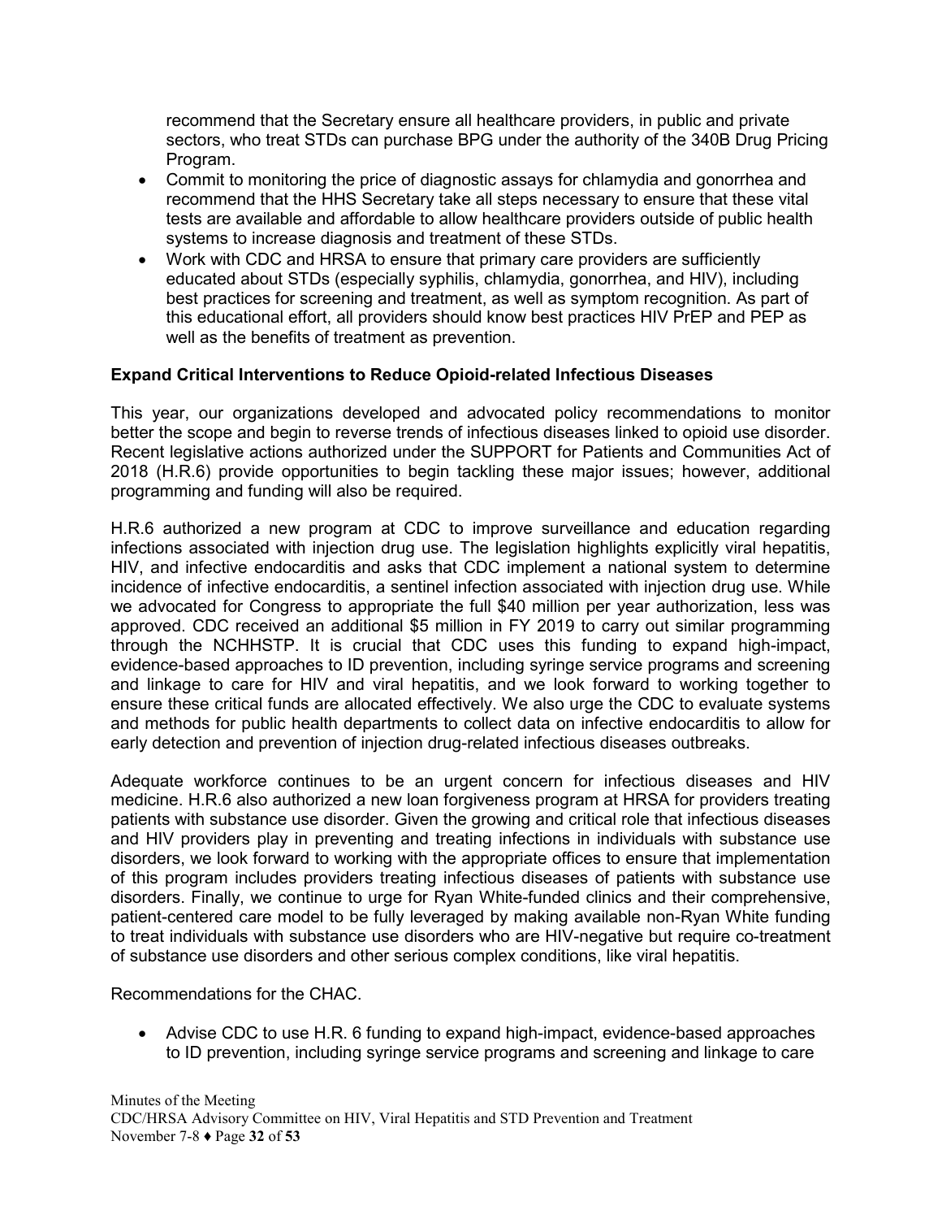recommend that the Secretary ensure all healthcare providers, in public and private sectors, who treat STDs can purchase BPG under the authority of the 340B Drug Pricing Program.

- Commit to monitoring the price of diagnostic assays for chlamydia and gonorrhea and recommend that the HHS Secretary take all steps necessary to ensure that these vital tests are available and affordable to allow healthcare providers outside of public health systems to increase diagnosis and treatment of these STDs.
- Work with CDC and HRSA to ensure that primary care providers are sufficiently educated about STDs (especially syphilis, chlamydia, gonorrhea, and HIV), including best practices for screening and treatment, as well as symptom recognition. As part of this educational effort, all providers should know best practices HIV PrEP and PEP as well as the benefits of treatment as prevention.

**Expand Critical Interventions to Reduce Opioid-related Infectious Diseases**

This year, our organizations developed and advocated policy recommendations to monitor better the scope and begin to reverse trends of infectious diseases linked to opioid use disorder. Recent legislative actions authorized under the SUPPORT for Patients and Communities Act of 2018 (H.R.6) provide opportunities to begin tackling these major issues; however, additional programming and funding will also be required.

H.R.6 authorized a new program at CDC to improve surveillance and education regarding infections associated with injection drug use. The legislation highlights explicitly viral hepatitis, HIV, and infective endocarditis and asks that CDC implement a national system to determine incidence of infective endocarditis, a sentinel infection associated with injection drug use. While we advocated for Congress to appropriate the full $40 million per year authorization, less was approved. CDC received an additional $5 million in FY 2019 to carry out similar programming through the NCHHSTP. It is crucial that CDC uses this funding to expand high-impact, evidence-based approaches to ID prevention, including syringe service programs and screening and linkage to care for HIV and viral hepatitis, and we look forward to working together to ensure these critical funds are allocated effectively. We also urge the CDC to evaluate systems and methods for public health departments to collect data on infective endocarditis to allow for early detection and prevention of injection drug-related infectious diseases outbreaks.

Adequate workforce continues to be an urgent concern for infectious diseases and HIV medicine. H.R.6 also authorized a new loan forgiveness program at HRSA for providers treating patients with substance use disorder. Given the growing and critical role that infectious diseases and HIV providers play in preventing and treating infections in individuals with substance use disorders, we look forward to working with the appropriate offices to ensure that implementation of this program includes providers treating infectious diseases of patients with substance use disorders. Finally, we continue to urge for Ryan White-funded clinics and their comprehensive, patient-centered care model to be fully leveraged by making available non-Ryan White funding to treat individuals with substance use disorders who are HIV-negative but require co-treatment of substance use disorders and other serious complex conditions, like viral hepatitis.

Recommendations for the CHAC.

- Advise CDC to use H.R. 6 funding to expand high-impact, evidence-based approaches to ID prevention, including syringe service programs and screening and linkage to care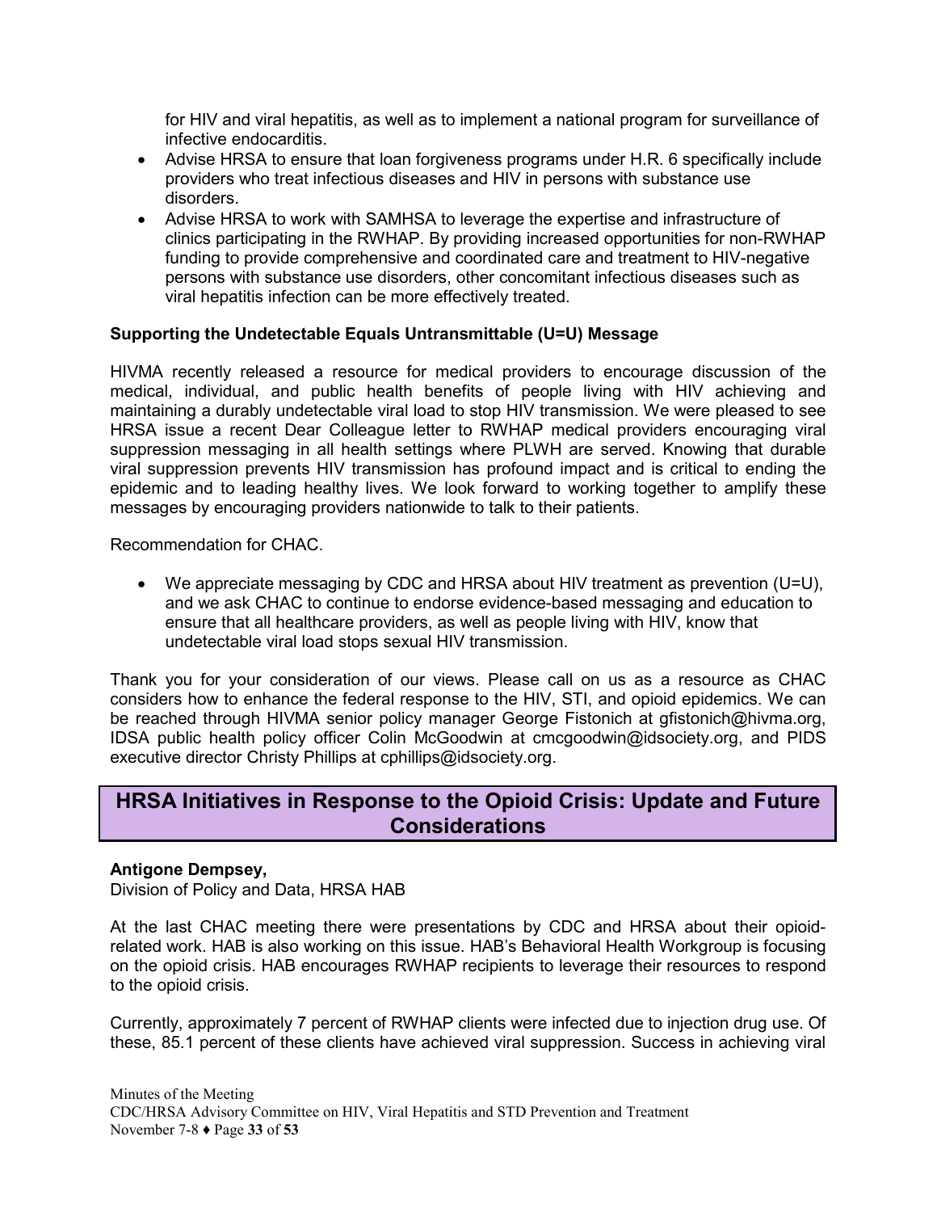for HIV and viral hepatitis, as well as to implement a national program for surveillance of infective endocarditis.

- Advise HRSA to ensure that loan forgiveness programs under H.R. 6 specifically include providers who treat infectious diseases and HIV in persons with substance use disorders.
- Advise HRSA to work with SAMHSA to leverage the expertise and infrastructure of clinics participating in the RWHAP. By providing increased opportunities for non-RWHAP funding to provide comprehensive and coordinated care and treatment to HIV-negative persons with substance use disorders, other concomitant infectious diseases such as viral hepatitis infection can be more effectively treated.

**Supporting the Undetectable Equals Untransmittable (U=U) Message**

HIVMA recently released a resource for medical providers to encourage discussion of the medical, individual, and public health benefits of people living with HIV achieving and maintaining a durably undetectable viral load to stop HIV transmission. We were pleased to see HRSA issue a recent Dear Colleague letter to RWHAP medical providers encouraging viral suppression messaging in all health settings where PLWH are served. Knowing that durable viral suppression prevents HIV transmission has profound impact and is critical to ending the epidemic and to leading healthy lives. We look forward to working together to amplify these messages by encouraging providers nationwide to talk to their patients.

Recommendation for CHAC.

- We appreciate messaging by CDC and HRSA about HIV treatment as prevention (U=U), and we ask CHAC to continue to endorse evidence-based messaging and education to ensure that all healthcare providers, as well as people living with HIV, know that undetectable viral load stops sexual HIV transmission.

Thank you for your consideration of our views. Please call on us as a resource as CHAC considers how to enhance the federal response to the HIV, STI, and opioid epidemics. We can be reached through HIVMA senior policy manager George Fistonich at gfistonich@hivma.org, IDSA public health policy officer Colin McGoodwin at cmcgoodwin@idsociety.org, and PIDS executive director Christy Phillips at cphillips@idsociety.org.

## HRSA Initiatives in Response to the Opioid Crisis: Update and Future Considerations

**Antigone Dempsey,**
Division of Policy and Data, HRSA HAB

At the last CHAC meeting there were presentations by CDC and HRSA about their opioid-related work. HAB is also working on this issue. HAB's Behavioral Health Workgroup is focusing on the opioid crisis. HAB encourages RWHAP recipients to leverage their resources to respond to the opioid crisis.

Currently, approximately 7 percent of RWHAP clients were infected due to injection drug use. Of these, 85.1 percent of these clients have achieved viral suppression. Success in achieving viral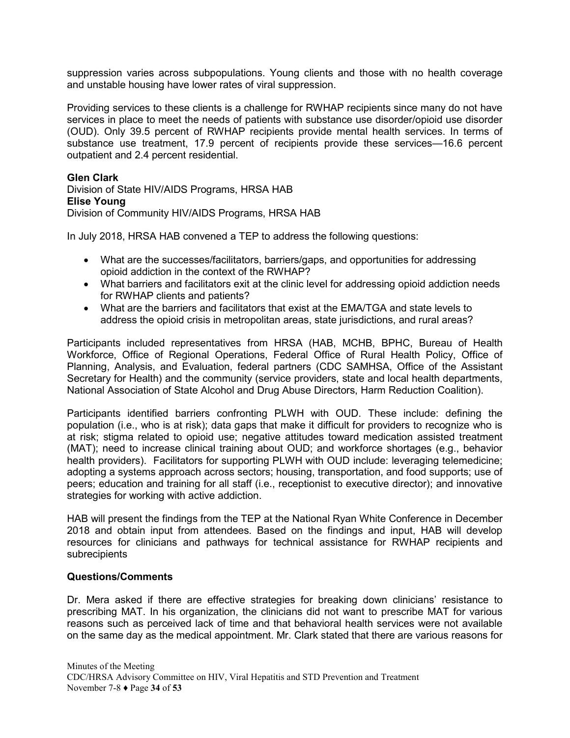suppression varies across subpopulations. Young clients and those with no health coverage and unstable housing have lower rates of viral suppression.

Providing services to these clients is a challenge for RWHAP recipients since many do not have services in place to meet the needs of patients with substance use disorder/opioid use disorder (OUD). Only 39.5 percent of RWHAP recipients provide mental health services. In terms of substance use treatment, 17.9 percent of recipients provide these services—16.6 percent outpatient and 2.4 percent residential.

**Glen Clark**
Division of State HIV/AIDS Programs, HRSA HAB
**Elise Young**
Division of Community HIV/AIDS Programs, HRSA HAB

In July 2018, HRSA HAB convened a TEP to address the following questions:

- What are the successes/facilitators, barriers/gaps, and opportunities for addressing opioid addiction in the context of the RWHAP?
- What barriers and facilitators exit at the clinic level for addressing opioid addiction needs for RWHAP clients and patients?
- What are the barriers and facilitators that exist at the EMA/TGA and state levels to address the opioid crisis in metropolitan areas, state jurisdictions, and rural areas?

Participants included representatives from HRSA (HAB, MCHB, BPHC, Bureau of Health Workforce, Office of Regional Operations, Federal Office of Rural Health Policy, Office of Planning, Analysis, and Evaluation, federal partners (CDC SAMHSA, Office of the Assistant Secretary for Health) and the community (service providers, state and local health departments, National Association of State Alcohol and Drug Abuse Directors, Harm Reduction Coalition).

Participants identified barriers confronting PLWH with OUD. These include: defining the population (i.e., who is at risk); data gaps that make it difficult for providers to recognize who is at risk; stigma related to opioid use; negative attitudes toward medication assisted treatment (MAT); need to increase clinical training about OUD; and workforce shortages (e.g., behavior health providers). Facilitators for supporting PLWH with OUD include: leveraging telemedicine; adopting a systems approach across sectors; housing, transportation, and food supports; use of peers; education and training for all staff (i.e., receptionist to executive director); and innovative strategies for working with active addiction.

HAB will present the findings from the TEP at the National Ryan White Conference in December 2018 and obtain input from attendees. Based on the findings and input, HAB will develop resources for clinicians and pathways for technical assistance for RWHAP recipients and subrecipients

**Questions/Comments**

Dr. Mera asked if there are effective strategies for breaking down clinicians' resistance to prescribing MAT. In his organization, the clinicians did not want to prescribe MAT for various reasons such as perceived lack of time and that behavioral health services were not available on the same day as the medical appointment. Mr. Clark stated that there are various reasons for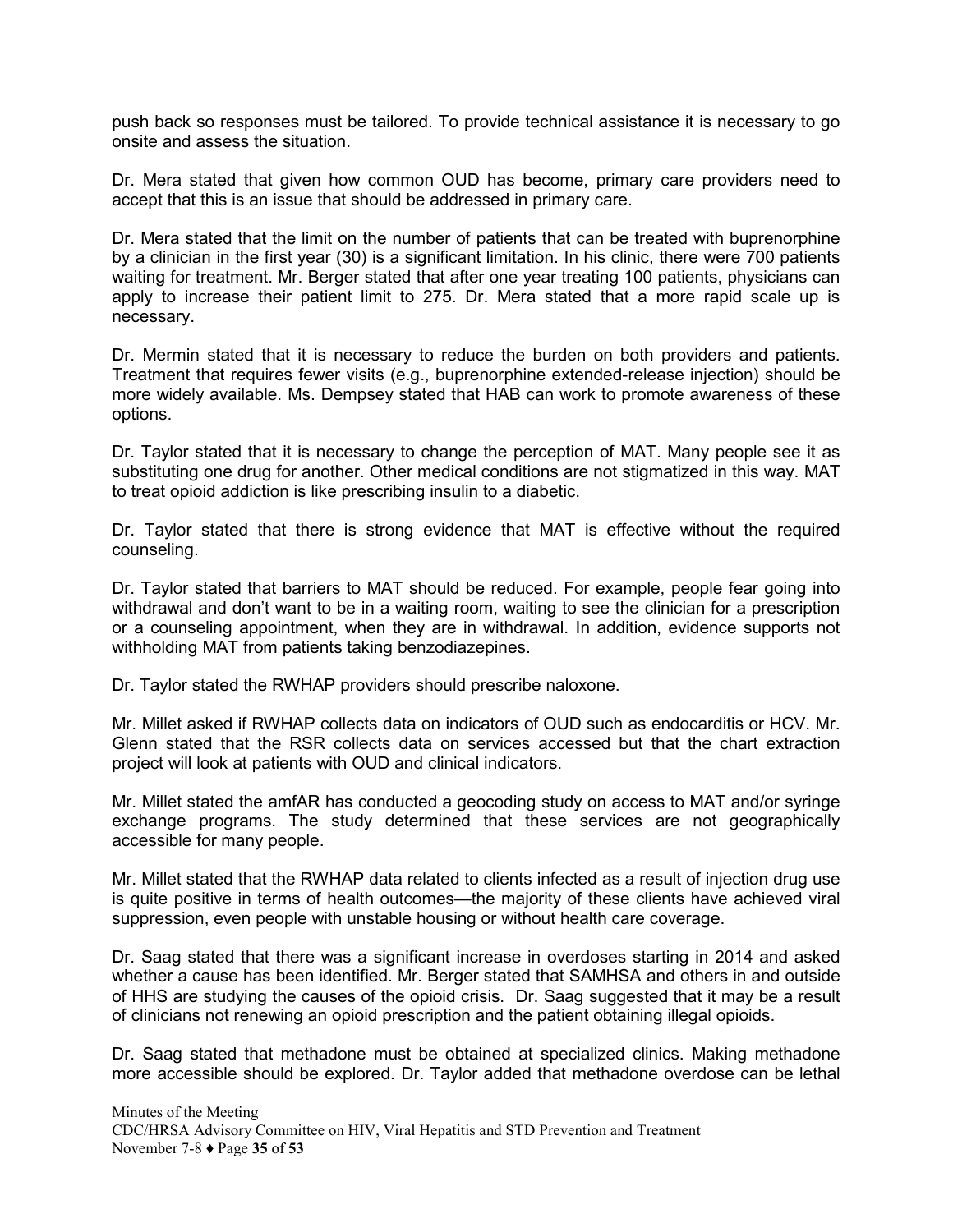push back so responses must be tailored. To provide technical assistance it is necessary to go onsite and assess the situation.

Dr. Mera stated that given how common OUD has become, primary care providers need to accept that this is an issue that should be addressed in primary care.

Dr. Mera stated that the limit on the number of patients that can be treated with buprenorphine by a clinician in the first year (30) is a significant limitation. In his clinic, there were 700 patients waiting for treatment. Mr. Berger stated that after one year treating 100 patients, physicians can apply to increase their patient limit to 275. Dr. Mera stated that a more rapid scale up is necessary.

Dr. Mermin stated that it is necessary to reduce the burden on both providers and patients. Treatment that requires fewer visits (e.g., buprenorphine extended-release injection) should be more widely available. Ms. Dempsey stated that HAB can work to promote awareness of these options.

Dr. Taylor stated that it is necessary to change the perception of MAT. Many people see it as substituting one drug for another. Other medical conditions are not stigmatized in this way. MAT to treat opioid addiction is like prescribing insulin to a diabetic.

Dr. Taylor stated that there is strong evidence that MAT is effective without the required counseling.

Dr. Taylor stated that barriers to MAT should be reduced. For example, people fear going into withdrawal and don't want to be in a waiting room, waiting to see the clinician for a prescription or a counseling appointment, when they are in withdrawal. In addition, evidence supports not withholding MAT from patients taking benzodiazepines.

Dr. Taylor stated the RWHAP providers should prescribe naloxone.

Mr. Millet asked if RWHAP collects data on indicators of OUD such as endocarditis or HCV. Mr. Glenn stated that the RSR collects data on services accessed but that the chart extraction project will look at patients with OUD and clinical indicators.

Mr. Millet stated the amfAR has conducted a geocoding study on access to MAT and/or syringe exchange programs. The study determined that these services are not geographically accessible for many people.

Mr. Millet stated that the RWHAP data related to clients infected as a result of injection drug use is quite positive in terms of health outcomes—the majority of these clients have achieved viral suppression, even people with unstable housing or without health care coverage.

Dr. Saag stated that there was a significant increase in overdoses starting in 2014 and asked whether a cause has been identified. Mr. Berger stated that SAMHSA and others in and outside of HHS are studying the causes of the opioid crisis. Dr. Saag suggested that it may be a result of clinicians not renewing an opioid prescription and the patient obtaining illegal opioids.

Dr. Saag stated that methadone must be obtained at specialized clinics. Making methadone more accessible should be explored. Dr. Taylor added that methadone overdose can be lethal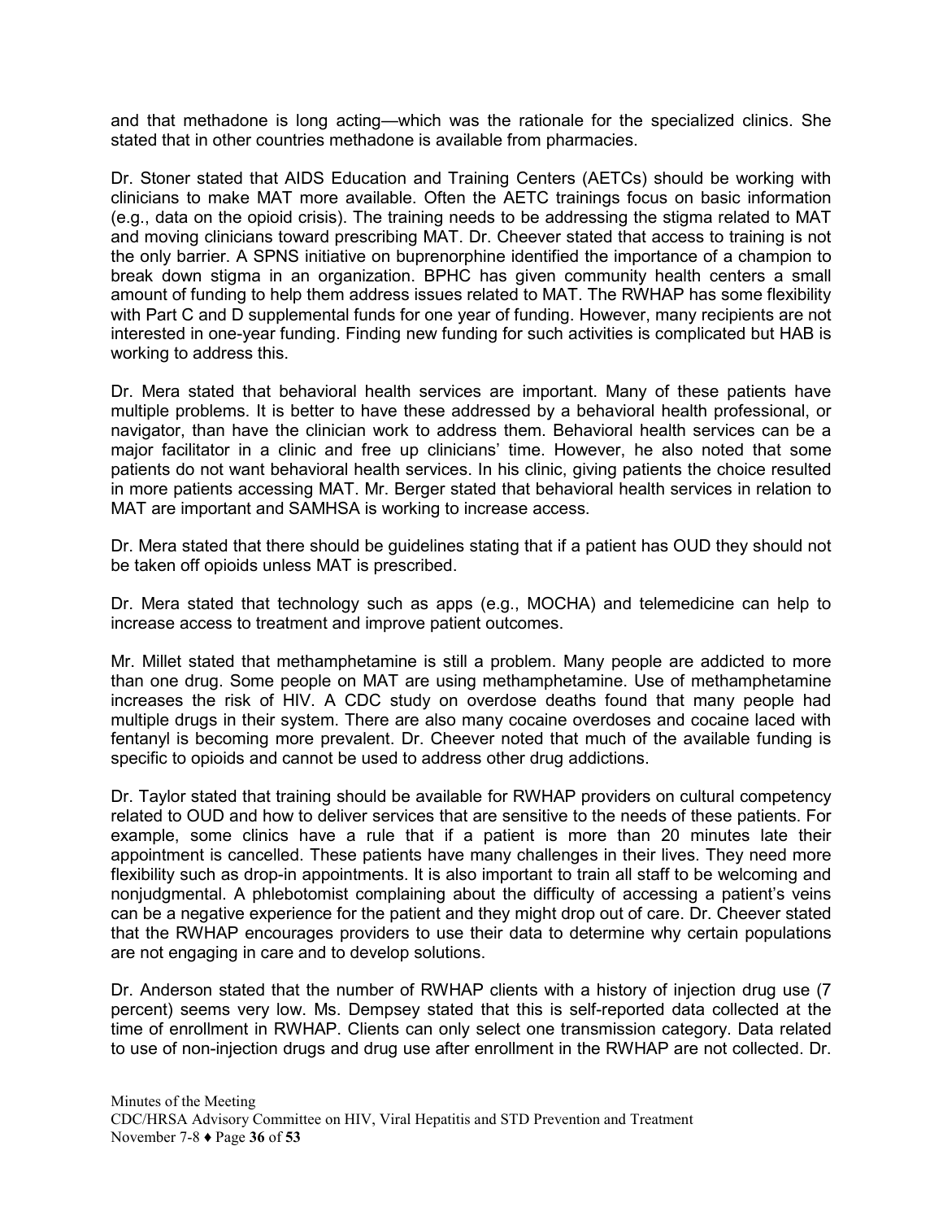and that methadone is long acting—which was the rationale for the specialized clinics. She stated that in other countries methadone is available from pharmacies.

Dr. Stoner stated that AIDS Education and Training Centers (AETCs) should be working with clinicians to make MAT more available. Often the AETC trainings focus on basic information (e.g., data on the opioid crisis). The training needs to be addressing the stigma related to MAT and moving clinicians toward prescribing MAT. Dr. Cheever stated that access to training is not the only barrier. A SPNS initiative on buprenorphine identified the importance of a champion to break down stigma in an organization. BPHC has given community health centers a small amount of funding to help them address issues related to MAT. The RWHAP has some flexibility with Part C and D supplemental funds for one year of funding. However, many recipients are not interested in one-year funding. Finding new funding for such activities is complicated but HAB is working to address this.

Dr. Mera stated that behavioral health services are important. Many of these patients have multiple problems. It is better to have these addressed by a behavioral health professional, or navigator, than have the clinician work to address them. Behavioral health services can be a major facilitator in a clinic and free up clinicians' time. However, he also noted that some patients do not want behavioral health services. In his clinic, giving patients the choice resulted in more patients accessing MAT. Mr. Berger stated that behavioral health services in relation to MAT are important and SAMHSA is working to increase access.

Dr. Mera stated that there should be guidelines stating that if a patient has OUD they should not be taken off opioids unless MAT is prescribed.

Dr. Mera stated that technology such as apps (e.g., MOCHA) and telemedicine can help to increase access to treatment and improve patient outcomes.

Mr. Millet stated that methamphetamine is still a problem. Many people are addicted to more than one drug. Some people on MAT are using methamphetamine. Use of methamphetamine increases the risk of HIV. A CDC study on overdose deaths found that many people had multiple drugs in their system. There are also many cocaine overdoses and cocaine laced with fentanyl is becoming more prevalent. Dr. Cheever noted that much of the available funding is specific to opioids and cannot be used to address other drug addictions.

Dr. Taylor stated that training should be available for RWHAP providers on cultural competency related to OUD and how to deliver services that are sensitive to the needs of these patients. For example, some clinics have a rule that if a patient is more than 20 minutes late their appointment is cancelled. These patients have many challenges in their lives. They need more flexibility such as drop-in appointments. It is also important to train all staff to be welcoming and nonjudgmental. A phlebotomist complaining about the difficulty of accessing a patient's veins can be a negative experience for the patient and they might drop out of care. Dr. Cheever stated that the RWHAP encourages providers to use their data to determine why certain populations are not engaging in care and to develop solutions.

Dr. Anderson stated that the number of RWHAP clients with a history of injection drug use (7 percent) seems very low. Ms. Dempsey stated that this is self-reported data collected at the time of enrollment in RWHAP. Clients can only select one transmission category. Data related to use of non-injection drugs and drug use after enrollment in the RWHAP are not collected. Dr.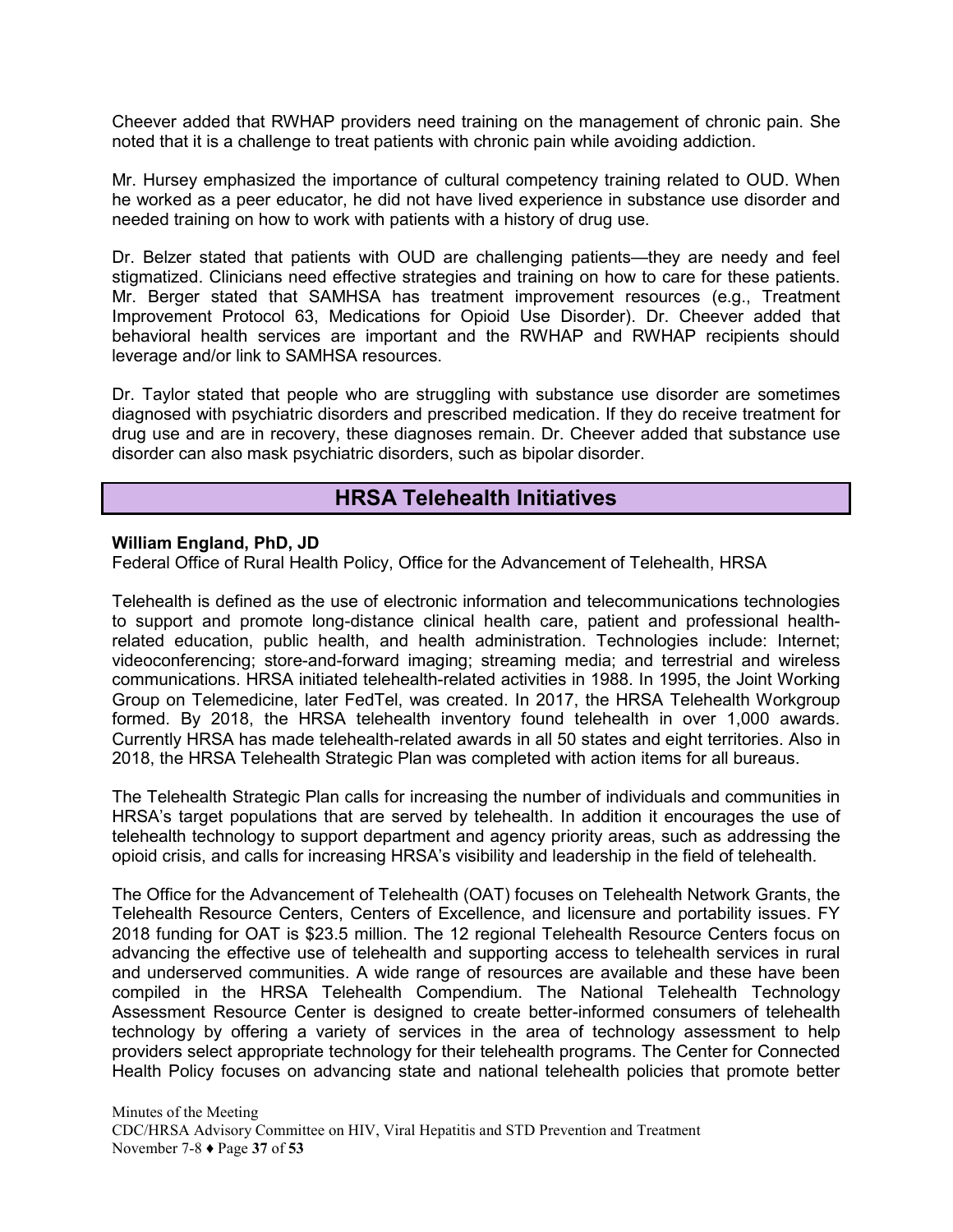Cheever added that RWHAP providers need training on the management of chronic pain. She noted that it is a challenge to treat patients with chronic pain while avoiding addiction.

Mr. Hursey emphasized the importance of cultural competency training related to OUD. When he worked as a peer educator, he did not have lived experience in substance use disorder and needed training on how to work with patients with a history of drug use.

Dr. Belzer stated that patients with OUD are challenging patients—they are needy and feel stigmatized. Clinicians need effective strategies and training on how to care for these patients. Mr. Berger stated that SAMHSA has treatment improvement resources (e.g., Treatment Improvement Protocol 63, Medications for Opioid Use Disorder). Dr. Cheever added that behavioral health services are important and the RWHAP and RWHAP recipients should leverage and/or link to SAMHSA resources.

Dr. Taylor stated that people who are struggling with substance use disorder are sometimes diagnosed with psychiatric disorders and prescribed medication. If they do receive treatment for drug use and are in recovery, these diagnoses remain. Dr. Cheever added that substance use disorder can also mask psychiatric disorders, such as bipolar disorder.

## HRSA Telehealth Initiatives

**William England, PhD, JD**
Federal Office of Rural Health Policy, Office for the Advancement of Telehealth, HRSA

Telehealth is defined as the use of electronic information and telecommunications technologies to support and promote long-distance clinical health care, patient and professional health-related education, public health, and health administration. Technologies include: Internet; videoconferencing; store-and-forward imaging; streaming media; and terrestrial and wireless communications. HRSA initiated telehealth-related activities in 1988. In 1995, the Joint Working Group on Telemedicine, later FedTel, was created. In 2017, the HRSA Telehealth Workgroup formed. By 2018, the HRSA telehealth inventory found telehealth in over 1,000 awards. Currently HRSA has made telehealth-related awards in all 50 states and eight territories. Also in 2018, the HRSA Telehealth Strategic Plan was completed with action items for all bureaus.

The Telehealth Strategic Plan calls for increasing the number of individuals and communities in HRSA's target populations that are served by telehealth. In addition it encourages the use of telehealth technology to support department and agency priority areas, such as addressing the opioid crisis, and calls for increasing HRSA's visibility and leadership in the field of telehealth.

The Office for the Advancement of Telehealth (OAT) focuses on Telehealth Network Grants, the Telehealth Resource Centers, Centers of Excellence, and licensure and portability issues. FY 2018 funding for OAT is $23.5 million. The 12 regional Telehealth Resource Centers focus on advancing the effective use of telehealth and supporting access to telehealth services in rural and underserved communities. A wide range of resources are available and these have been compiled in the HRSA Telehealth Compendium. The National Telehealth Technology Assessment Resource Center is designed to create better-informed consumers of telehealth technology by offering a variety of services in the area of technology assessment to help providers select appropriate technology for their telehealth programs. The Center for Connected Health Policy focuses on advancing state and national telehealth policies that promote better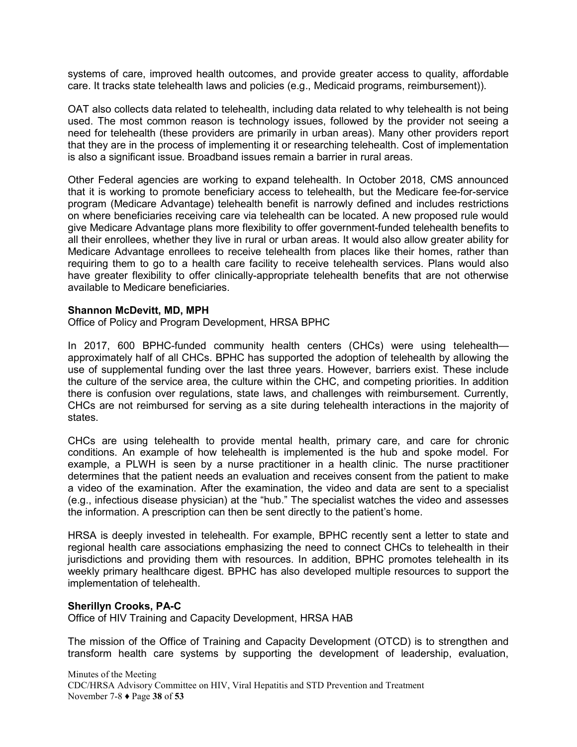systems of care, improved health outcomes, and provide greater access to quality, affordable care. It tracks state telehealth laws and policies (e.g., Medicaid programs, reimbursement)).

OAT also collects data related to telehealth, including data related to why telehealth is not being used. The most common reason is technology issues, followed by the provider not seeing a need for telehealth (these providers are primarily in urban areas). Many other providers report that they are in the process of implementing it or researching telehealth. Cost of implementation is also a significant issue. Broadband issues remain a barrier in rural areas.

Other Federal agencies are working to expand telehealth. In October 2018, CMS announced that it is working to promote beneficiary access to telehealth, but the Medicare fee-for-service program (Medicare Advantage) telehealth benefit is narrowly defined and includes restrictions on where beneficiaries receiving care via telehealth can be located. A new proposed rule would give Medicare Advantage plans more flexibility to offer government-funded telehealth benefits to all their enrollees, whether they live in rural or urban areas. It would also allow greater ability for Medicare Advantage enrollees to receive telehealth from places like their homes, rather than requiring them to go to a health care facility to receive telehealth services. Plans would also have greater flexibility to offer clinically-appropriate telehealth benefits that are not otherwise available to Medicare beneficiaries.

**Shannon McDevitt, MD, MPH**
Office of Policy and Program Development, HRSA BPHC

In 2017, 600 BPHC-funded community health centers (CHCs) were using telehealth—approximately half of all CHCs. BPHC has supported the adoption of telehealth by allowing the use of supplemental funding over the last three years. However, barriers exist. These include the culture of the service area, the culture within the CHC, and competing priorities. In addition there is confusion over regulations, state laws, and challenges with reimbursement. Currently, CHCs are not reimbursed for serving as a site during telehealth interactions in the majority of states.

CHCs are using telehealth to provide mental health, primary care, and care for chronic conditions. An example of how telehealth is implemented is the hub and spoke model. For example, a PLWH is seen by a nurse practitioner in a health clinic. The nurse practitioner determines that the patient needs an evaluation and receives consent from the patient to make a video of the examination. After the examination, the video and data are sent to a specialist (e.g., infectious disease physician) at the "hub." The specialist watches the video and assesses the information. A prescription can then be sent directly to the patient's home.

HRSA is deeply invested in telehealth. For example, BPHC recently sent a letter to state and regional health care associations emphasizing the need to connect CHCs to telehealth in their jurisdictions and providing them with resources. In addition, BPHC promotes telehealth in its weekly primary healthcare digest. BPHC has also developed multiple resources to support the implementation of telehealth.

**Sherillyn Crooks, PA-C**
Office of HIV Training and Capacity Development, HRSA HAB

The mission of the Office of Training and Capacity Development (OTCD) is to strengthen and transform health care systems by supporting the development of leadership, evaluation,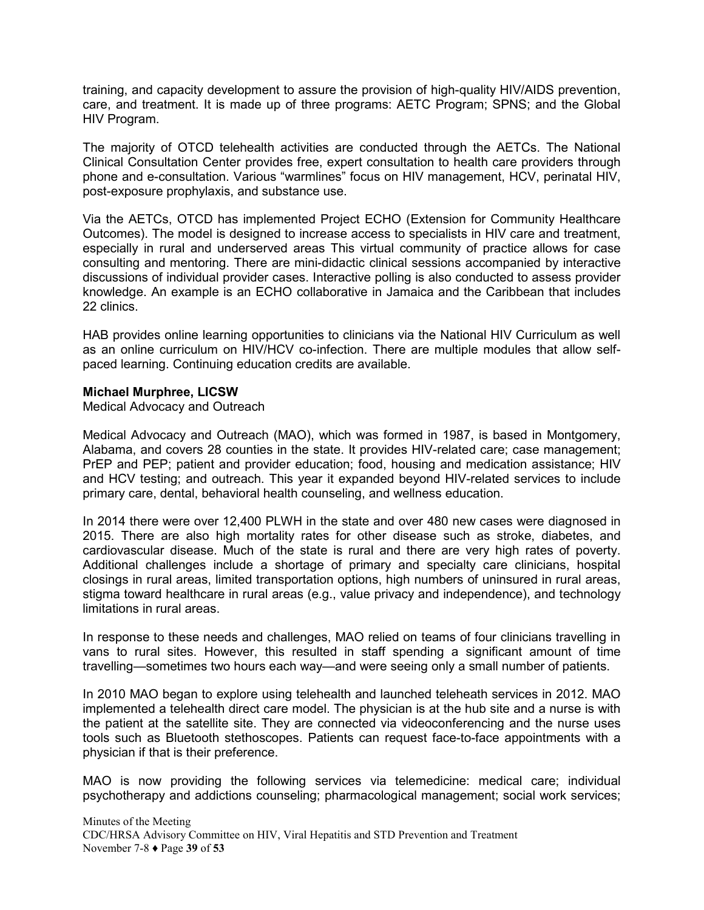training, and capacity development to assure the provision of high-quality HIV/AIDS prevention, care, and treatment. It is made up of three programs: AETC Program; SPNS; and the Global HIV Program.

The majority of OTCD telehealth activities are conducted through the AETCs. The National Clinical Consultation Center provides free, expert consultation to health care providers through phone and e-consultation. Various "warmlines" focus on HIV management, HCV, perinatal HIV, post-exposure prophylaxis, and substance use.

Via the AETCs, OTCD has implemented Project ECHO (Extension for Community Healthcare Outcomes). The model is designed to increase access to specialists in HIV care and treatment, especially in rural and underserved areas This virtual community of practice allows for case consulting and mentoring. There are mini-didactic clinical sessions accompanied by interactive discussions of individual provider cases. Interactive polling is also conducted to assess provider knowledge. An example is an ECHO collaborative in Jamaica and the Caribbean that includes 22 clinics.

HAB provides online learning opportunities to clinicians via the National HIV Curriculum as well as an online curriculum on HIV/HCV co-infection. There are multiple modules that allow self-paced learning. Continuing education credits are available.

**Michael Murphree, LICSW**
Medical Advocacy and Outreach

Medical Advocacy and Outreach (MAO), which was formed in 1987, is based in Montgomery, Alabama, and covers 28 counties in the state. It provides HIV-related care; case management; PrEP and PEP; patient and provider education; food, housing and medication assistance; HIV and HCV testing; and outreach. This year it expanded beyond HIV-related services to include primary care, dental, behavioral health counseling, and wellness education.

In 2014 there were over 12,400 PLWH in the state and over 480 new cases were diagnosed in 2015. There are also high mortality rates for other disease such as stroke, diabetes, and cardiovascular disease. Much of the state is rural and there are very high rates of poverty. Additional challenges include a shortage of primary and specialty care clinicians, hospital closings in rural areas, limited transportation options, high numbers of uninsured in rural areas, stigma toward healthcare in rural areas (e.g., value privacy and independence), and technology limitations in rural areas.

In response to these needs and challenges, MAO relied on teams of four clinicians travelling in vans to rural sites. However, this resulted in staff spending a significant amount of time travelling—sometimes two hours each way—and were seeing only a small number of patients.

In 2010 MAO began to explore using telehealth and launched teleheath services in 2012. MAO implemented a telehealth direct care model. The physician is at the hub site and a nurse is with the patient at the satellite site. They are connected via videoconferencing and the nurse uses tools such as Bluetooth stethoscopes. Patients can request face-to-face appointments with a physician if that is their preference.

MAO is now providing the following services via telemedicine: medical care; individual psychotherapy and addictions counseling; pharmacological management; social work services;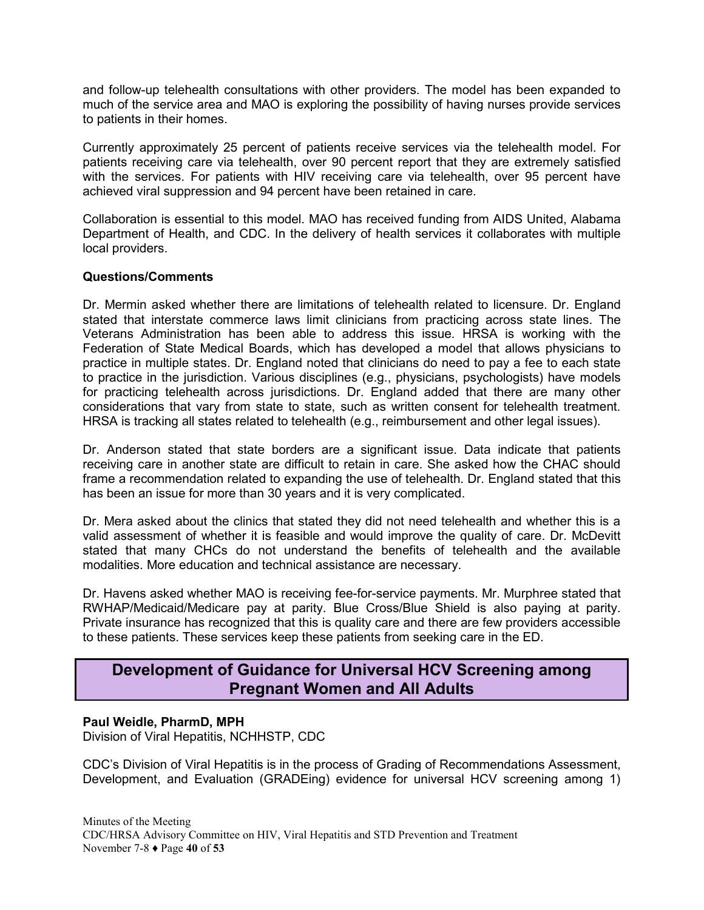and follow-up telehealth consultations with other providers. The model has been expanded to much of the service area and MAO is exploring the possibility of having nurses provide services to patients in their homes.

Currently approximately 25 percent of patients receive services via the telehealth model. For patients receiving care via telehealth, over 90 percent report that they are extremely satisfied with the services. For patients with HIV receiving care via telehealth, over 95 percent have achieved viral suppression and 94 percent have been retained in care.

Collaboration is essential to this model. MAO has received funding from AIDS United, Alabama Department of Health, and CDC. In the delivery of health services it collaborates with multiple local providers.

**Questions/Comments**

Dr. Mermin asked whether there are limitations of telehealth related to licensure. Dr. England stated that interstate commerce laws limit clinicians from practicing across state lines. The Veterans Administration has been able to address this issue. HRSA is working with the Federation of State Medical Boards, which has developed a model that allows physicians to practice in multiple states. Dr. England noted that clinicians do need to pay a fee to each state to practice in the jurisdiction. Various disciplines (e.g., physicians, psychologists) have models for practicing telehealth across jurisdictions. Dr. England added that there are many other considerations that vary from state to state, such as written consent for telehealth treatment. HRSA is tracking all states related to telehealth (e.g., reimbursement and other legal issues).

Dr. Anderson stated that state borders are a significant issue. Data indicate that patients receiving care in another state are difficult to retain in care. She asked how the CHAC should frame a recommendation related to expanding the use of telehealth. Dr. England stated that this has been an issue for more than 30 years and it is very complicated.

Dr. Mera asked about the clinics that stated they did not need telehealth and whether this is a valid assessment of whether it is feasible and would improve the quality of care. Dr. McDevitt stated that many CHCs do not understand the benefits of telehealth and the available modalities. More education and technical assistance are necessary.

Dr. Havens asked whether MAO is receiving fee-for-service payments. Mr. Murphree stated that RWHAP/Medicaid/Medicare pay at parity. Blue Cross/Blue Shield is also paying at parity. Private insurance has recognized that this is quality care and there are few providers accessible to these patients. These services keep these patients from seeking care in the ED.

## Development of Guidance for Universal HCV Screening among Pregnant Women and All Adults

**Paul Weidle, PharmD, MPH**
Division of Viral Hepatitis, NCHHSTP, CDC

CDC's Division of Viral Hepatitis is in the process of Grading of Recommendations Assessment, Development, and Evaluation (GRADEing) evidence for universal HCV screening among 1)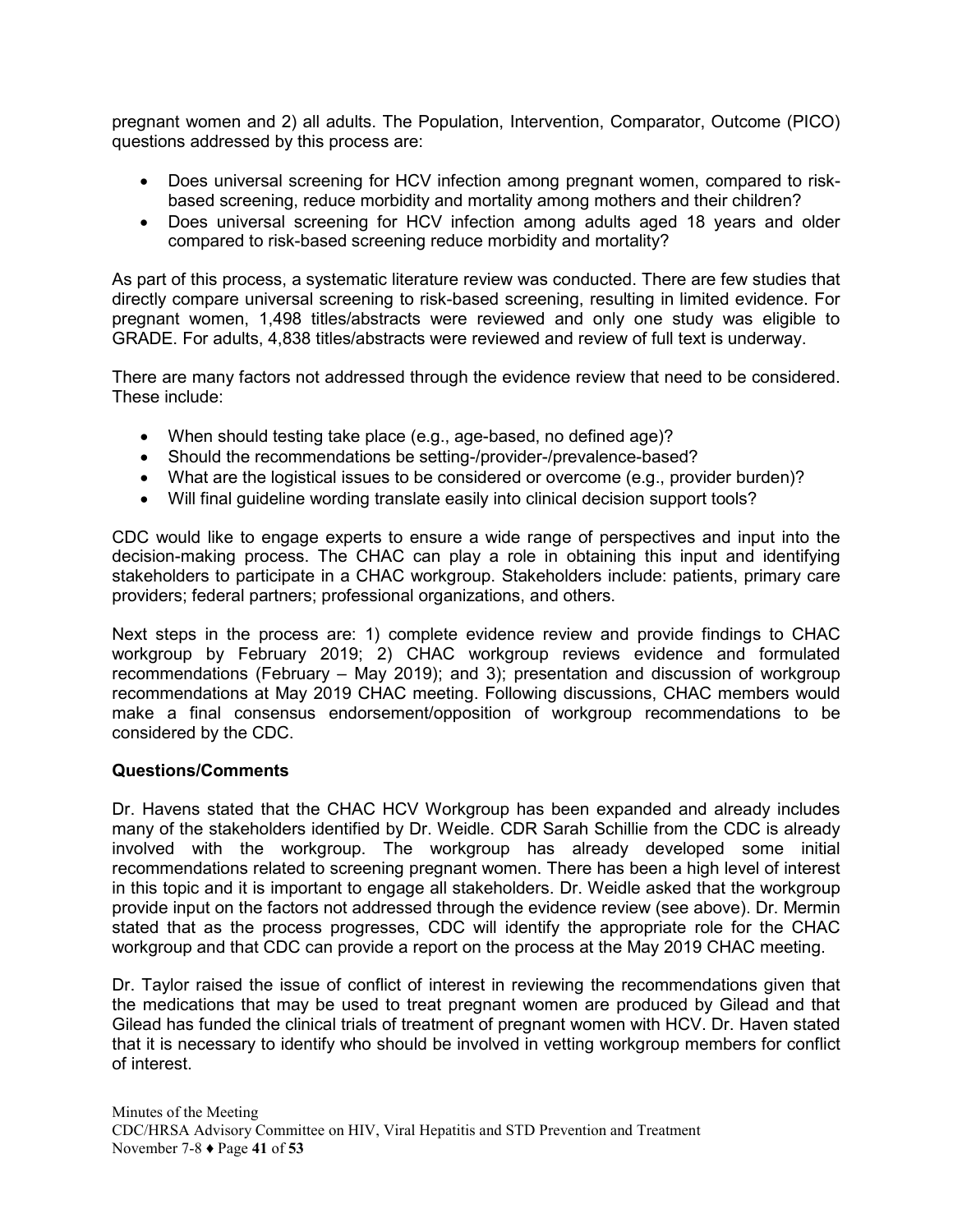pregnant women and 2) all adults. The Population, Intervention, Comparator, Outcome (PICO) questions addressed by this process are:

- Does universal screening for HCV infection among pregnant women, compared to risk-based screening, reduce morbidity and mortality among mothers and their children?
- Does universal screening for HCV infection among adults aged 18 years and older compared to risk-based screening reduce morbidity and mortality?

As part of this process, a systematic literature review was conducted. There are few studies that directly compare universal screening to risk-based screening, resulting in limited evidence. For pregnant women, 1,498 titles/abstracts were reviewed and only one study was eligible to GRADE. For adults, 4,838 titles/abstracts were reviewed and review of full text is underway.

There are many factors not addressed through the evidence review that need to be considered. These include:

- When should testing take place (e.g., age-based, no defined age)?
- Should the recommendations be setting-/provider-/prevalence-based?
- What are the logistical issues to be considered or overcome (e.g., provider burden)?
- Will final guideline wording translate easily into clinical decision support tools?

CDC would like to engage experts to ensure a wide range of perspectives and input into the decision-making process. The CHAC can play a role in obtaining this input and identifying stakeholders to participate in a CHAC workgroup. Stakeholders include: patients, primary care providers; federal partners; professional organizations, and others.

Next steps in the process are: 1) complete evidence review and provide findings to CHAC workgroup by February 2019; 2) CHAC workgroup reviews evidence and formulated recommendations (February – May 2019); and 3); presentation and discussion of workgroup recommendations at May 2019 CHAC meeting. Following discussions, CHAC members would make a final consensus endorsement/opposition of workgroup recommendations to be considered by the CDC.

**Questions/Comments**

Dr. Havens stated that the CHAC HCV Workgroup has been expanded and already includes many of the stakeholders identified by Dr. Weidle. CDR Sarah Schillie from the CDC is already involved with the workgroup. The workgroup has already developed some initial recommendations related to screening pregnant women. There has been a high level of interest in this topic and it is important to engage all stakeholders. Dr. Weidle asked that the workgroup provide input on the factors not addressed through the evidence review (see above). Dr. Mermin stated that as the process progresses, CDC will identify the appropriate role for the CHAC workgroup and that CDC can provide a report on the process at the May 2019 CHAC meeting.

Dr. Taylor raised the issue of conflict of interest in reviewing the recommendations given that the medications that may be used to treat pregnant women are produced by Gilead and that Gilead has funded the clinical trials of treatment of pregnant women with HCV. Dr. Haven stated that it is necessary to identify who should be involved in vetting workgroup members for conflict of interest.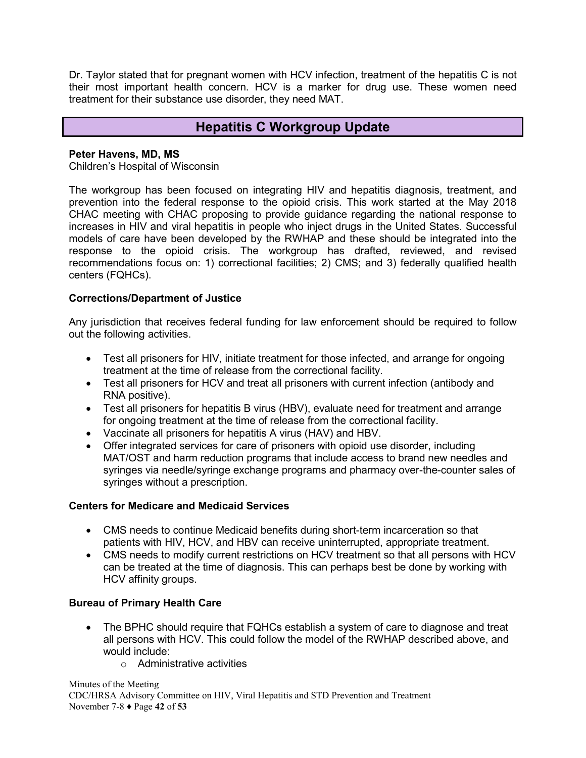Dr. Taylor stated that for pregnant women with HCV infection, treatment of the hepatitis C is not their most important health concern. HCV is a marker for drug use. These women need treatment for their substance use disorder, they need MAT.

## Hepatitis C Workgroup Update

**Peter Havens, MD, MS**
Children's Hospital of Wisconsin

The workgroup has been focused on integrating HIV and hepatitis diagnosis, treatment, and prevention into the federal response to the opioid crisis. This work started at the May 2018 CHAC meeting with CHAC proposing to provide guidance regarding the national response to increases in HIV and viral hepatitis in people who inject drugs in the United States. Successful models of care have been developed by the RWHAP and these should be integrated into the response to the opioid crisis. The workgroup has drafted, reviewed, and revised recommendations focus on: 1) correctional facilities; 2) CMS; and 3) federally qualified health centers (FQHCs).

**Corrections/Department of Justice**

Any jurisdiction that receives federal funding for law enforcement should be required to follow out the following activities.

- Test all prisoners for HIV, initiate treatment for those infected, and arrange for ongoing treatment at the time of release from the correctional facility.
- Test all prisoners for HCV and treat all prisoners with current infection (antibody and RNA positive).
- Test all prisoners for hepatitis B virus (HBV), evaluate need for treatment and arrange for ongoing treatment at the time of release from the correctional facility.
- Vaccinate all prisoners for hepatitis A virus (HAV) and HBV.
- Offer integrated services for care of prisoners with opioid use disorder, including MAT/OST and harm reduction programs that include access to brand new needles and syringes via needle/syringe exchange programs and pharmacy over-the-counter sales of syringes without a prescription.

**Centers for Medicare and Medicaid Services**

- CMS needs to continue Medicaid benefits during short-term incarceration so that patients with HIV, HCV, and HBV can receive uninterrupted, appropriate treatment.
- CMS needs to modify current restrictions on HCV treatment so that all persons with HCV can be treated at the time of diagnosis. This can perhaps best be done by working with HCV affinity groups.

**Bureau of Primary Health Care**

- The BPHC should require that FQHCs establish a system of care to diagnose and treat all persons with HCV. This could follow the model of the RWHAP described above, and would include:
  - Administrative activities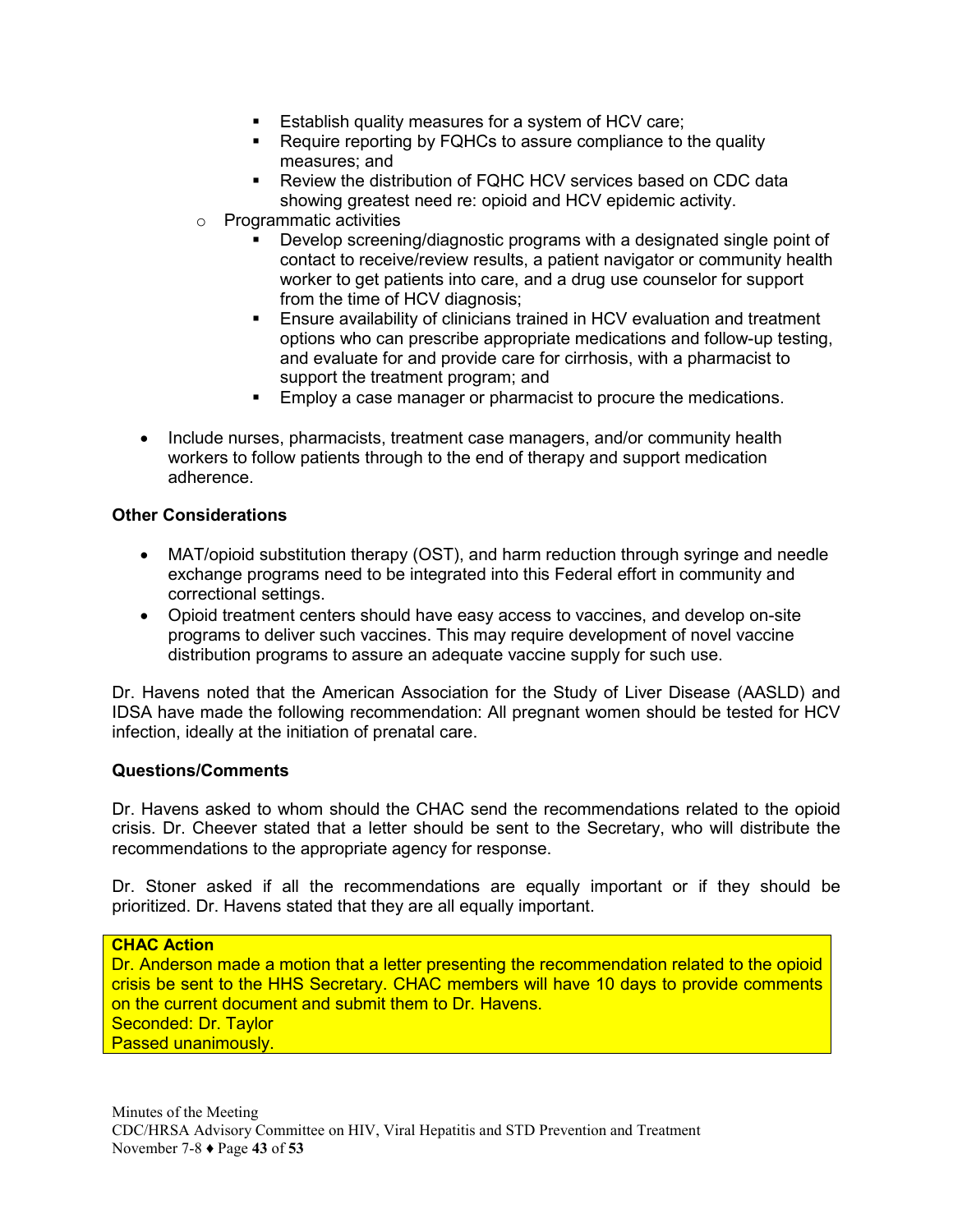- Establish quality measures for a system of HCV care;
        - Require reporting by FQHCs to assure compliance to the quality measures; and
        - Review the distribution of FQHC HCV services based on CDC data showing greatest need re: opioid and HCV epidemic activity.
    - Programmatic activities
        - Develop screening/diagnostic programs with a designated single point of contact to receive/review results, a patient navigator or community health worker to get patients into care, and a drug use counselor for support from the time of HCV diagnosis;
        - Ensure availability of clinicians trained in HCV evaluation and treatment options who can prescribe appropriate medications and follow-up testing, and evaluate for and provide care for cirrhosis, with a pharmacist to support the treatment program; and
        - Employ a case manager or pharmacist to procure the medications.

- Include nurses, pharmacists, treatment case managers, and/or community health workers to follow patients through to the end of therapy and support medication adherence.

**Other Considerations**

- MAT/opioid substitution therapy (OST), and harm reduction through syringe and needle exchange programs need to be integrated into this Federal effort in community and correctional settings.
- Opioid treatment centers should have easy access to vaccines, and develop on-site programs to deliver such vaccines. This may require development of novel vaccine distribution programs to assure an adequate vaccine supply for such use.

Dr. Havens noted that the American Association for the Study of Liver Disease (AASLD) and IDSA have made the following recommendation: All pregnant women should be tested for HCV infection, ideally at the initiation of prenatal care.

**Questions/Comments**

Dr. Havens asked to whom should the CHAC send the recommendations related to the opioid crisis. Dr. Cheever stated that a letter should be sent to the Secretary, who will distribute the recommendations to the appropriate agency for response.

Dr. Stoner asked if all the recommendations are equally important or if they should be prioritized. Dr. Havens stated that they are all equally important.

**CHAC Action**
Dr. Anderson made a motion that a letter presenting the recommendation related to the opioid crisis be sent to the HHS Secretary. CHAC members will have 10 days to provide comments on the current document and submit them to Dr. Havens.
Seconded: Dr. Taylor
Passed unanimously.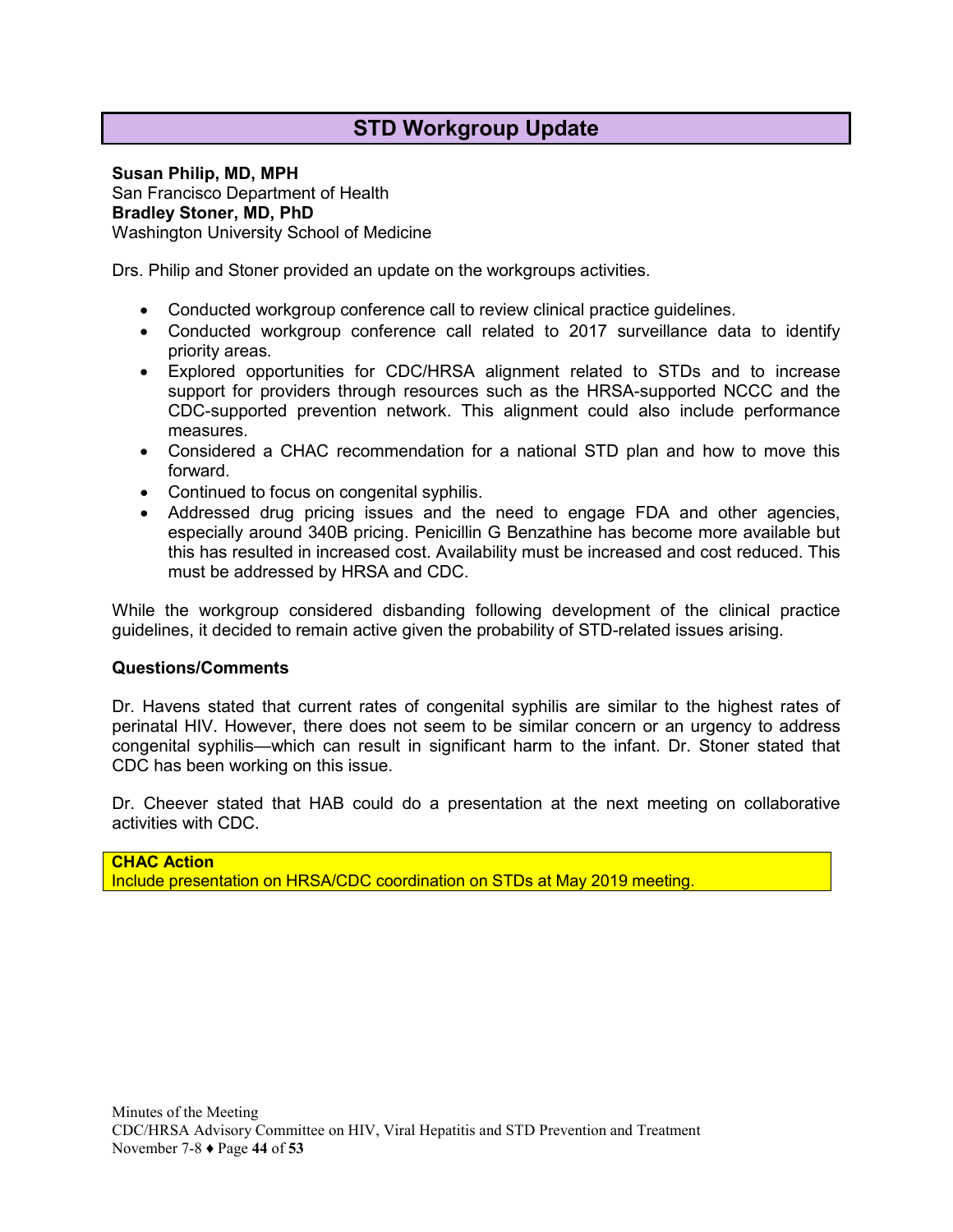## STD Workgroup Update

**Susan Philip, MD, MPH**
San Francisco Department of Health
**Bradley Stoner, MD, PhD**
Washington University School of Medicine

Drs. Philip and Stoner provided an update on the workgroups activities.

- Conducted workgroup conference call to review clinical practice guidelines.
- Conducted workgroup conference call related to 2017 surveillance data to identify priority areas.
- Explored opportunities for CDC/HRSA alignment related to STDs and to increase support for providers through resources such as the HRSA-supported NCCC and the CDC-supported prevention network. This alignment could also include performance measures.
- Considered a CHAC recommendation for a national STD plan and how to move this forward.
- Continued to focus on congenital syphilis.
- Addressed drug pricing issues and the need to engage FDA and other agencies, especially around 340B pricing. Penicillin G Benzathine has become more available but this has resulted in increased cost. Availability must be increased and cost reduced. This must be addressed by HRSA and CDC.

While the workgroup considered disbanding following development of the clinical practice guidelines, it decided to remain active given the probability of STD-related issues arising.

**Questions/Comments**

Dr. Havens stated that current rates of congenital syphilis are similar to the highest rates of perinatal HIV. However, there does not seem to be similar concern or an urgency to address congenital syphilis—which can result in significant harm to the infant. Dr. Stoner stated that CDC has been working on this issue.

Dr. Cheever stated that HAB could do a presentation at the next meeting on collaborative activities with CDC.

**CHAC Action**
Include presentation on HRSA/CDC coordination on STDs at May 2019 meeting.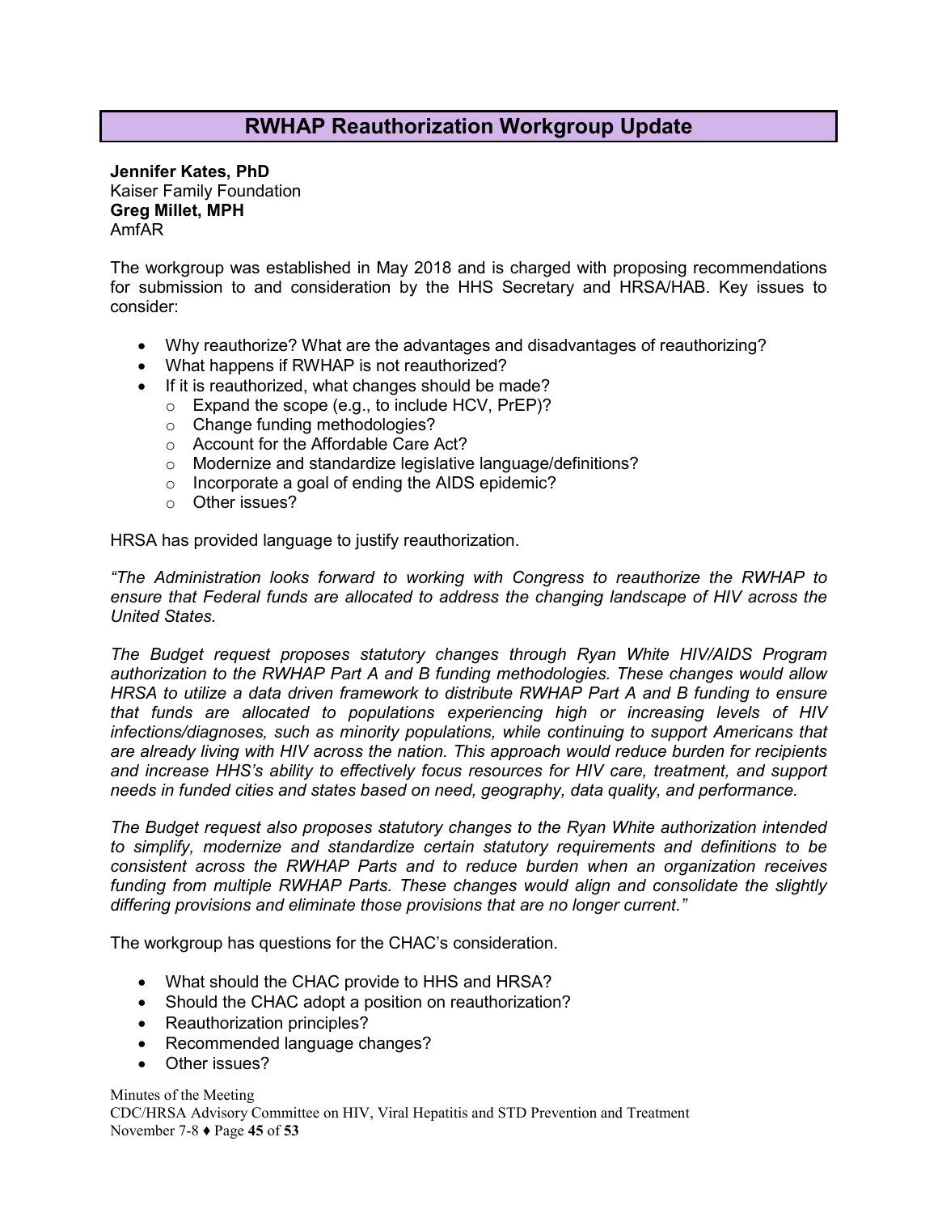## RWHAP Reauthorization Workgroup Update

**Jennifer Kates, PhD**
Kaiser Family Foundation
**Greg Millet, MPH**
AmfAR

The workgroup was established in May 2018 and is charged with proposing recommendations for submission to and consideration by the HHS Secretary and HRSA/HAB. Key issues to consider:

- Why reauthorize? What are the advantages and disadvantages of reauthorizing?
- What happens if RWHAP is not reauthorized?
- If it is reauthorized, what changes should be made?
    - Expand the scope (e.g., to include HCV, PrEP)?
    - Change funding methodologies?
    - Account for the Affordable Care Act?
    - Modernize and standardize legislative language/definitions?
    - Incorporate a goal of ending the AIDS epidemic?
    - Other issues?

HRSA has provided language to justify reauthorization.

*"The Administration looks forward to working with Congress to reauthorize the RWHAP to ensure that Federal funds are allocated to address the changing landscape of HIV across the United States.*

*The Budget request proposes statutory changes through Ryan White HIV/AIDS Program authorization to the RWHAP Part A and B funding methodologies. These changes would allow HRSA to utilize a data driven framework to distribute RWHAP Part A and B funding to ensure that funds are allocated to populations experiencing high or increasing levels of HIV infections/diagnoses, such as minority populations, while continuing to support Americans that are already living with HIV across the nation. This approach would reduce burden for recipients and increase HHS's ability to effectively focus resources for HIV care, treatment, and support needs in funded cities and states based on need, geography, data quality, and performance.*

*The Budget request also proposes statutory changes to the Ryan White authorization intended to simplify, modernize and standardize certain statutory requirements and definitions to be consistent across the RWHAP Parts and to reduce burden when an organization receives funding from multiple RWHAP Parts. These changes would align and consolidate the slightly differing provisions and eliminate those provisions that are no longer current."*

The workgroup has questions for the CHAC's consideration.

- What should the CHAC provide to HHS and HRSA?
- Should the CHAC adopt a position on reauthorization?
- Reauthorization principles?
- Recommended language changes?
- Other issues?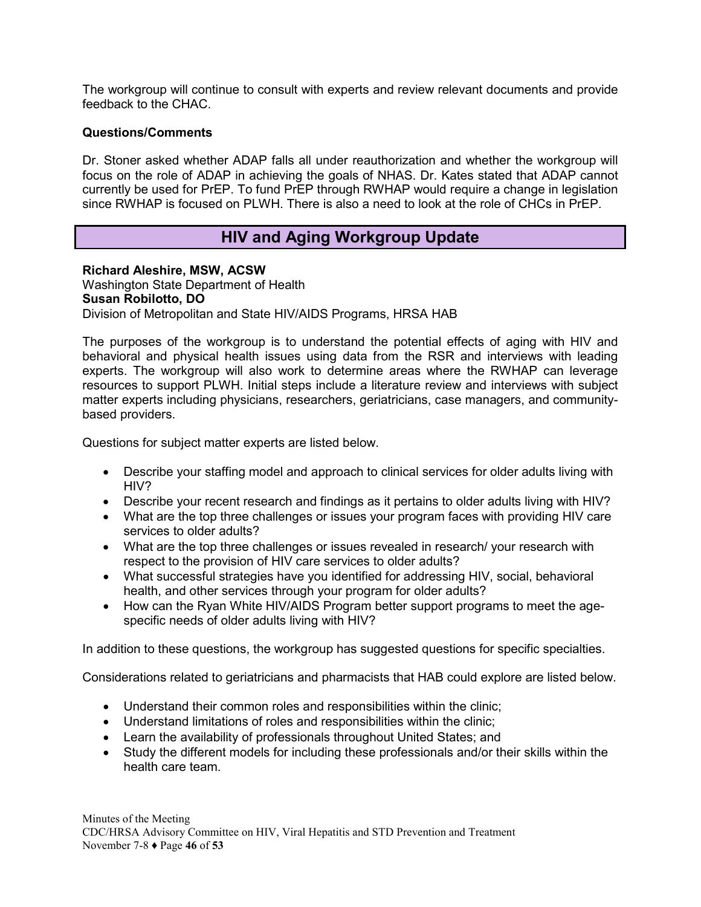The workgroup will continue to consult with experts and review relevant documents and provide feedback to the CHAC.

**Questions/Comments**

Dr. Stoner asked whether ADAP falls all under reauthorization and whether the workgroup will focus on the role of ADAP in achieving the goals of NHAS. Dr. Kates stated that ADAP cannot currently be used for PrEP. To fund PrEP through RWHAP would require a change in legislation since RWHAP is focused on PLWH. There is also a need to look at the role of CHCs in PrEP.

## HIV and Aging Workgroup Update

**Richard Aleshire, MSW, ACSW**
Washington State Department of Health
**Susan Robilotto, DO**
Division of Metropolitan and State HIV/AIDS Programs, HRSA HAB

The purposes of the workgroup is to understand the potential effects of aging with HIV and behavioral and physical health issues using data from the RSR and interviews with leading experts. The workgroup will also work to determine areas where the RWHAP can leverage resources to support PLWH. Initial steps include a literature review and interviews with subject matter experts including physicians, researchers, geriatricians, case managers, and community-based providers.

Questions for subject matter experts are listed below.

- Describe your staffing model and approach to clinical services for older adults living with HIV?
- Describe your recent research and findings as it pertains to older adults living with HIV?
- What are the top three challenges or issues your program faces with providing HIV care services to older adults?
- What are the top three challenges or issues revealed in research/ your research with respect to the provision of HIV care services to older adults?
- What successful strategies have you identified for addressing HIV, social, behavioral health, and other services through your program for older adults?
- How can the Ryan White HIV/AIDS Program better support programs to meet the age-specific needs of older adults living with HIV?

In addition to these questions, the workgroup has suggested questions for specific specialties.

Considerations related to geriatricians and pharmacists that HAB could explore are listed below.

- Understand their common roles and responsibilities within the clinic;
- Understand limitations of roles and responsibilities within the clinic;
- Learn the availability of professionals throughout United States; and
- Study the different models for including these professionals and/or their skills within the health care team.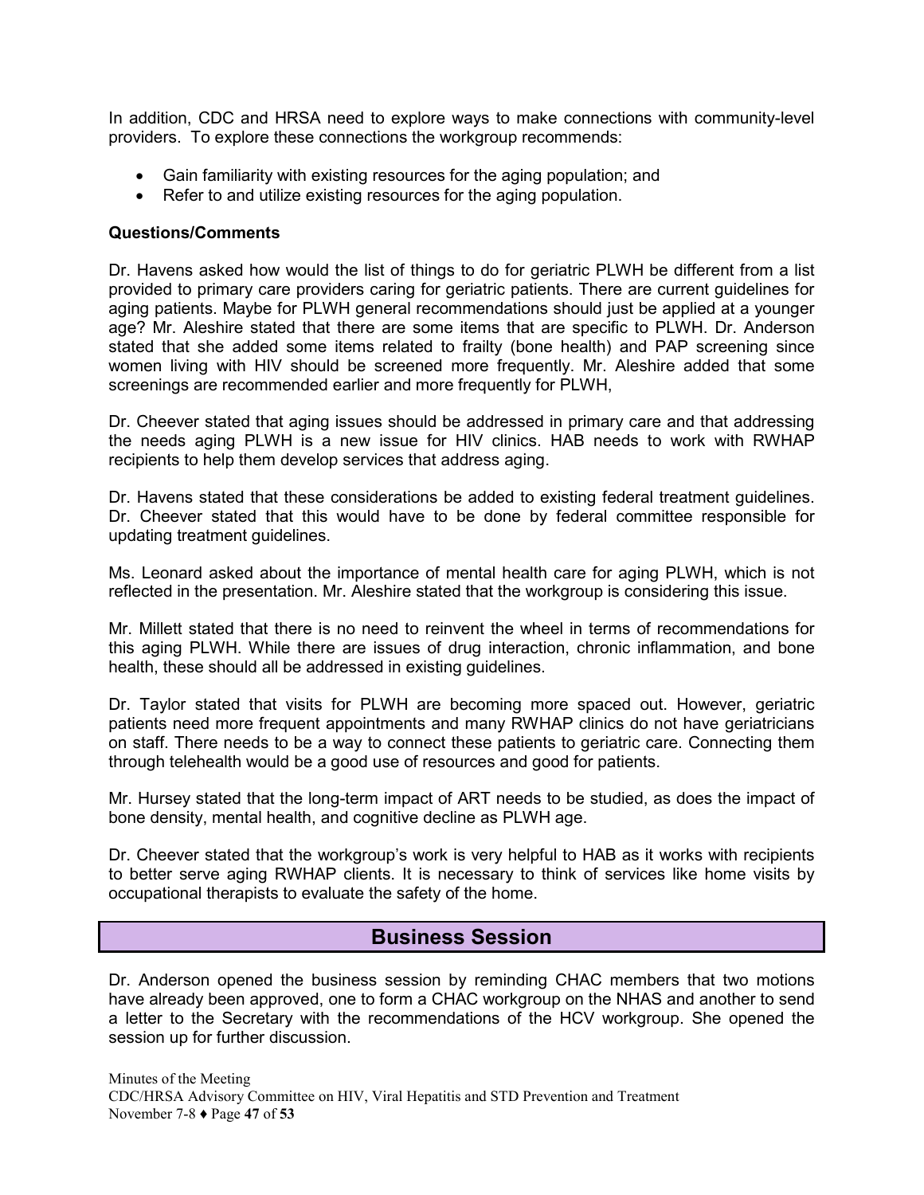In addition, CDC and HRSA need to explore ways to make connections with community-level providers. To explore these connections the workgroup recommends:

- Gain familiarity with existing resources for the aging population; and
- Refer to and utilize existing resources for the aging population.

**Questions/Comments**

Dr. Havens asked how would the list of things to do for geriatric PLWH be different from a list provided to primary care providers caring for geriatric patients. There are current guidelines for aging patients. Maybe for PLWH general recommendations should just be applied at a younger age? Mr. Aleshire stated that there are some items that are specific to PLWH. Dr. Anderson stated that she added some items related to frailty (bone health) and PAP screening since women living with HIV should be screened more frequently. Mr. Aleshire added that some screenings are recommended earlier and more frequently for PLWH,

Dr. Cheever stated that aging issues should be addressed in primary care and that addressing the needs aging PLWH is a new issue for HIV clinics. HAB needs to work with RWHAP recipients to help them develop services that address aging.

Dr. Havens stated that these considerations be added to existing federal treatment guidelines. Dr. Cheever stated that this would have to be done by federal committee responsible for updating treatment guidelines.

Ms. Leonard asked about the importance of mental health care for aging PLWH, which is not reflected in the presentation. Mr. Aleshire stated that the workgroup is considering this issue.

Mr. Millett stated that there is no need to reinvent the wheel in terms of recommendations for this aging PLWH. While there are issues of drug interaction, chronic inflammation, and bone health, these should all be addressed in existing guidelines.

Dr. Taylor stated that visits for PLWH are becoming more spaced out. However, geriatric patients need more frequent appointments and many RWHAP clinics do not have geriatricians on staff. There needs to be a way to connect these patients to geriatric care. Connecting them through telehealth would be a good use of resources and good for patients.

Mr. Hursey stated that the long-term impact of ART needs to be studied, as does the impact of bone density, mental health, and cognitive decline as PLWH age.

Dr. Cheever stated that the workgroup's work is very helpful to HAB as it works with recipients to better serve aging RWHAP clients. It is necessary to think of services like home visits by occupational therapists to evaluate the safety of the home.

## Business Session

Dr. Anderson opened the business session by reminding CHAC members that two motions have already been approved, one to form a CHAC workgroup on the NHAS and another to send a letter to the Secretary with the recommendations of the HCV workgroup. She opened the session up for further discussion.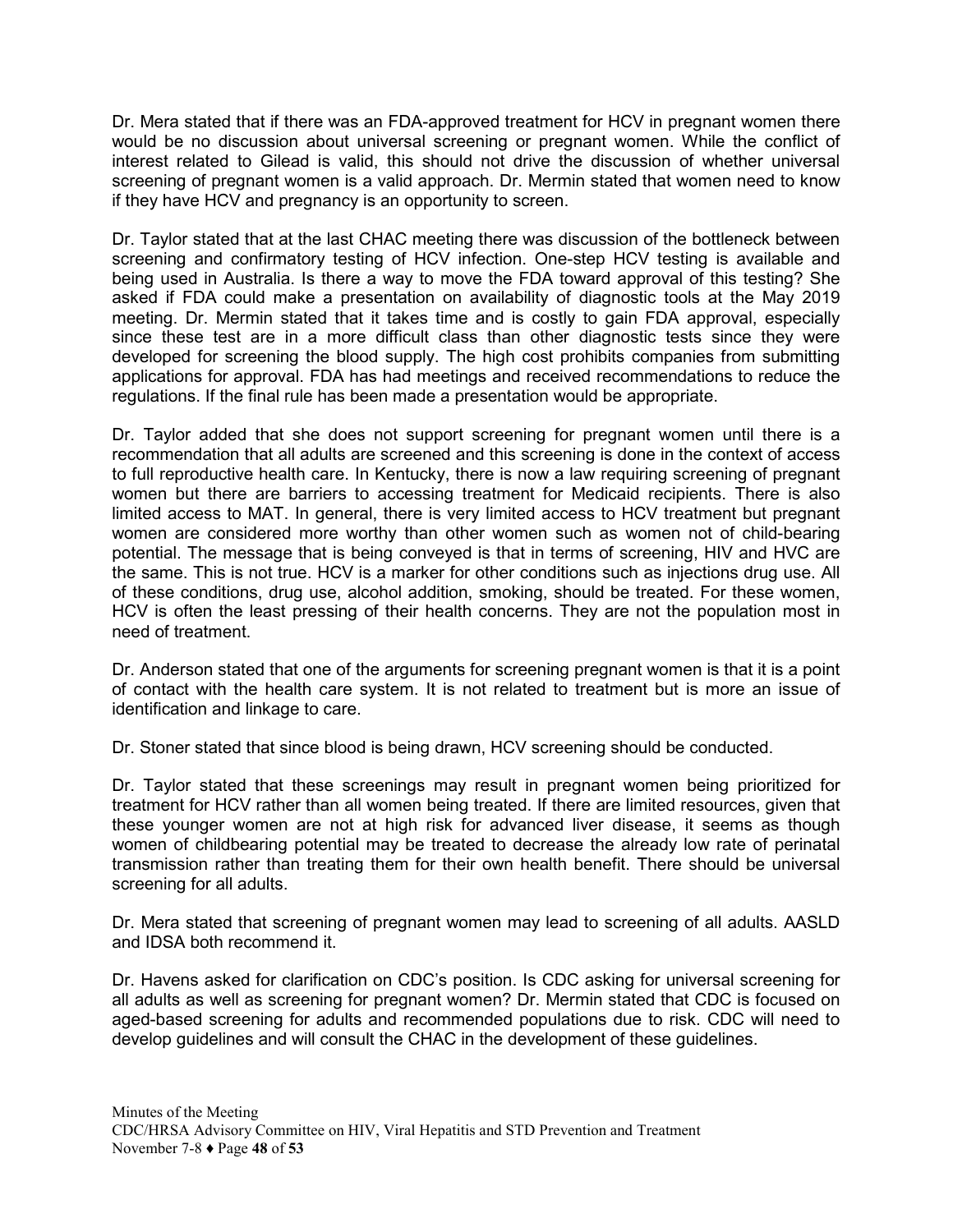Dr. Mera stated that if there was an FDA-approved treatment for HCV in pregnant women there would be no discussion about universal screening or pregnant women. While the conflict of interest related to Gilead is valid, this should not drive the discussion of whether universal screening of pregnant women is a valid approach. Dr. Mermin stated that women need to know if they have HCV and pregnancy is an opportunity to screen.

Dr. Taylor stated that at the last CHAC meeting there was discussion of the bottleneck between screening and confirmatory testing of HCV infection. One-step HCV testing is available and being used in Australia. Is there a way to move the FDA toward approval of this testing? She asked if FDA could make a presentation on availability of diagnostic tools at the May 2019 meeting. Dr. Mermin stated that it takes time and is costly to gain FDA approval, especially since these test are in a more difficult class than other diagnostic tests since they were developed for screening the blood supply. The high cost prohibits companies from submitting applications for approval. FDA has had meetings and received recommendations to reduce the regulations. If the final rule has been made a presentation would be appropriate.

Dr. Taylor added that she does not support screening for pregnant women until there is a recommendation that all adults are screened and this screening is done in the context of access to full reproductive health care. In Kentucky, there is now a law requiring screening of pregnant women but there are barriers to accessing treatment for Medicaid recipients. There is also limited access to MAT. In general, there is very limited access to HCV treatment but pregnant women are considered more worthy than other women such as women not of child-bearing potential. The message that is being conveyed is that in terms of screening, HIV and HVC are the same. This is not true. HCV is a marker for other conditions such as injections drug use. All of these conditions, drug use, alcohol addition, smoking, should be treated. For these women, HCV is often the least pressing of their health concerns. They are not the population most in need of treatment.

Dr. Anderson stated that one of the arguments for screening pregnant women is that it is a point of contact with the health care system. It is not related to treatment but is more an issue of identification and linkage to care.

Dr. Stoner stated that since blood is being drawn, HCV screening should be conducted.

Dr. Taylor stated that these screenings may result in pregnant women being prioritized for treatment for HCV rather than all women being treated. If there are limited resources, given that these younger women are not at high risk for advanced liver disease, it seems as though women of childbearing potential may be treated to decrease the already low rate of perinatal transmission rather than treating them for their own health benefit. There should be universal screening for all adults.

Dr. Mera stated that screening of pregnant women may lead to screening of all adults. AASLD and IDSA both recommend it.

Dr. Havens asked for clarification on CDC's position. Is CDC asking for universal screening for all adults as well as screening for pregnant women? Dr. Mermin stated that CDC is focused on aged-based screening for adults and recommended populations due to risk. CDC will need to develop guidelines and will consult the CHAC in the development of these guidelines.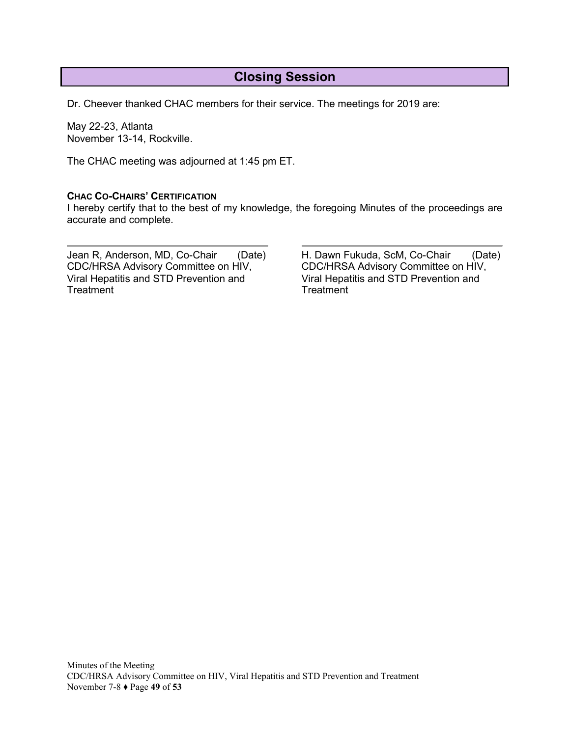## Closing Session

Dr. Cheever thanked CHAC members for their service. The meetings for 2019 are:

May 22-23, Atlanta
November 13-14, Rockville.

The CHAC meeting was adjourned at 1:45 pm ET.

**CHAC CO-CHAIRS' CERTIFICATION**

I hereby certify that to the best of my knowledge, the foregoing Minutes of the proceedings are accurate and complete.

---

Jean R, Anderson, MD, Co-Chair (Date)
CDC/HRSA Advisory Committee on HIV, Viral Hepatitis and STD Prevention and Treatment

---

H. Dawn Fukuda, ScM, Co-Chair (Date)
CDC/HRSA Advisory Committee on HIV, Viral Hepatitis and STD Prevention and Treatment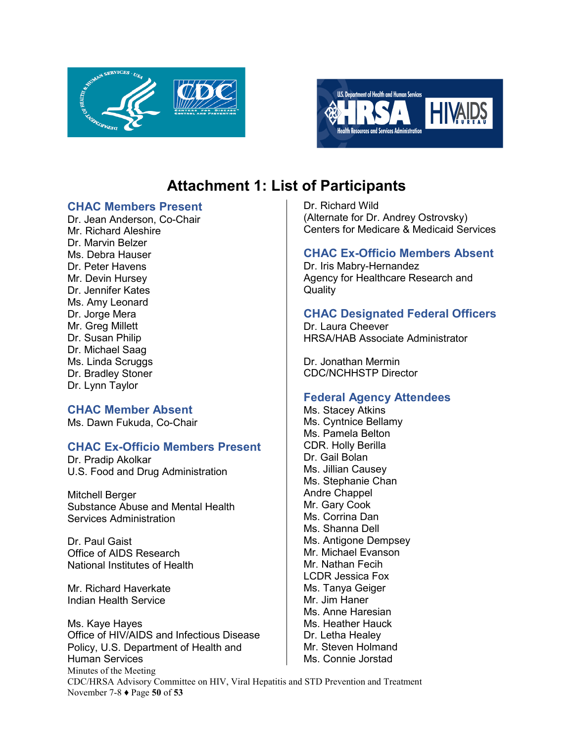# Attachment 1: List of Participants

## CHAC Members Present

Dr. Jean Anderson, Co-Chair
Mr. Richard Aleshire
Dr. Marvin Belzer
Ms. Debra Hauser
Dr. Peter Havens
Mr. Devin Hursey
Dr. Jennifer Kates
Ms. Amy Leonard
Dr. Jorge Mera
Mr. Greg Millett
Dr. Susan Philip
Dr. Michael Saag
Ms. Linda Scruggs
Dr. Bradley Stoner
Dr. Lynn Taylor

## CHAC Member Absent

Ms. Dawn Fukuda, Co-Chair

## CHAC Ex-Officio Members Present

Dr. Pradip Akolkar
U.S. Food and Drug Administration

Mitchell Berger
Substance Abuse and Mental Health Services Administration

Dr. Paul Gaist
Office of AIDS Research
National Institutes of Health

Mr. Richard Haverkate
Indian Health Service

Ms. Kaye Hayes
Office of HIV/AIDS and Infectious Disease Policy, U.S. Department of Health and Human Services

Dr. Richard Wild
(Alternate for Dr. Andrey Ostrovsky)
Centers for Medicare & Medicaid Services

## CHAC Ex-Officio Members Absent

Dr. Iris Mabry-Hernandez
Agency for Healthcare Research and Quality

## CHAC Designated Federal Officers

Dr. Laura Cheever
HRSA/HAB Associate Administrator

Dr. Jonathan Mermin
CDC/NCHHSTP Director

## Federal Agency Attendees

Ms. Stacey Atkins
Ms. Cyntnice Bellamy
Ms. Pamela Belton
CDR. Holly Berilla
Dr. Gail Bolan
Ms. Jillian Causey
Ms. Stephanie Chan
Andre Chappel
Mr. Gary Cook
Ms. Corrina Dan
Ms. Shanna Dell
Ms. Antigone Dempsey
Mr. Michael Evanson
Mr. Nathan Fecih
LCDR Jessica Fox
Ms. Tanya Geiger
Mr. Jim Haner
Ms. Anne Haresian
Ms. Heather Hauck
Dr. Letha Healey
Mr. Steven Holmand
Ms. Connie Jorstad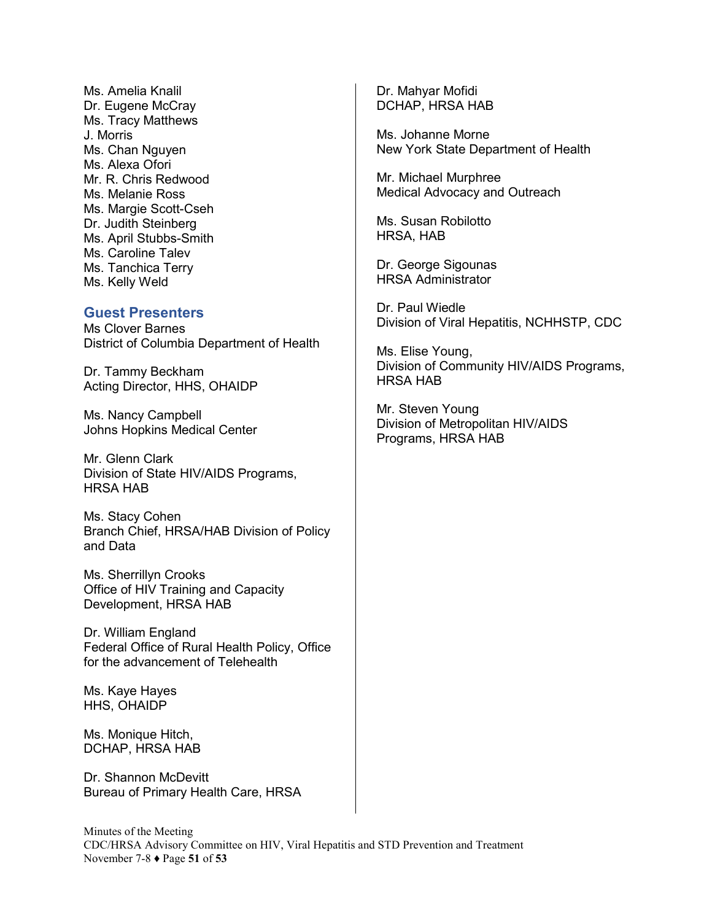Ms. Amelia Knalil
Dr. Eugene McCray
Ms. Tracy Matthews
J. Morris
Ms. Chan Nguyen
Ms. Alexa Ofori
Mr. R. Chris Redwood
Ms. Melanie Ross
Ms. Margie Scott-Cseh
Dr. Judith Steinberg
Ms. April Stubbs-Smith
Ms. Caroline Talev
Ms. Tanchica Terry
Ms. Kelly Weld

## Guest Presenters

Ms Clover Barnes
District of Columbia Department of Health

Dr. Tammy Beckham
Acting Director, HHS, OHAIDP

Ms. Nancy Campbell
Johns Hopkins Medical Center

Mr. Glenn Clark
Division of State HIV/AIDS Programs, HRSA HAB

Ms. Stacy Cohen
Branch Chief, HRSA/HAB Division of Policy and Data

Ms. Sherrillyn Crooks
Office of HIV Training and Capacity Development, HRSA HAB

Dr. William England
Federal Office of Rural Health Policy, Office for the advancement of Telehealth

Ms. Kaye Hayes
HHS, OHAIDP

Ms. Monique Hitch,
DCHAP, HRSA HAB

Dr. Shannon McDevitt
Bureau of Primary Health Care, HRSA

Dr. Mahyar Mofidi
DCHAP, HRSA HAB

Ms. Johanne Morne
New York State Department of Health

Mr. Michael Murphree
Medical Advocacy and Outreach

Ms. Susan Robilotto
HRSA, HAB

Dr. George Sigounas
HRSA Administrator

Dr. Paul Wiedle
Division of Viral Hepatitis, NCHHSTP, CDC

Ms. Elise Young,
Division of Community HIV/AIDS Programs, HRSA HAB

Mr. Steven Young
Division of Metropolitan HIV/AIDS Programs, HRSA HAB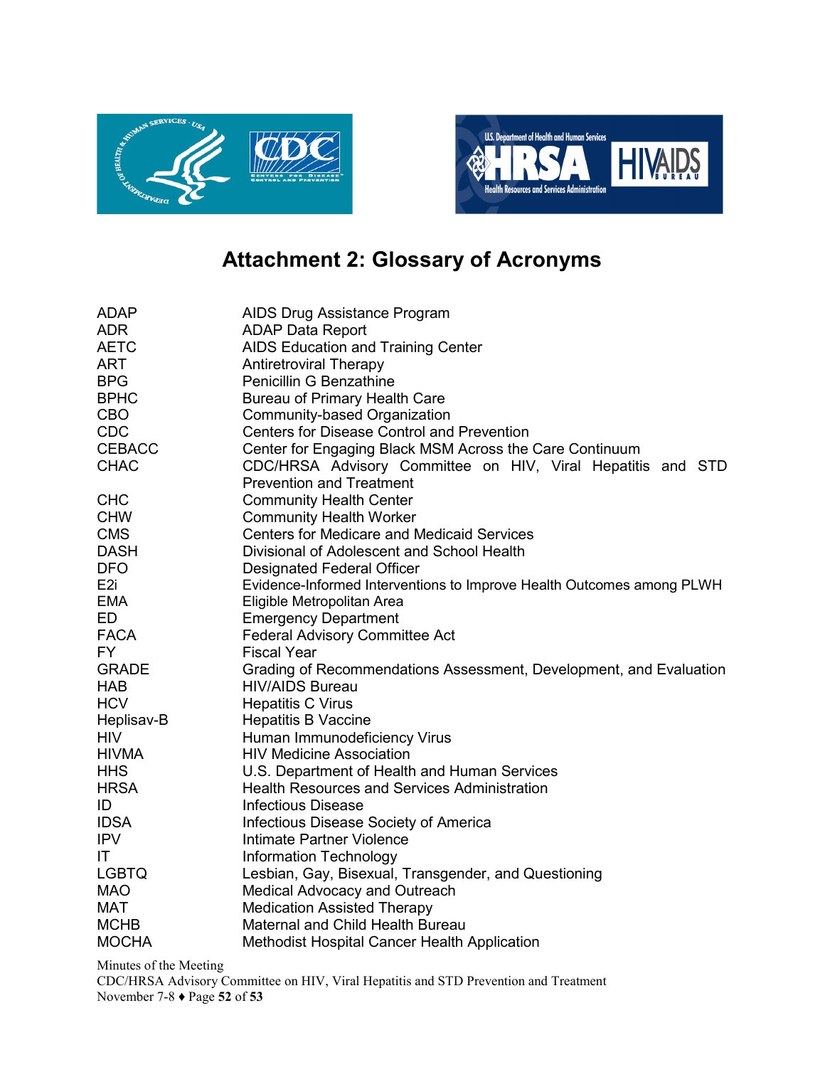# Attachment 2: Glossary of Acronyms

| | |
|---|---|
| ADAP | AIDS Drug Assistance Program |
| ADR | ADAP Data Report |
| AETC | AIDS Education and Training Center |
| ART | Antiretroviral Therapy |
| BPG | Penicillin G Benzathine |
| BPHC | Bureau of Primary Health Care |
| CBO | Community-based Organization |
| CDC | Centers for Disease Control and Prevention |
| CEBACC | Center for Engaging Black MSM Across the Care Continuum |
| CHAC | CDC/HRSA Advisory Committee on HIV, Viral Hepatitis and STD Prevention and Treatment |
| CHC | Community Health Center |
| CHW | Community Health Worker |
| CMS | Centers for Medicare and Medicaid Services |
| DASH | Divisional of Adolescent and School Health |
| DFO | Designated Federal Officer |
| E2i | Evidence-Informed Interventions to Improve Health Outcomes among PLWH |
| EMA | Eligible Metropolitan Area |
| ED | Emergency Department |
| FACA | Federal Advisory Committee Act |
| FY | Fiscal Year |
| GRADE | Grading of Recommendations Assessment, Development, and Evaluation |
| HAB | HIV/AIDS Bureau |
| HCV | Hepatitis C Virus |
| Heplisav-B | Hepatitis B Vaccine |
| HIV | Human Immunodeficiency Virus |
| HIVMA | HIV Medicine Association |
| HHS | U.S. Department of Health and Human Services |
| HRSA | Health Resources and Services Administration |
| ID | Infectious Disease |
| IDSA | Infectious Disease Society of America |
| IPV | Intimate Partner Violence |
| IT | Information Technology |
| LGBTQ | Lesbian, Gay, Bisexual, Transgender, and Questioning |
| MAO | Medical Advocacy and Outreach |
| MAT | Medication Assisted Therapy |
| MCHB | Maternal and Child Health Bureau |
| MOCHA | Methodist Hospital Cancer Health Application |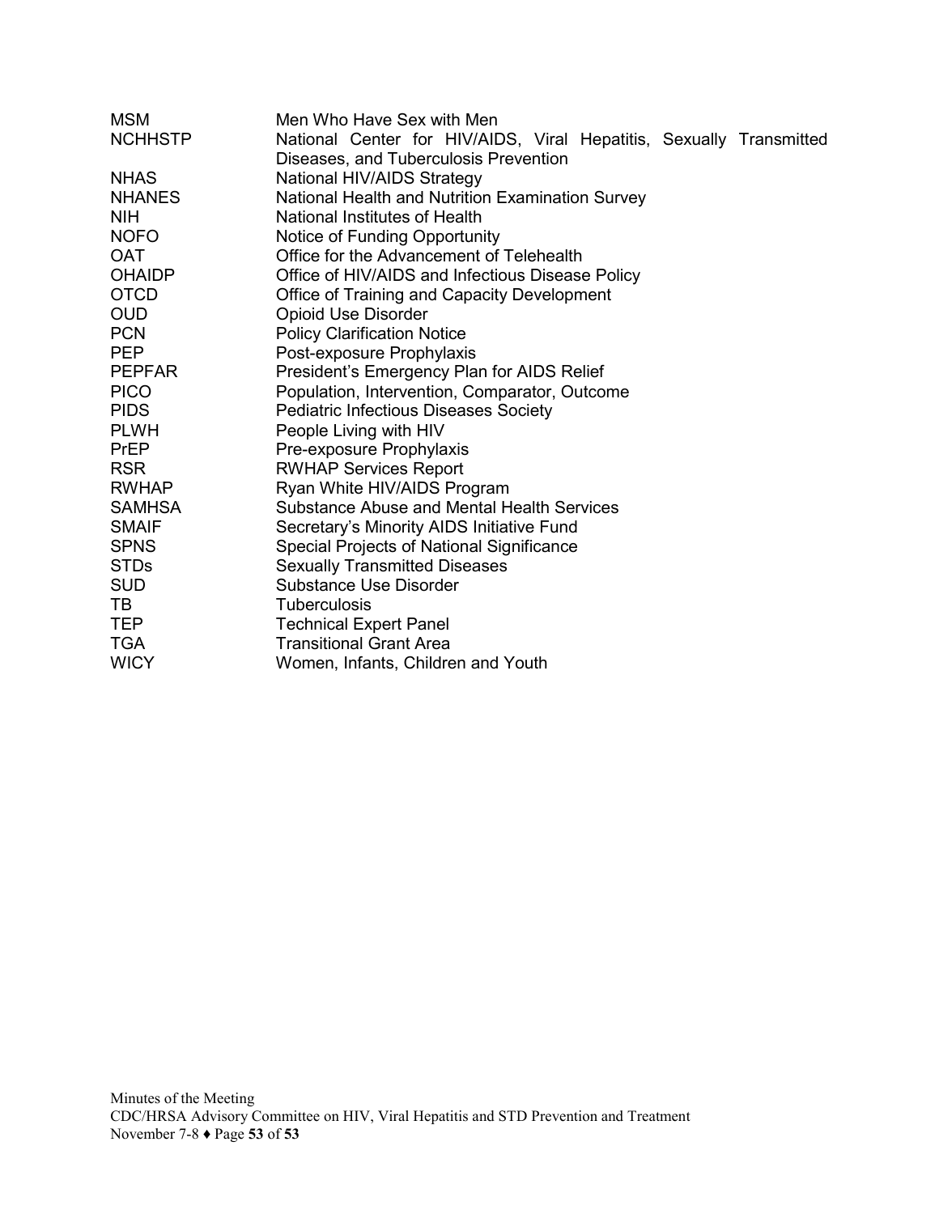| | |
|---|---|
| MSM | Men Who Have Sex with Men |
| NCHHSTP | National Center for HIV/AIDS, Viral Hepatitis, Sexually Transmitted Diseases, and Tuberculosis Prevention |
| NHAS | National HIV/AIDS Strategy |
| NHANES | National Health and Nutrition Examination Survey |
| NIH | National Institutes of Health |
| NOFO | Notice of Funding Opportunity |
| OAT | Office for the Advancement of Telehealth |
| OHAIDP | Office of HIV/AIDS and Infectious Disease Policy |
| OTCD | Office of Training and Capacity Development |
| OUD | Opioid Use Disorder |
| PCN | Policy Clarification Notice |
| PEP | Post-exposure Prophylaxis |
| PEPFAR | President's Emergency Plan for AIDS Relief |
| PICO | Population, Intervention, Comparator, Outcome |
| PIDS | Pediatric Infectious Diseases Society |
| PLWH | People Living with HIV |
| PrEP | Pre-exposure Prophylaxis |
| RSR | RWHAP Services Report |
| RWHAP | Ryan White HIV/AIDS Program |
| SAMHSA | Substance Abuse and Mental Health Services |
| SMAIF | Secretary's Minority AIDS Initiative Fund |
| SPNS | Special Projects of National Significance |
| STDs | Sexually Transmitted Diseases |
| SUD | Substance Use Disorder |
| TB | Tuberculosis |
| TEP | Technical Expert Panel |
| TGA | Transitional Grant Area |
| WICY | Women, Infants, Children and Youth |